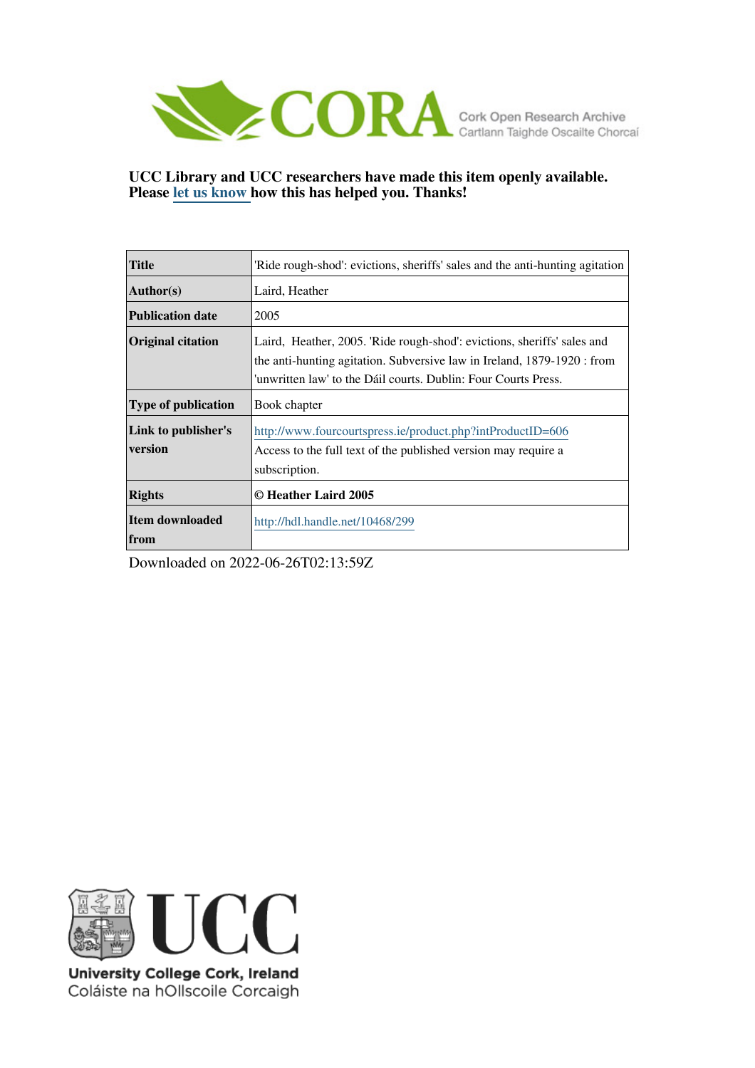CORA Cork Open Research Archive
Cartlann Taighde Oscailte Chorcaí

**UCC Library and UCC researchers have made this item openly available. Please let us know how this has helped you. Thanks!**

| | |
|---|---|
| **Title** | 'Ride rough-shod': evictions, sheriffs' sales and the anti-hunting agitation |
| **Author(s)** | Laird, Heather |
| **Publication date** | 2005 |
| **Original citation** | Laird, Heather, 2005. 'Ride rough-shod': evictions, sheriffs' sales and the anti-hunting agitation. Subversive law in Ireland, 1879-1920 : from 'unwritten law' to the Dáil courts. Dublin: Four Courts Press. |
| **Type of publication** | Book chapter |
| **Link to publisher's version** | http://www.fourcourtspress.ie/product.php?intProductID=606 Access to the full text of the published version may require a subscription. |
| **Rights** | **© Heather Laird 2005** |
| **Item downloaded from** | http://hdl.handle.net/10468/299 |

Downloaded on 2022-06-26T02:13:59Z

UCC
University College Cork, Ireland
Coláiste na hOllscoile Corcaigh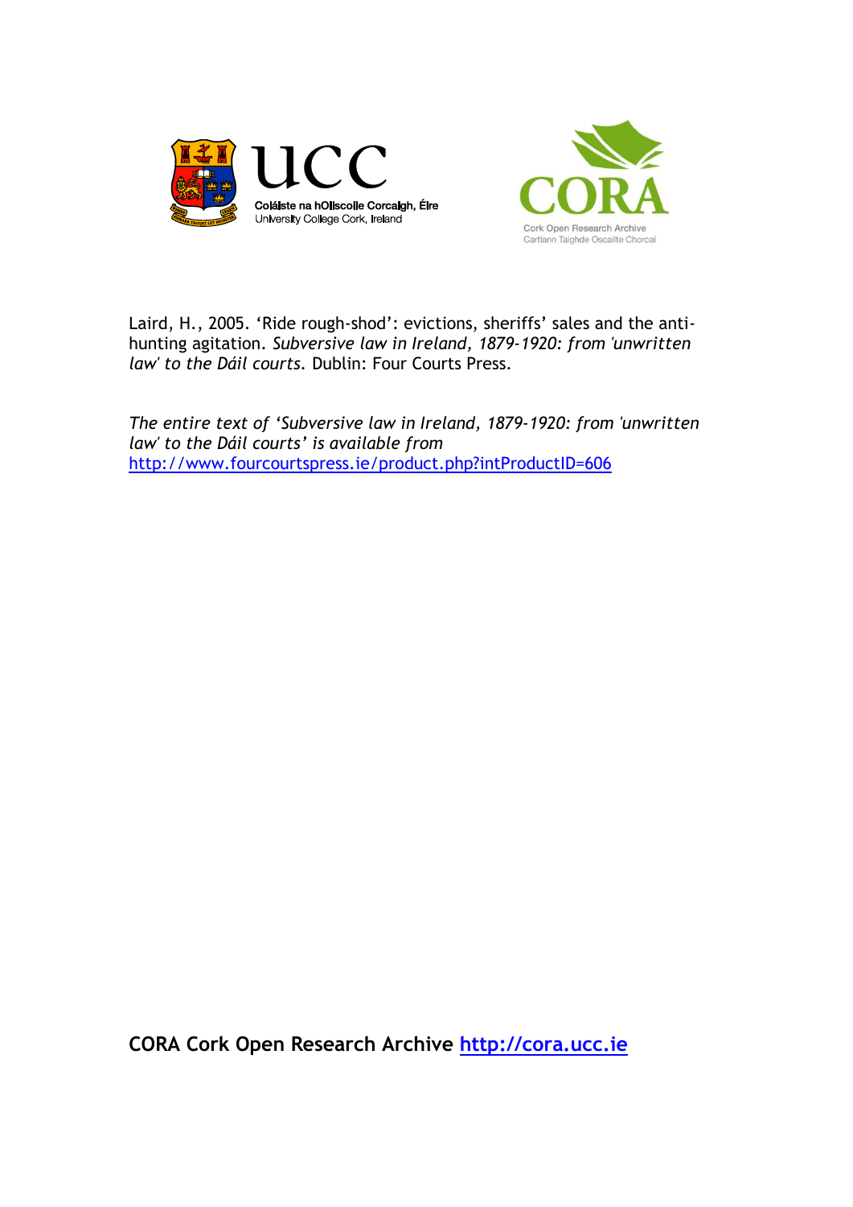Laird, H., 2005. 'Ride rough-shod': evictions, sheriffs' sales and the anti-hunting agitation. *Subversive law in Ireland, 1879-1920: from 'unwritten law' to the Dáil courts*. Dublin: Four Courts Press.

*The entire text of 'Subversive law in Ireland, 1879-1920: from 'unwritten law' to the Dáil courts' is available from* http://www.fourcourtspress.ie/product.php?intProductID=606

**CORA Cork Open Research Archive http://cora.ucc.ie**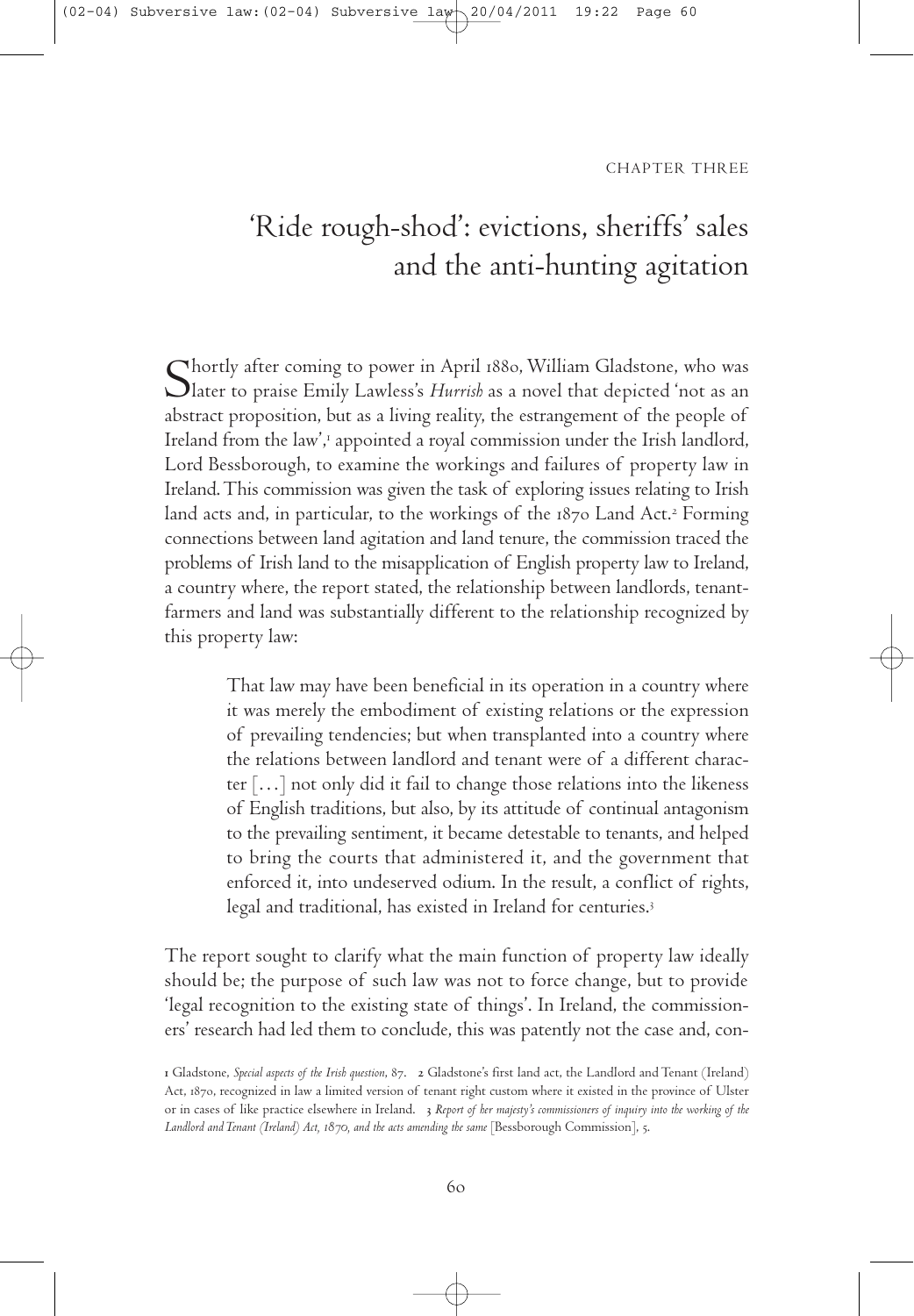CHAPTER THREE

# 'Ride rough-shod': evictions, sheriffs' sales and the anti-hunting agitation

Shortly after coming to power in April 1880, William Gladstone, who was later to praise Emily Lawless's *Hurrish* as a novel that depicted 'not as an abstract proposition, but as a living reality, the estrangement of the people of Ireland from the law',[1] appointed a royal commission under the Irish landlord, Lord Bessborough, to examine the workings and failures of property law in Ireland. This commission was given the task of exploring issues relating to Irish land acts and, in particular, to the workings of the 1870 Land Act.[2] Forming connections between land agitation and land tenure, the commission traced the problems of Irish land to the misapplication of English property law to Ireland, a country where, the report stated, the relationship between landlords, tenant-farmers and land was substantially different to the relationship recognized by this property law:

> That law may have been beneficial in its operation in a country where it was merely the embodiment of existing relations or the expression of prevailing tendencies; but when transplanted into a country where the relations between landlord and tenant were of a different character [...] not only did it fail to change those relations into the likeness of English traditions, but also, by its attitude of continual antagonism to the prevailing sentiment, it became detestable to tenants, and helped to bring the courts that administered it, and the government that enforced it, into undeserved odium. In the result, a conflict of rights, legal and traditional, has existed in Ireland for centuries.[3]

The report sought to clarify what the main function of property law ideally should be; the purpose of such law was not to force change, but to provide 'legal recognition to the existing state of things'. In Ireland, the commissioners' research had led them to conclude, this was patently not the case and, con-

1 Gladstone, *Special aspects of the Irish question*, 87. 2 Gladstone's first land act, the Landlord and Tenant (Ireland) Act, 1870, recognized in law a limited version of tenant right custom where it existed in the province of Ulster or in cases of like practice elsewhere in Ireland. 3 *Report of her majesty's commissioners of inquiry into the working of the Landlord and Tenant (Ireland) Act, 1870, and the acts amending the same* [Bessborough Commission], 5.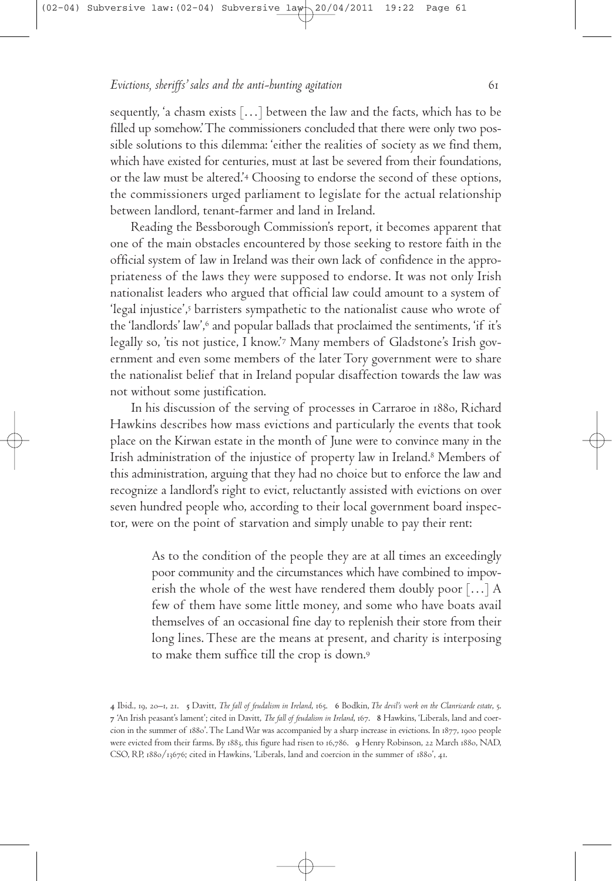sequently, 'a chasm exists […] between the law and the facts, which has to be filled up somehow.' The commissioners concluded that there were only two possible solutions to this dilemma: 'either the realities of society as we find them, which have existed for centuries, must at last be severed from their foundations, or the law must be altered.'[4] Choosing to endorse the second of these options, the commissioners urged parliament to legislate for the actual relationship between landlord, tenant-farmer and land in Ireland.

Reading the Bessborough Commission's report, it becomes apparent that one of the main obstacles encountered by those seeking to restore faith in the official system of law in Ireland was their own lack of confidence in the appropriateness of the laws they were supposed to endorse. It was not only Irish nationalist leaders who argued that official law could amount to a system of 'legal injustice',[5] barristers sympathetic to the nationalist cause who wrote of the 'landlords' law',[6] and popular ballads that proclaimed the sentiments, 'if it's legally so, 'tis not justice, I know.'[7] Many members of Gladstone's Irish government and even some members of the later Tory government were to share the nationalist belief that in Ireland popular disaffection towards the law was not without some justification.

In his discussion of the serving of processes in Carraroe in 1880, Richard Hawkins describes how mass evictions and particularly the events that took place on the Kirwan estate in the month of June were to convince many in the Irish administration of the injustice of property law in Ireland.[8] Members of this administration, arguing that they had no choice but to enforce the law and recognize a landlord's right to evict, reluctantly assisted with evictions on over seven hundred people who, according to their local government board inspector, were on the point of starvation and simply unable to pay their rent:

> As to the condition of the people they are at all times an exceedingly poor community and the circumstances which have combined to impoverish the whole of the west have rendered them doubly poor […] A few of them have some little money, and some who have boats avail themselves of an occasional fine day to replenish their store from their long lines. These are the means at present, and charity is interposing to make them suffice till the crop is down.[9]

---

4 Ibid., 19, 20–1, 21. 5 Davitt, *The fall of feudalism in Ireland*, 165. 6 Bodkin, *The devil's work on the Clanricarde estate*, 5. 7 'An Irish peasant's lament'; cited in Davitt, *The fall of feudalism in Ireland*, 167. 8 Hawkins, 'Liberals, land and coercion in the summer of 1880'. The Land War was accompanied by a sharp increase in evictions. In 1877, 1900 people were evicted from their farms. By 1883, this figure had risen to 16,786. 9 Henry Robinson, 22 March 1880, NAD, CSO, RP, 1880/13676; cited in Hawkins, 'Liberals, land and coercion in the summer of 1880', 41.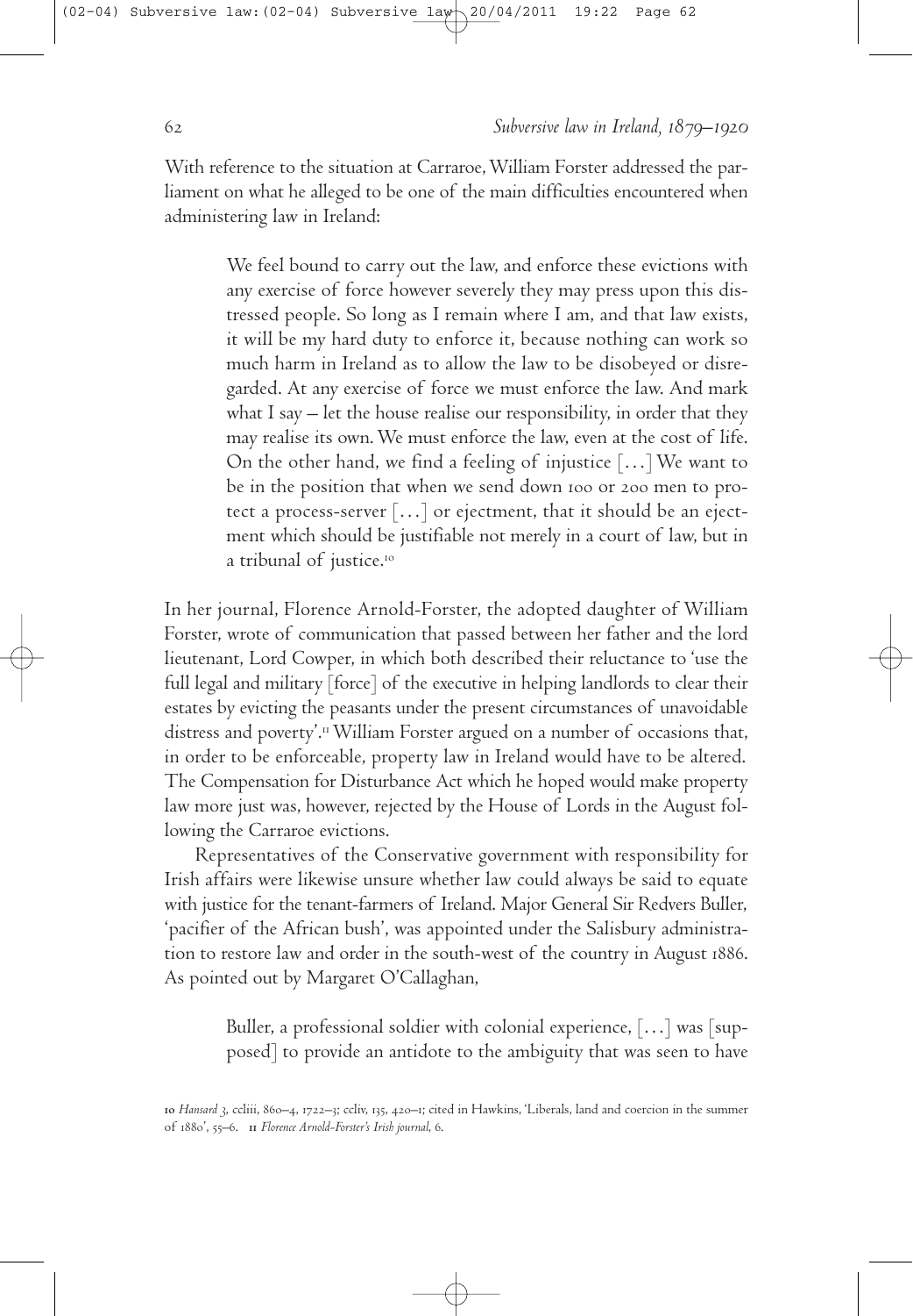With reference to the situation at Carraroe, William Forster addressed the parliament on what he alleged to be one of the main difficulties encountered when administering law in Ireland:

> We feel bound to carry out the law, and enforce these evictions with any exercise of force however severely they may press upon this distressed people. So long as I remain where I am, and that law exists, it will be my hard duty to enforce it, because nothing can work so much harm in Ireland as to allow the law to be disobeyed or disregarded. At any exercise of force we must enforce the law. And mark what I say – let the house realise our responsibility, in order that they may realise its own. We must enforce the law, even at the cost of life. On the other hand, we find a feeling of injustice […] We want to be in the position that when we send down 100 or 200 men to protect a process-server […] or ejectment, that it should be an ejectment which should be justifiable not merely in a court of law, but in a tribunal of justice.[10]

In her journal, Florence Arnold-Forster, the adopted daughter of William Forster, wrote of communication that passed between her father and the lord lieutenant, Lord Cowper, in which both described their reluctance to 'use the full legal and military [force] of the executive in helping landlords to clear their estates by evicting the peasants under the present circumstances of unavoidable distress and poverty'.[11] William Forster argued on a number of occasions that, in order to be enforceable, property law in Ireland would have to be altered. The Compensation for Disturbance Act which he hoped would make property law more just was, however, rejected by the House of Lords in the August following the Carraroe evictions.

Representatives of the Conservative government with responsibility for Irish affairs were likewise unsure whether law could always be said to equate with justice for the tenant-farmers of Ireland. Major General Sir Redvers Buller, 'pacifier of the African bush', was appointed under the Salisbury administration to restore law and order in the south-west of the country in August 1886. As pointed out by Margaret O'Callaghan,

> Buller, a professional soldier with colonial experience, […] was [supposed] to provide an antidote to the ambiguity that was seen to have

10 *Hansard 3*, ccliii, 860–4, 1722–3; ccliv, 135, 420–1; cited in Hawkins, 'Liberals, land and coercion in the summer of 1880', 55–6. 11 *Florence Arnold-Forster's Irish journal*, 6.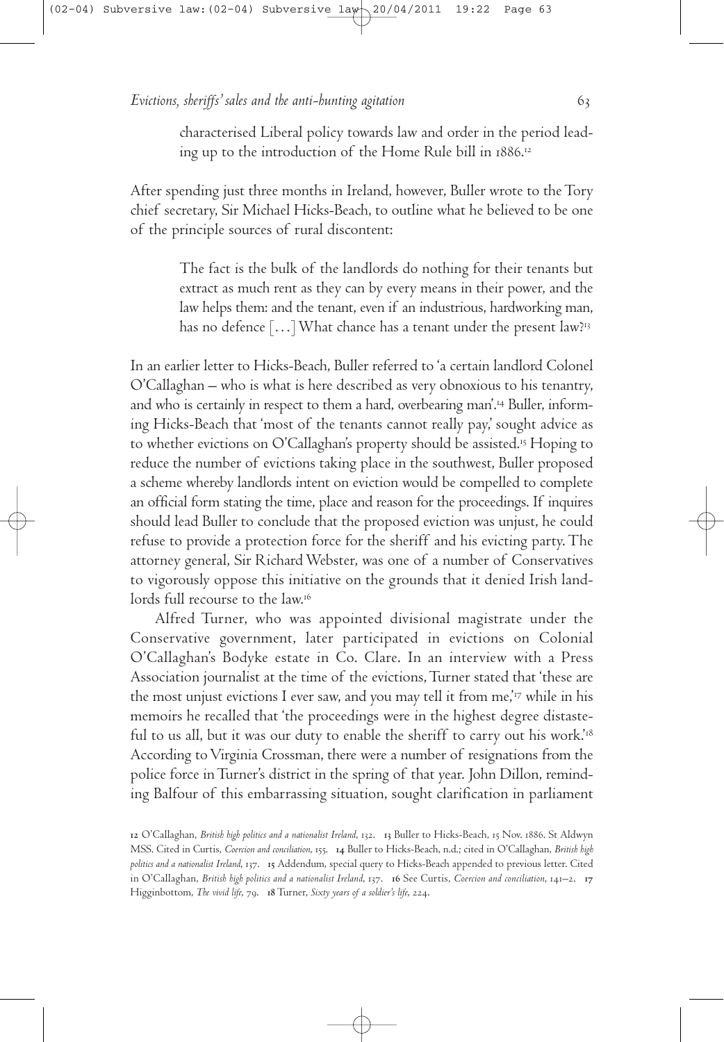characterised Liberal policy towards law and order in the period leading up to the introduction of the Home Rule bill in 1886.[12]

After spending just three months in Ireland, however, Buller wrote to the Tory chief secretary, Sir Michael Hicks-Beach, to outline what he believed to be one of the principle sources of rural discontent:

> The fact is the bulk of the landlords do nothing for their tenants but extract as much rent as they can by every means in their power, and the law helps them: and the tenant, even if an industrious, hardworking man, has no defence […] What chance has a tenant under the present law?[13]

In an earlier letter to Hicks-Beach, Buller referred to 'a certain landlord Colonel O'Callaghan – who is what is here described as very obnoxious to his tenantry, and who is certainly in respect to them a hard, overbearing man'.[14] Buller, informing Hicks-Beach that 'most of the tenants cannot really pay,' sought advice as to whether evictions on O'Callaghan's property should be assisted.[15] Hoping to reduce the number of evictions taking place in the southwest, Buller proposed a scheme whereby landlords intent on eviction would be compelled to complete an official form stating the time, place and reason for the proceedings. If inquires should lead Buller to conclude that the proposed eviction was unjust, he could refuse to provide a protection force for the sheriff and his evicting party. The attorney general, Sir Richard Webster, was one of a number of Conservatives to vigorously oppose this initiative on the grounds that it denied Irish landlords full recourse to the law.[16]

Alfred Turner, who was appointed divisional magistrate under the Conservative government, later participated in evictions on Colonial O'Callaghan's Bodyke estate in Co. Clare. In an interview with a Press Association journalist at the time of the evictions, Turner stated that 'these are the most unjust evictions I ever saw, and you may tell it from me,'[17] while in his memoirs he recalled that 'the proceedings were in the highest degree distasteful to us all, but it was our duty to enable the sheriff to carry out his work.'[18] According to Virginia Crossman, there were a number of resignations from the police force in Turner's district in the spring of that year. John Dillon, reminding Balfour of this embarrassing situation, sought clarification in parliament

12 O'Callaghan, *British high politics and a nationalist Ireland*, 132. 13 Buller to Hicks-Beach, 15 Nov. 1886. St Aldwyn MSS. Cited in Curtis, *Coercion and conciliation*, 155. 14 Buller to Hicks-Beach, n.d.; cited in O'Callaghan, *British high politics and a nationalist Ireland*, 137. 15 Addendum, special query to Hicks-Beach appended to previous letter. Cited in O'Callaghan, *British high politics and a nationalist Ireland*, 137. 16 See Curtis, *Coercion and conciliation*, 141–2. 17 Higginbottom, *The vivid life*, 79. 18 Turner, *Sixty years of a soldier's life*, 224.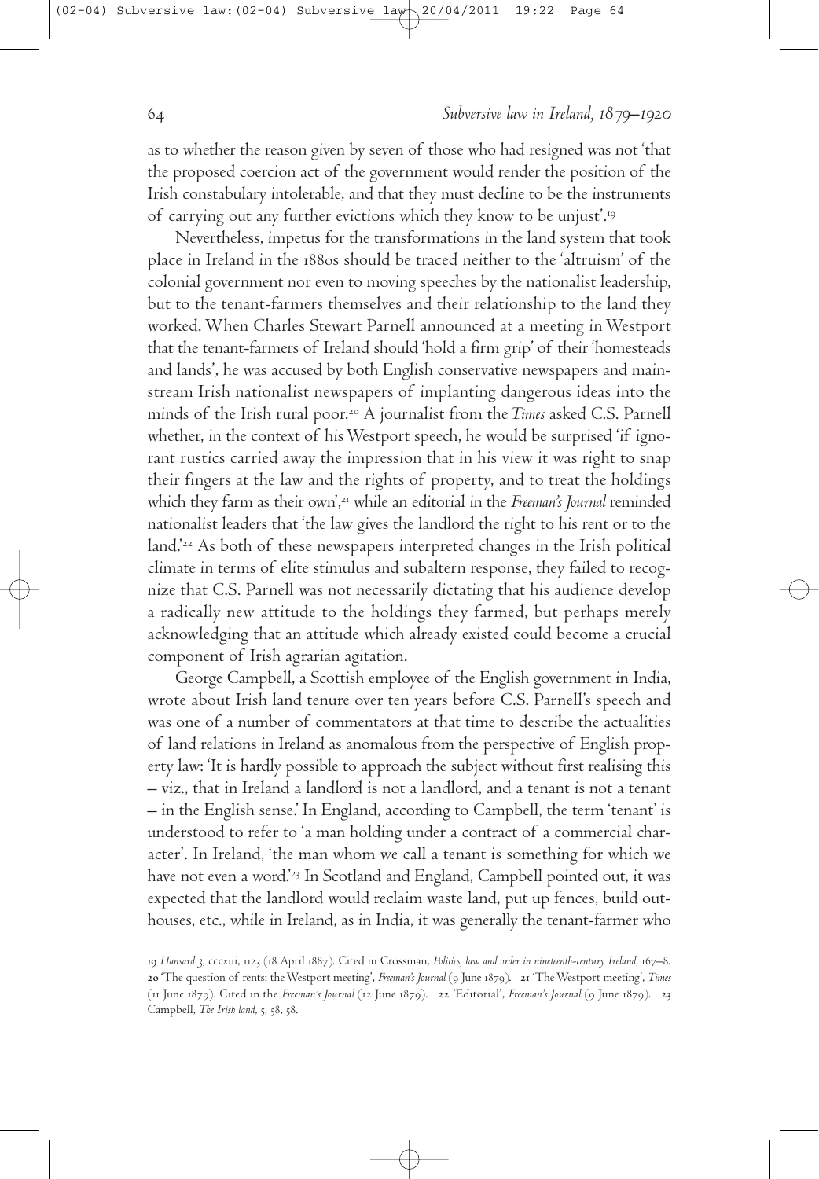as to whether the reason given by seven of those who had resigned was not 'that the proposed coercion act of the government would render the position of the Irish constabulary intolerable, and that they must decline to be the instruments of carrying out any further evictions which they know to be unjust'.[19]

Nevertheless, impetus for the transformations in the land system that took place in Ireland in the 1880s should be traced neither to the 'altruism' of the colonial government nor even to moving speeches by the nationalist leadership, but to the tenant-farmers themselves and their relationship to the land they worked. When Charles Stewart Parnell announced at a meeting in Westport that the tenant-farmers of Ireland should 'hold a firm grip' of their 'homesteads and lands', he was accused by both English conservative newspapers and mainstream Irish nationalist newspapers of implanting dangerous ideas into the minds of the Irish rural poor.[20] A journalist from the *Times* asked C.S. Parnell whether, in the context of his Westport speech, he would be surprised 'if ignorant rustics carried away the impression that in his view it was right to snap their fingers at the law and the rights of property, and to treat the holdings which they farm as their own',[21] while an editorial in the *Freeman's Journal* reminded nationalist leaders that 'the law gives the landlord the right to his rent or to the land.'[22] As both of these newspapers interpreted changes in the Irish political climate in terms of elite stimulus and subaltern response, they failed to recognize that C.S. Parnell was not necessarily dictating that his audience develop a radically new attitude to the holdings they farmed, but perhaps merely acknowledging that an attitude which already existed could become a crucial component of Irish agrarian agitation.

George Campbell, a Scottish employee of the English government in India, wrote about Irish land tenure over ten years before C.S. Parnell's speech and was one of a number of commentators at that time to describe the actualities of land relations in Ireland as anomalous from the perspective of English property law: 'It is hardly possible to approach the subject without first realising this – viz., that in Ireland a landlord is not a landlord, and a tenant is not a tenant – in the English sense.' In England, according to Campbell, the term 'tenant' is understood to refer to 'a man holding under a contract of a commercial character'. In Ireland, 'the man whom we call a tenant is something for which we have not even a word.'[23] In Scotland and England, Campbell pointed out, it was expected that the landlord would reclaim waste land, put up fences, build outhouses, etc., while in Ireland, as in India, it was generally the tenant-farmer who

**19** *Hansard 3*, cccxiii, 1123 (18 April 1887). Cited in Crossman, *Politics, law and order in nineteenth-century Ireland*, 167–8. **20** 'The question of rents: the Westport meeting', *Freeman's Journal* (9 June 1879). **21** 'The Westport meeting', *Times* (11 June 1879). Cited in the *Freeman's Journal* (12 June 1879). **22** 'Editorial', *Freeman's Journal* (9 June 1879). **23** Campbell, *The Irish land*, 5, 58, 58.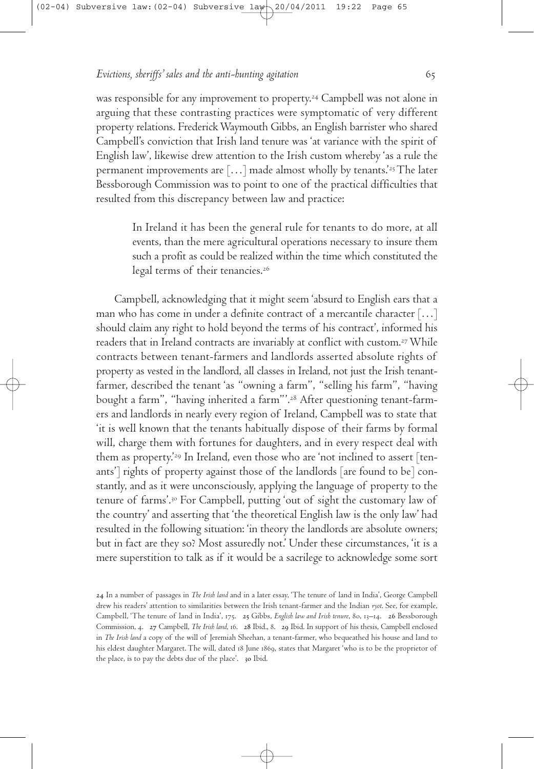was responsible for any improvement to property.[24] Campbell was not alone in arguing that these contrasting practices were symptomatic of very different property relations. Frederick Waymouth Gibbs, an English barrister who shared Campbell's conviction that Irish land tenure was 'at variance with the spirit of English law', likewise drew attention to the Irish custom whereby 'as a rule the permanent improvements are […] made almost wholly by tenants.'[25] The later Bessborough Commission was to point to one of the practical difficulties that resulted from this discrepancy between law and practice:

> In Ireland it has been the general rule for tenants to do more, at all events, than the mere agricultural operations necessary to insure them such a profit as could be realized within the time which constituted the legal terms of their tenancies.[26]

Campbell, acknowledging that it might seem 'absurd to English ears that a man who has come in under a definite contract of a mercantile character […] should claim any right to hold beyond the terms of his contract', informed his readers that in Ireland contracts are invariably at conflict with custom.[27] While contracts between tenant-farmers and landlords asserted absolute rights of property as vested in the landlord, all classes in Ireland, not just the Irish tenant-farmer, described the tenant 'as "owning a farm", "selling his farm", "having bought a farm", "having inherited a farm"'.[28] After questioning tenant-farmers and landlords in nearly every region of Ireland, Campbell was to state that 'it is well known that the tenants habitually dispose of their farms by formal will, charge them with fortunes for daughters, and in every respect deal with them as property.'[29] In Ireland, even those who are 'not inclined to assert [tenants'] rights of property against those of the landlords [are found to be] constantly, and as it were unconsciously, applying the language of property to the tenure of farms'.[30] For Campbell, putting 'out of sight the customary law of the country' and asserting that 'the theoretical English law is the only law' had resulted in the following situation: 'in theory the landlords are absolute owners; but in fact are they so? Most assuredly not.' Under these circumstances, 'it is a mere superstition to talk as if it would be a sacrilege to acknowledge some sort

24 In a number of passages in *The Irish land* and in a later essay, 'The tenure of land in India', George Campbell drew his readers' attention to similarities between the Irish tenant-farmer and the Indian *ryot*. See, for example, Campbell, 'The tenure of land in India', 175. 25 Gibbs, *English law and Irish tenure*, 80, 13–14. 26 Bessborough Commission, 4. 27 Campbell, *The Irish land*, 16. 28 Ibid., 8. 29 Ibid. In support of his thesis, Campbell enclosed in *The Irish land* a copy of the will of Jeremiah Sheehan, a tenant-farmer, who bequeathed his house and land to his eldest daughter Margaret. The will, dated 18 June 1869, states that Margaret 'who is to be the proprietor of the place, is to pay the debts due of the place'. 30 Ibid.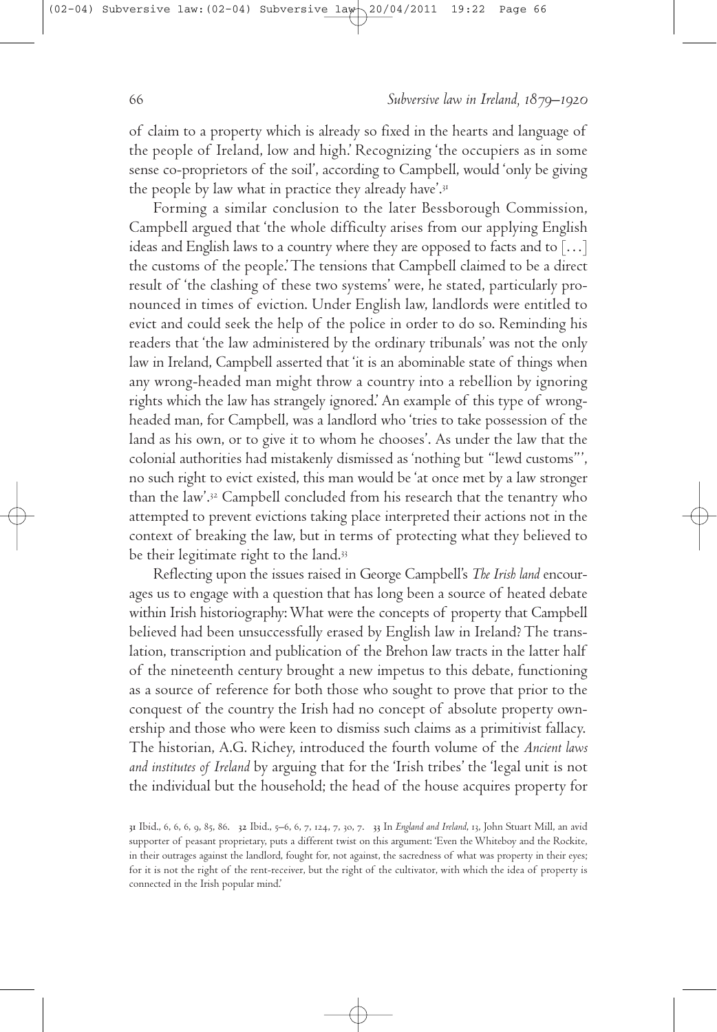of claim to a property which is already so fixed in the hearts and language of the people of Ireland, low and high.' Recognizing 'the occupiers as in some sense co-proprietors of the soil', according to Campbell, would 'only be giving the people by law what in practice they already have'.[31]

Forming a similar conclusion to the later Bessborough Commission, Campbell argued that 'the whole difficulty arises from our applying English ideas and English laws to a country where they are opposed to facts and to [...] the customs of the people.' The tensions that Campbell claimed to be a direct result of 'the clashing of these two systems' were, he stated, particularly pronounced in times of eviction. Under English law, landlords were entitled to evict and could seek the help of the police in order to do so. Reminding his readers that 'the law administered by the ordinary tribunals' was not the only law in Ireland, Campbell asserted that 'it is an abominable state of things when any wrong-headed man might throw a country into a rebellion by ignoring rights which the law has strangely ignored.' An example of this type of wrong-headed man, for Campbell, was a landlord who 'tries to take possession of the land as his own, or to give it to whom he chooses'. As under the law that the colonial authorities had mistakenly dismissed as 'nothing but "lewd customs"', no such right to evict existed, this man would be 'at once met by a law stronger than the law'.[32] Campbell concluded from his research that the tenantry who attempted to prevent evictions taking place interpreted their actions not in the context of breaking the law, but in terms of protecting what they believed to be their legitimate right to the land.[33]

Reflecting upon the issues raised in George Campbell's *The Irish land* encourages us to engage with a question that has long been a source of heated debate within Irish historiography: What were the concepts of property that Campbell believed had been unsuccessfully erased by English law in Ireland? The translation, transcription and publication of the Brehon law tracts in the latter half of the nineteenth century brought a new impetus to this debate, functioning as a source of reference for both those who sought to prove that prior to the conquest of the country the Irish had no concept of absolute property ownership and those who were keen to dismiss such claims as a primitivist fallacy. The historian, A.G. Richey, introduced the fourth volume of the *Ancient laws and institutes of Ireland* by arguing that for the 'Irish tribes' the 'legal unit is not the individual but the household; the head of the house acquires property for

31 Ibid., 6, 6, 6, 9, 85, 86. 32 Ibid., 5–6, 6, 7, 124, 7, 30, 7. 33 In *England and Ireland*, 13, John Stuart Mill, an avid supporter of peasant proprietary, puts a different twist on this argument: 'Even the Whiteboy and the Rockite, in their outrages against the landlord, fought for, not against, the sacredness of what was property in their eyes; for it is not the right of the rent-receiver, but the right of the cultivator, with which the idea of property is connected in the Irish popular mind.'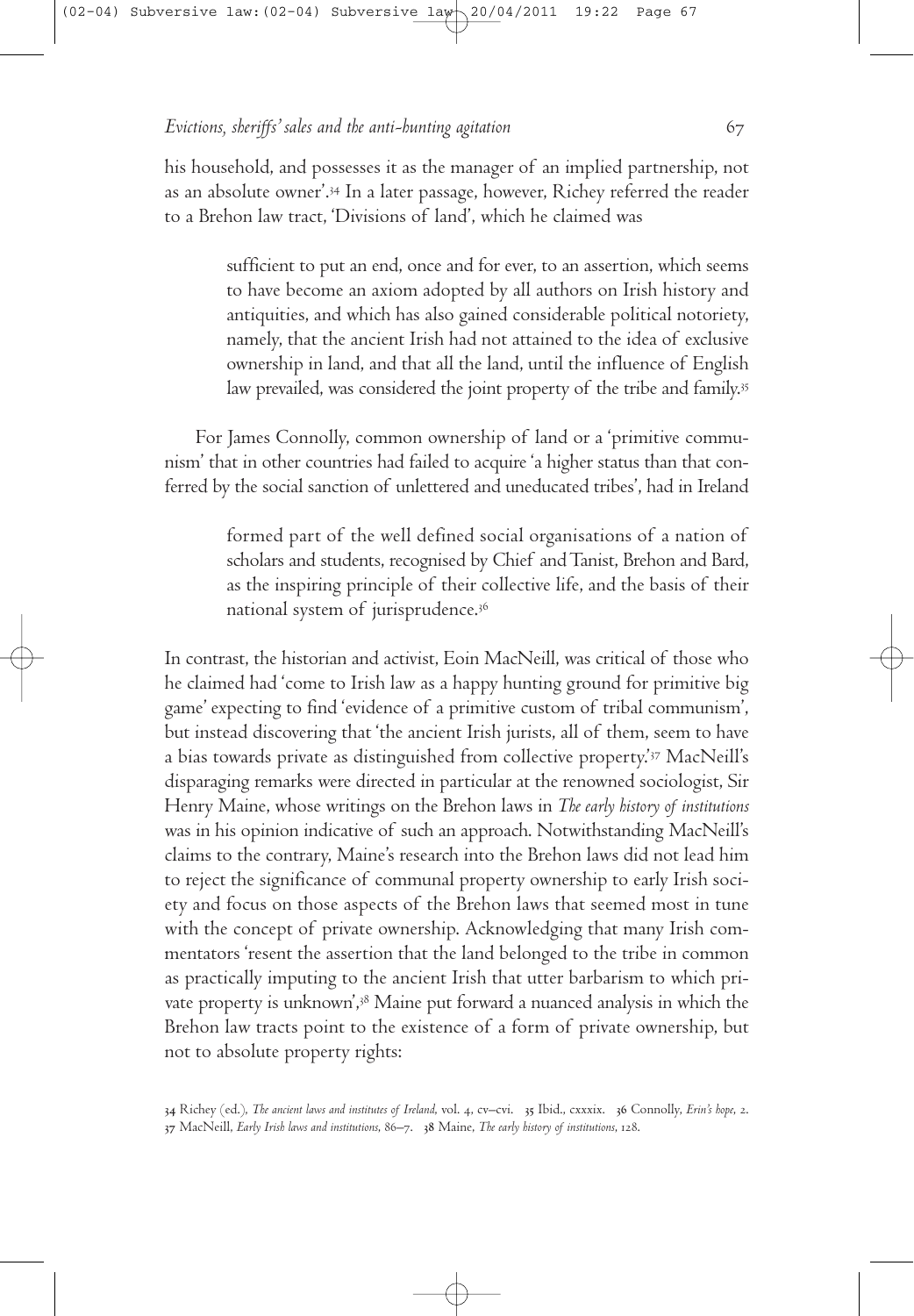his household, and possesses it as the manager of an implied partnership, not as an absolute owner'.[34] In a later passage, however, Richey referred the reader to a Brehon law tract, 'Divisions of land', which he claimed was

> sufficient to put an end, once and for ever, to an assertion, which seems to have become an axiom adopted by all authors on Irish history and antiquities, and which has also gained considerable political notoriety, namely, that the ancient Irish had not attained to the idea of exclusive ownership in land, and that all the land, until the influence of English law prevailed, was considered the joint property of the tribe and family.[35]

For James Connolly, common ownership of land or a 'primitive communism' that in other countries had failed to acquire 'a higher status than that conferred by the social sanction of unlettered and uneducated tribes', had in Ireland

> formed part of the well defined social organisations of a nation of scholars and students, recognised by Chief and Tanist, Brehon and Bard, as the inspiring principle of their collective life, and the basis of their national system of jurisprudence.[36]

In contrast, the historian and activist, Eoin MacNeill, was critical of those who he claimed had 'come to Irish law as a happy hunting ground for primitive big game' expecting to find 'evidence of a primitive custom of tribal communism', but instead discovering that 'the ancient Irish jurists, all of them, seem to have a bias towards private as distinguished from collective property.'[37] MacNeill's disparaging remarks were directed in particular at the renowned sociologist, Sir Henry Maine, whose writings on the Brehon laws in *The early history of institutions* was in his opinion indicative of such an approach. Notwithstanding MacNeill's claims to the contrary, Maine's research into the Brehon laws did not lead him to reject the significance of communal property ownership to early Irish society and focus on those aspects of the Brehon laws that seemed most in tune with the concept of private ownership. Acknowledging that many Irish commentators 'resent the assertion that the land belonged to the tribe in common as practically imputing to the ancient Irish that utter barbarism to which private property is unknown',[38] Maine put forward a nuanced analysis in which the Brehon law tracts point to the existence of a form of private ownership, but not to absolute property rights:

34 Richey (ed.), *The ancient laws and institutes of Ireland*, vol. 4, cv–cvi. 35 Ibid., cxxxix. 36 Connolly, *Erin's hope*, 2. 37 MacNeill, *Early Irish laws and institutions*, 86–7. 38 Maine, *The early history of institutions*, 128.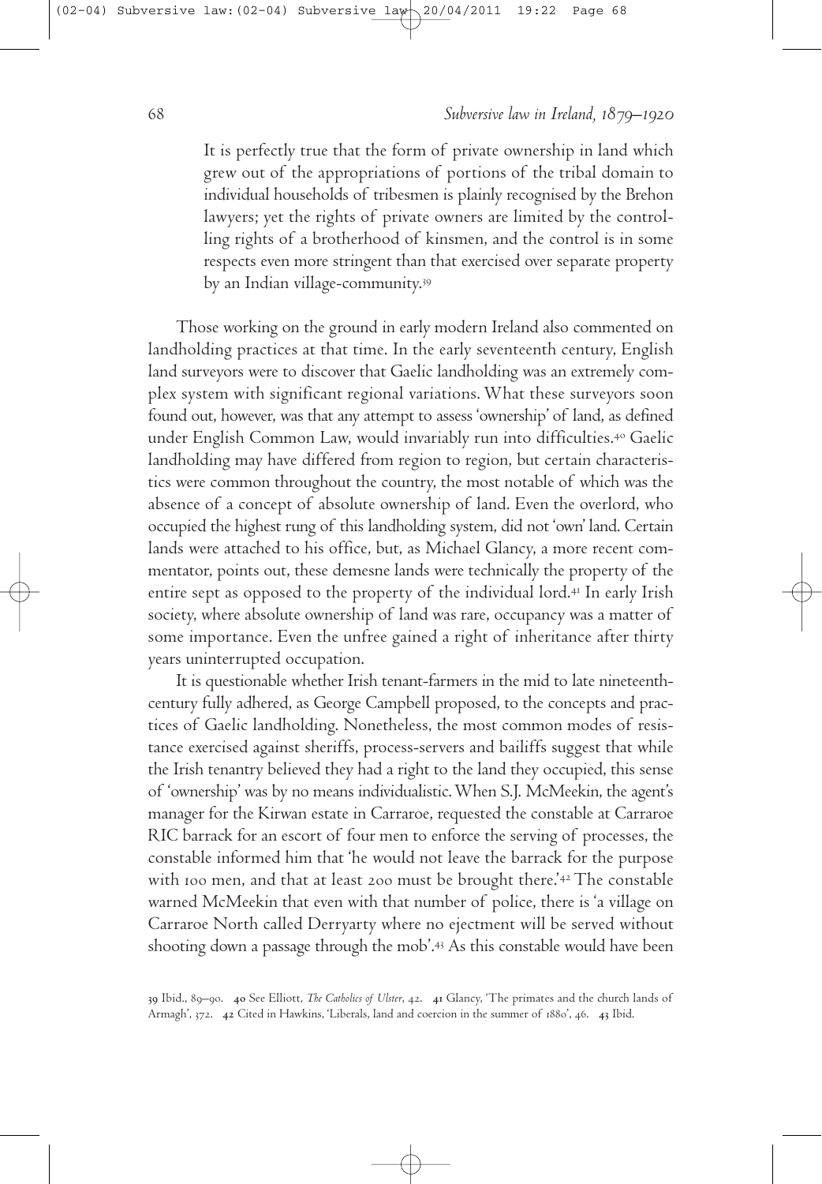> It is perfectly true that the form of private ownership in land which grew out of the appropriations of portions of the tribal domain to individual households of tribesmen is plainly recognised by the Brehon lawyers; yet the rights of private owners are limited by the controlling rights of a brotherhood of kinsmen, and the control is in some respects even more stringent than that exercised over separate property by an Indian village-community.[39]

Those working on the ground in early modern Ireland also commented on landholding practices at that time. In the early seventeenth century, English land surveyors were to discover that Gaelic landholding was an extremely complex system with significant regional variations. What these surveyors soon found out, however, was that any attempt to assess 'ownership' of land, as defined under English Common Law, would invariably run into difficulties.[40] Gaelic landholding may have differed from region to region, but certain characteristics were common throughout the country, the most notable of which was the absence of a concept of absolute ownership of land. Even the overlord, who occupied the highest rung of this landholding system, did not 'own' land. Certain lands were attached to his office, but, as Michael Glancy, a more recent commentator, points out, these demesne lands were technically the property of the entire sept as opposed to the property of the individual lord.[41] In early Irish society, where absolute ownership of land was rare, occupancy was a matter of some importance. Even the unfree gained a right of inheritance after thirty years uninterrupted occupation.

It is questionable whether Irish tenant-farmers in the mid to late nineteenth-century fully adhered, as George Campbell proposed, to the concepts and practices of Gaelic landholding. Nonetheless, the most common modes of resistance exercised against sheriffs, process-servers and bailiffs suggest that while the Irish tenantry believed they had a right to the land they occupied, this sense of 'ownership' was by no means individualistic. When S.J. McMeekin, the agent's manager for the Kirwan estate in Carraroe, requested the constable at Carraroe RIC barrack for an escort of four men to enforce the serving of processes, the constable informed him that 'he would not leave the barrack for the purpose with 100 men, and that at least 200 must be brought there.'[42] The constable warned McMeekin that even with that number of police, there is 'a village on Carraroe North called Derryarty where no ejectment will be served without shooting down a passage through the mob'.[43] As this constable would have been

**39** Ibid., 89–90. **40** See Elliott, *The Catholics of Ulster*, 42. **41** Glancy, 'The primates and the church lands of Armagh', 372. **42** Cited in Hawkins, 'Liberals, land and coercion in the summer of 1880', 46. **43** Ibid.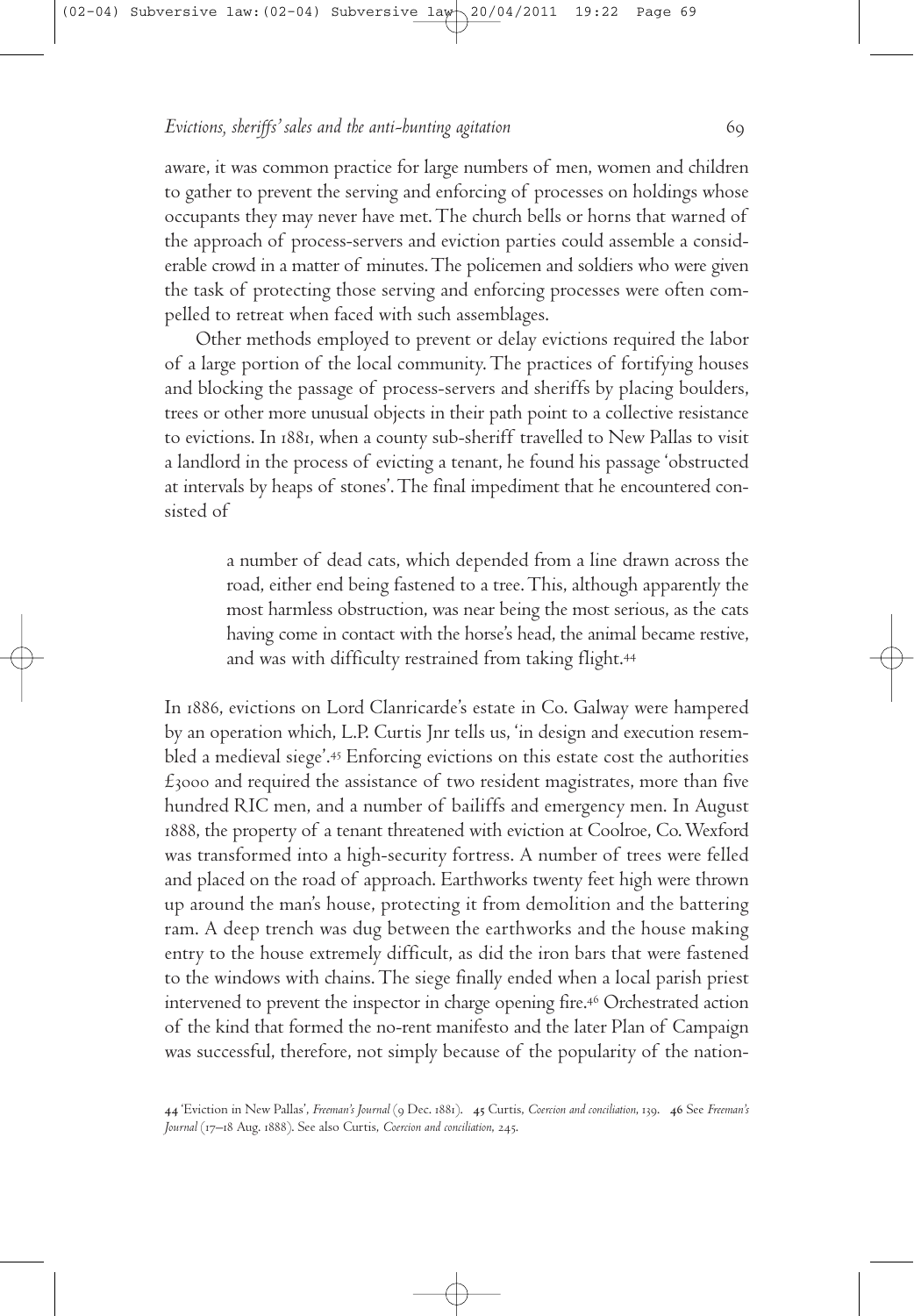aware, it was common practice for large numbers of men, women and children to gather to prevent the serving and enforcing of processes on holdings whose occupants they may never have met. The church bells or horns that warned of the approach of process-servers and eviction parties could assemble a considerable crowd in a matter of minutes. The policemen and soldiers who were given the task of protecting those serving and enforcing processes were often compelled to retreat when faced with such assemblages.

Other methods employed to prevent or delay evictions required the labor of a large portion of the local community. The practices of fortifying houses and blocking the passage of process-servers and sheriffs by placing boulders, trees or other more unusual objects in their path point to a collective resistance to evictions. In 1881, when a county sub-sheriff travelled to New Pallas to visit a landlord in the process of evicting a tenant, he found his passage 'obstructed at intervals by heaps of stones'. The final impediment that he encountered consisted of

> a number of dead cats, which depended from a line drawn across the road, either end being fastened to a tree. This, although apparently the most harmless obstruction, was near being the most serious, as the cats having come in contact with the horse's head, the animal became restive, and was with difficulty restrained from taking flight.[44]

In 1886, evictions on Lord Clanricarde's estate in Co. Galway were hampered by an operation which, L.P. Curtis Jnr tells us, 'in design and execution resembled a medieval siege'.[45] Enforcing evictions on this estate cost the authorities £3000 and required the assistance of two resident magistrates, more than five hundred RIC men, and a number of bailiffs and emergency men. In August 1888, the property of a tenant threatened with eviction at Coolroe, Co. Wexford was transformed into a high-security fortress. A number of trees were felled and placed on the road of approach. Earthworks twenty feet high were thrown up around the man's house, protecting it from demolition and the battering ram. A deep trench was dug between the earthworks and the house making entry to the house extremely difficult, as did the iron bars that were fastened to the windows with chains. The siege finally ended when a local parish priest intervened to prevent the inspector in charge opening fire.[46] Orchestrated action of the kind that formed the no-rent manifesto and the later Plan of Campaign was successful, therefore, not simply because of the popularity of the nation-

44 'Eviction in New Pallas', *Freeman's Journal* (9 Dec. 1881). 45 Curtis, *Coercion and conciliation*, 139. 46 See *Freeman's Journal* (17–18 Aug. 1888). See also Curtis, *Coercion and conciliation*, 245.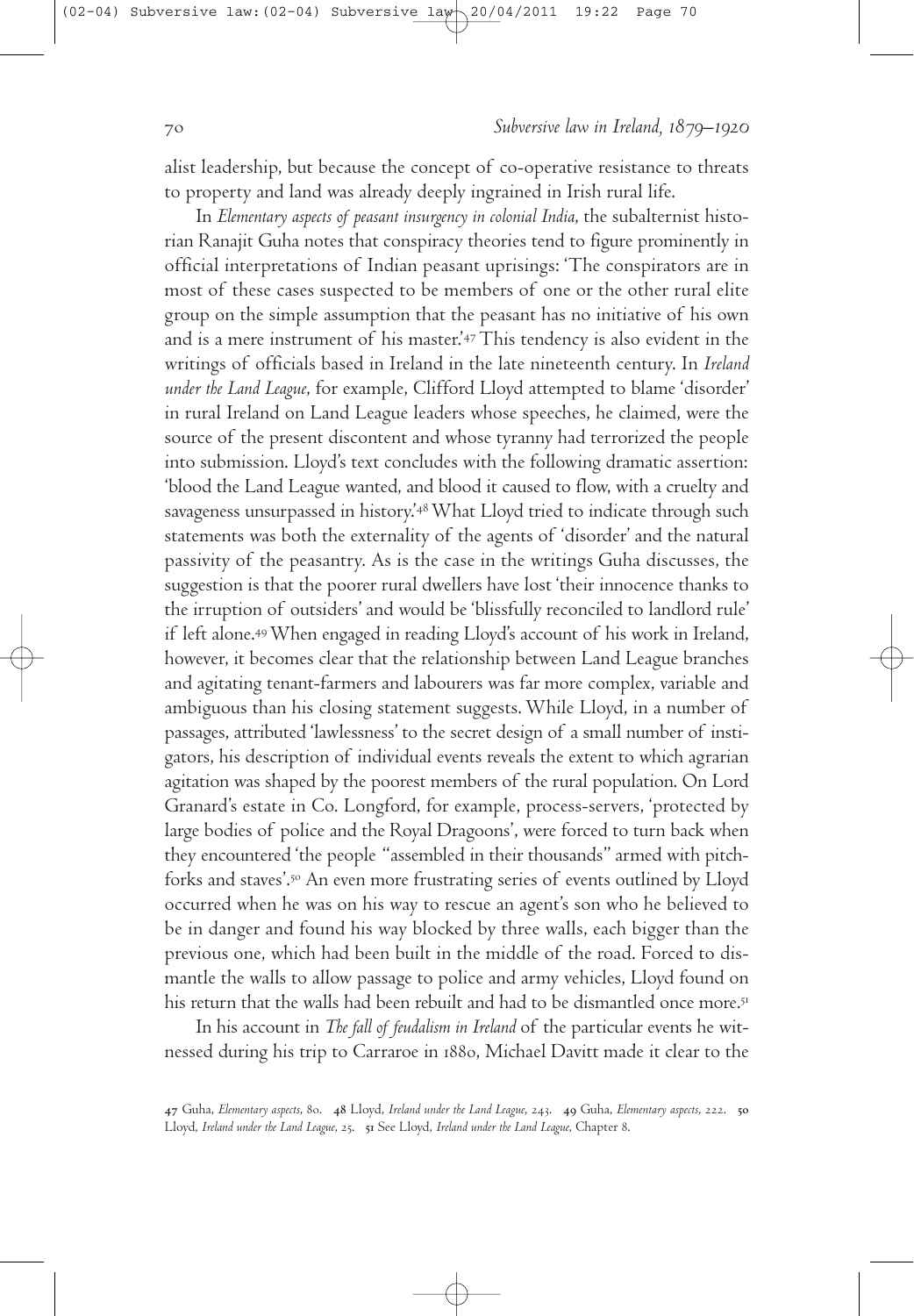alist leadership, but because the concept of co-operative resistance to threats to property and land was already deeply ingrained in Irish rural life.

In *Elementary aspects of peasant insurgency in colonial India*, the subalternist historian Ranajit Guha notes that conspiracy theories tend to figure prominently in official interpretations of Indian peasant uprisings: 'The conspirators are in most of these cases suspected to be members of one or the other rural elite group on the simple assumption that the peasant has no initiative of his own and is a mere instrument of his master.'[47] This tendency is also evident in the writings of officials based in Ireland in the late nineteenth century. In *Ireland under the Land League*, for example, Clifford Lloyd attempted to blame 'disorder' in rural Ireland on Land League leaders whose speeches, he claimed, were the source of the present discontent and whose tyranny had terrorized the people into submission. Lloyd's text concludes with the following dramatic assertion: 'blood the Land League wanted, and blood it caused to flow, with a cruelty and savageness unsurpassed in history.'[48] What Lloyd tried to indicate through such statements was both the externality of the agents of 'disorder' and the natural passivity of the peasantry. As is the case in the writings Guha discusses, the suggestion is that the poorer rural dwellers have lost 'their innocence thanks to the irruption of outsiders' and would be 'blissfully reconciled to landlord rule' if left alone.[49] When engaged in reading Lloyd's account of his work in Ireland, however, it becomes clear that the relationship between Land League branches and agitating tenant-farmers and labourers was far more complex, variable and ambiguous than his closing statement suggests. While Lloyd, in a number of passages, attributed 'lawlessness' to the secret design of a small number of instigators, his description of individual events reveals the extent to which agrarian agitation was shaped by the poorest members of the rural population. On Lord Granard's estate in Co. Longford, for example, process-servers, 'protected by large bodies of police and the Royal Dragoons', were forced to turn back when they encountered 'the people "assembled in their thousands" armed with pitchforks and staves'.[50] An even more frustrating series of events outlined by Lloyd occurred when he was on his way to rescue an agent's son who he believed to be in danger and found his way blocked by three walls, each bigger than the previous one, which had been built in the middle of the road. Forced to dismantle the walls to allow passage to police and army vehicles, Lloyd found on his return that the walls had been rebuilt and had to be dismantled once more.[51]

In his account in *The fall of feudalism in Ireland* of the particular events he witnessed during his trip to Carraroe in 1880, Michael Davitt made it clear to the

47 Guha, *Elementary aspects*, 80. 48 Lloyd, *Ireland under the Land League*, 243. 49 Guha, *Elementary aspects*, 222. 50 Lloyd, *Ireland under the Land League*, 25. 51 See Lloyd, *Ireland under the Land League*, Chapter 8.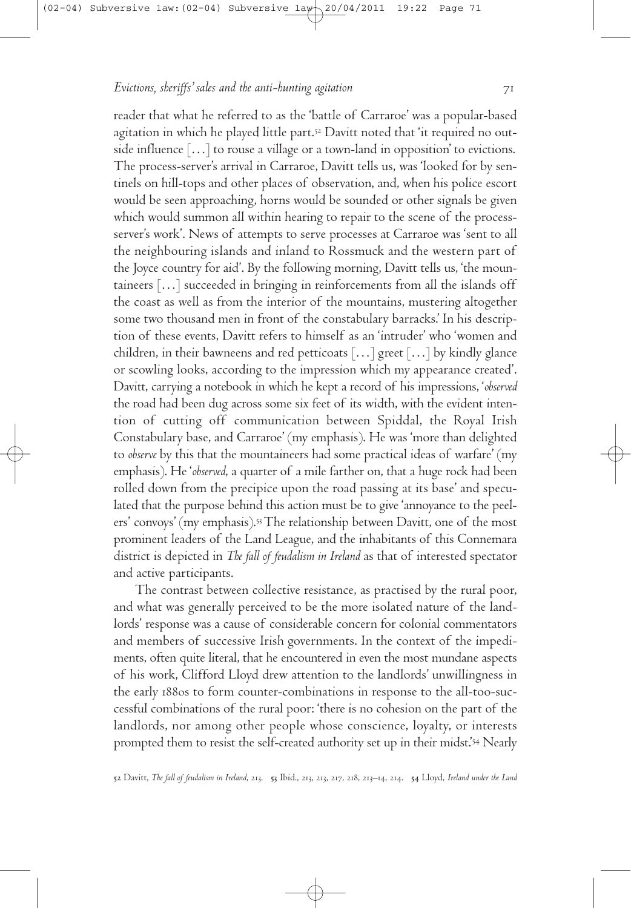reader that what he referred to as the 'battle of Carraroe' was a popular-based agitation in which he played little part.[52] Davitt noted that 'it required no outside influence […] to rouse a village or a town-land in opposition' to evictions. The process-server's arrival in Carraroe, Davitt tells us, was 'looked for by sentinels on hill-tops and other places of observation, and, when his police escort would be seen approaching, horns would be sounded or other signals be given which would summon all within hearing to repair to the scene of the process-server's work'. News of attempts to serve processes at Carraroe was 'sent to all the neighbouring islands and inland to Rossmuck and the western part of the Joyce country for aid'. By the following morning, Davitt tells us, 'the mountaineers […] succeeded in bringing in reinforcements from all the islands off the coast as well as from the interior of the mountains, mustering altogether some two thousand men in front of the constabulary barracks.' In his description of these events, Davitt refers to himself as an 'intruder' who 'women and children, in their bawneens and red petticoats […] greet […] by kindly glance or scowling looks, according to the impression which my appearance created'. Davitt, carrying a notebook in which he kept a record of his impressions, '*observed* the road had been dug across some six feet of its width, with the evident intention of cutting off communication between Spiddal, the Royal Irish Constabulary base, and Carraroe' (my emphasis). He was 'more than delighted to *observe* by this that the mountaineers had some practical ideas of warfare' (my emphasis). He '*observed*, a quarter of a mile farther on, that a huge rock had been rolled down from the precipice upon the road passing at its base' and speculated that the purpose behind this action must be to give 'annoyance to the peelers' convoys' (my emphasis).[53] The relationship between Davitt, one of the most prominent leaders of the Land League, and the inhabitants of this Connemara district is depicted in *The fall of feudalism in Ireland* as that of interested spectator and active participants.

The contrast between collective resistance, as practised by the rural poor, and what was generally perceived to be the more isolated nature of the landlords' response was a cause of considerable concern for colonial commentators and members of successive Irish governments. In the context of the impediments, often quite literal, that he encountered in even the most mundane aspects of his work, Clifford Lloyd drew attention to the landlords' unwillingness in the early 1880s to form counter-combinations in response to the all-too-successful combinations of the rural poor: 'there is no cohesion on the part of the landlords, nor among other people whose conscience, loyalty, or interests prompted them to resist the self-created authority set up in their midst.'[54] Nearly

52 Davitt, *The fall of feudalism in Ireland*, 213. 53 Ibid., 213, 213, 217, 218, 213–14, 214. 54 Lloyd, *Ireland under the Land*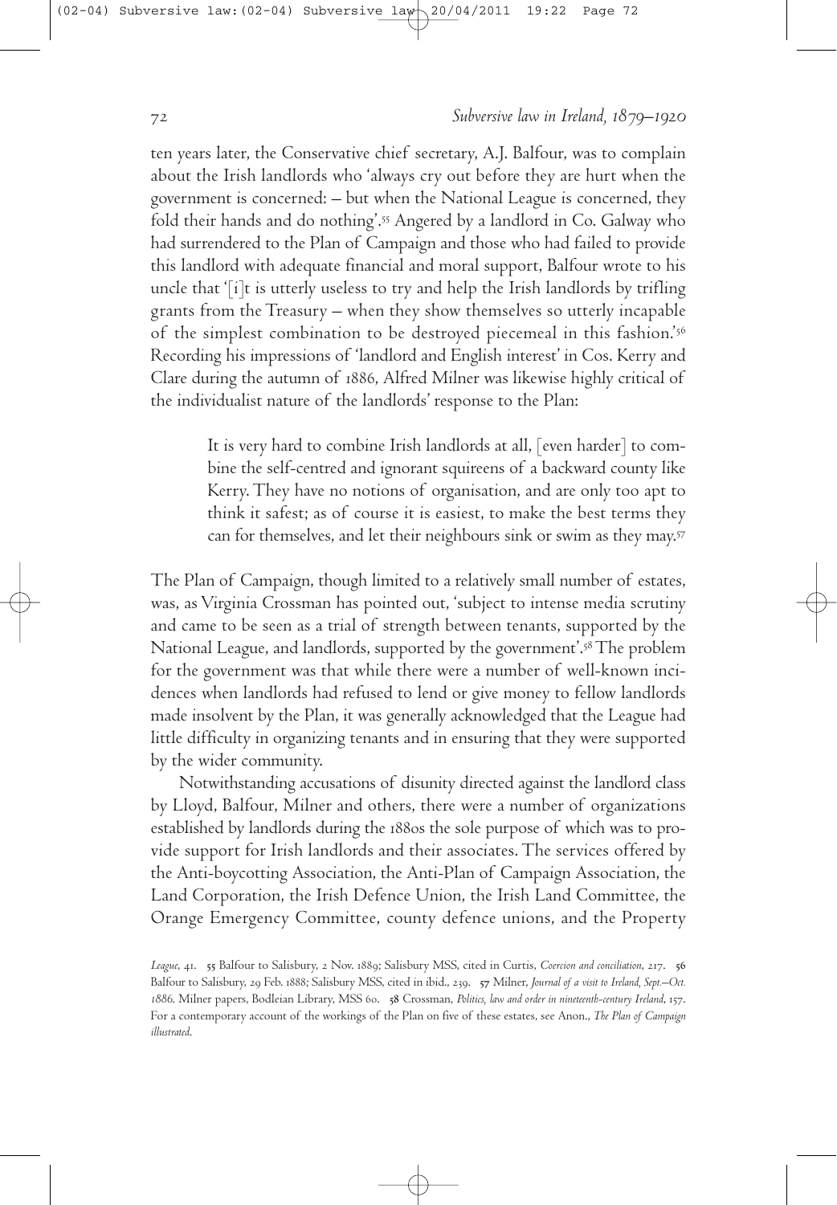ten years later, the Conservative chief secretary, A.J. Balfour, was to complain about the Irish landlords who 'always cry out before they are hurt when the government is concerned: – but when the National League is concerned, they fold their hands and do nothing'.[55] Angered by a landlord in Co. Galway who had surrendered to the Plan of Campaign and those who had failed to provide this landlord with adequate financial and moral support, Balfour wrote to his uncle that '[i]t is utterly useless to try and help the Irish landlords by trifling grants from the Treasury – when they show themselves so utterly incapable of the simplest combination to be destroyed piecemeal in this fashion.'[56] Recording his impressions of 'landlord and English interest' in Cos. Kerry and Clare during the autumn of 1886, Alfred Milner was likewise highly critical of the individualist nature of the landlords' response to the Plan:

> It is very hard to combine Irish landlords at all, [even harder] to combine the self-centred and ignorant squireens of a backward county like Kerry. They have no notions of organisation, and are only too apt to think it safest; as of course it is easiest, to make the best terms they can for themselves, and let their neighbours sink or swim as they may.[57]

The Plan of Campaign, though limited to a relatively small number of estates, was, as Virginia Crossman has pointed out, 'subject to intense media scrutiny and came to be seen as a trial of strength between tenants, supported by the National League, and landlords, supported by the government'.[58] The problem for the government was that while there were a number of well-known incidences when landlords had refused to lend or give money to fellow landlords made insolvent by the Plan, it was generally acknowledged that the League had little difficulty in organizing tenants and in ensuring that they were supported by the wider community.

Notwithstanding accusations of disunity directed against the landlord class by Lloyd, Balfour, Milner and others, there were a number of organizations established by landlords during the 1880s the sole purpose of which was to provide support for Irish landlords and their associates. The services offered by the Anti-boycotting Association, the Anti-Plan of Campaign Association, the Land Corporation, the Irish Defence Union, the Irish Land Committee, the Orange Emergency Committee, county defence unions, and the Property

*League*, 41. 55 Balfour to Salisbury, 2 Nov. 1889; Salisbury MSS, cited in Curtis, *Coercion and conciliation*, 217. 56 Balfour to Salisbury, 29 Feb. 1888; Salisbury MSS, cited in ibid., 239. 57 Milner, *Journal of a visit to Ireland, Sept.–Oct. 1886*. Milner papers, Bodleian Library, MSS 60. 58 Crossman, *Politics, law and order in nineteenth-century Ireland*, 157. For a contemporary account of the workings of the Plan on five of these estates, see Anon., *The Plan of Campaign illustrated*.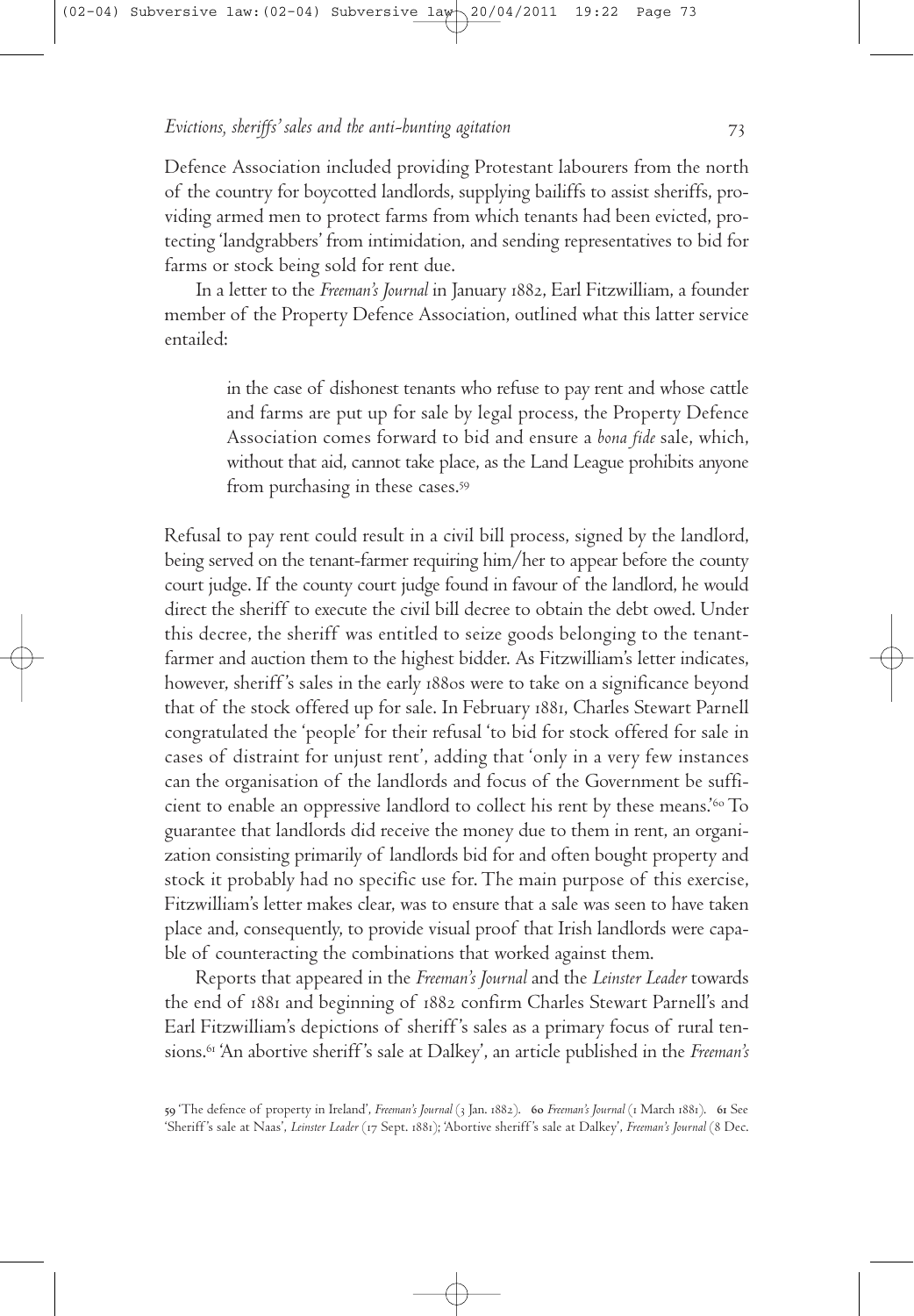Defence Association included providing Protestant labourers from the north of the country for boycotted landlords, supplying bailiffs to assist sheriffs, providing armed men to protect farms from which tenants had been evicted, protecting 'landgrabbers' from intimidation, and sending representatives to bid for farms or stock being sold for rent due.

In a letter to the *Freeman's Journal* in January 1882, Earl Fitzwilliam, a founder member of the Property Defence Association, outlined what this latter service entailed:

> in the case of dishonest tenants who refuse to pay rent and whose cattle and farms are put up for sale by legal process, the Property Defence Association comes forward to bid and ensure a *bona fide* sale, which, without that aid, cannot take place, as the Land League prohibits anyone from purchasing in these cases.[59]

Refusal to pay rent could result in a civil bill process, signed by the landlord, being served on the tenant-farmer requiring him/her to appear before the county court judge. If the county court judge found in favour of the landlord, he would direct the sheriff to execute the civil bill decree to obtain the debt owed. Under this decree, the sheriff was entitled to seize goods belonging to the tenant-farmer and auction them to the highest bidder. As Fitzwilliam's letter indicates, however, sheriff's sales in the early 1880s were to take on a significance beyond that of the stock offered up for sale. In February 1881, Charles Stewart Parnell congratulated the 'people' for their refusal 'to bid for stock offered for sale in cases of distraint for unjust rent', adding that 'only in a very few instances can the organisation of the landlords and focus of the Government be sufficient to enable an oppressive landlord to collect his rent by these means.'[60] To guarantee that landlords did receive the money due to them in rent, an organization consisting primarily of landlords bid for and often bought property and stock it probably had no specific use for. The main purpose of this exercise, Fitzwilliam's letter makes clear, was to ensure that a sale was seen to have taken place and, consequently, to provide visual proof that Irish landlords were capable of counteracting the combinations that worked against them.

Reports that appeared in the *Freeman's Journal* and the *Leinster Leader* towards the end of 1881 and beginning of 1882 confirm Charles Stewart Parnell's and Earl Fitzwilliam's depictions of sheriff's sales as a primary focus of rural tensions.[61] 'An abortive sheriff's sale at Dalkey', an article published in the *Freeman's*

59 'The defence of property in Ireland', *Freeman's Journal* (3 Jan. 1882). 60 *Freeman's Journal* (1 March 1881). 61 See 'Sheriff's sale at Naas', *Leinster Leader* (17 Sept. 1881); 'Abortive sheriff's sale at Dalkey', *Freeman's Journal* (8 Dec.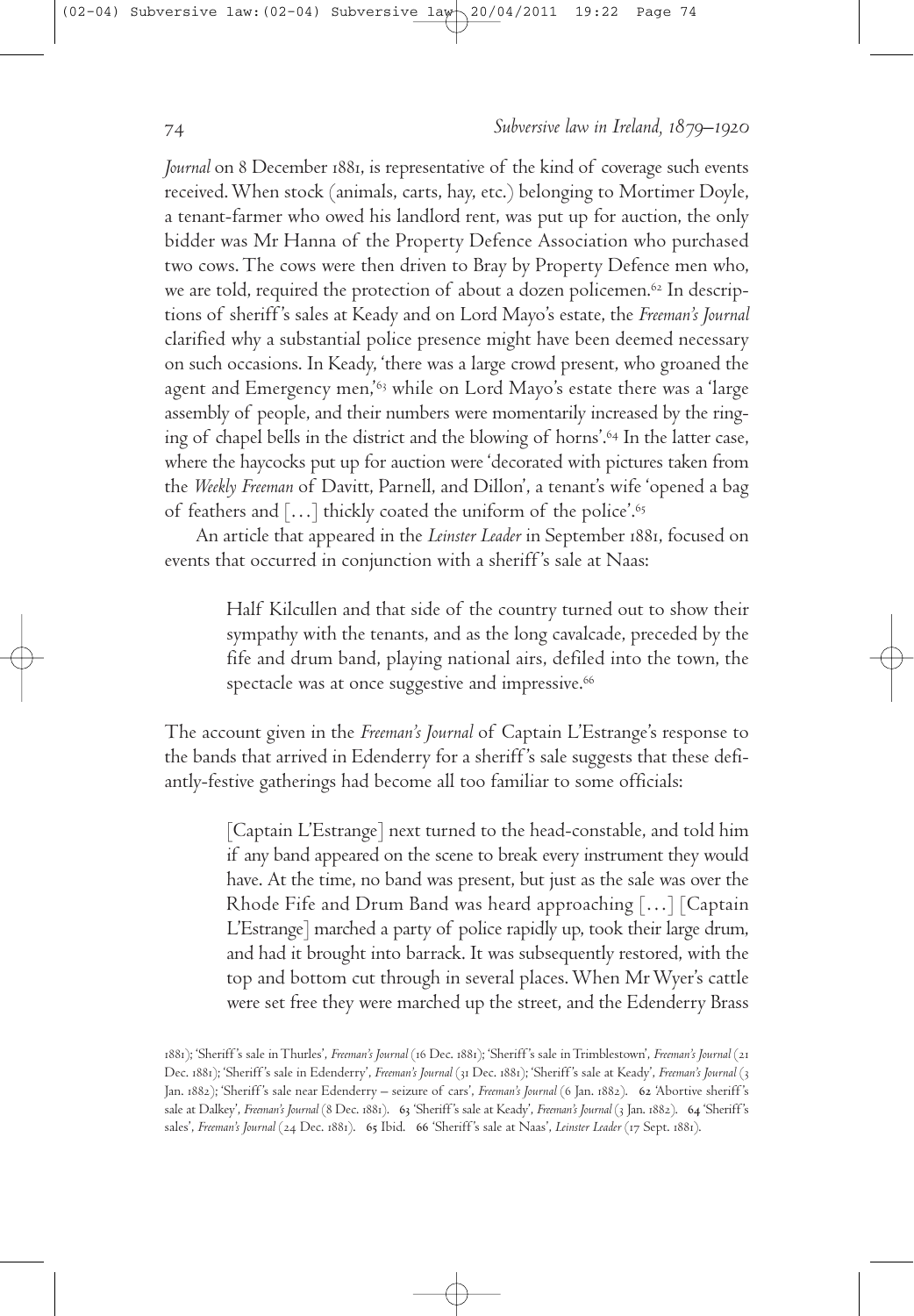*Journal* on 8 December 1881, is representative of the kind of coverage such events received. When stock (animals, carts, hay, etc.) belonging to Mortimer Doyle, a tenant-farmer who owed his landlord rent, was put up for auction, the only bidder was Mr Hanna of the Property Defence Association who purchased two cows. The cows were then driven to Bray by Property Defence men who, we are told, required the protection of about a dozen policemen.[62] In descriptions of sheriff's sales at Keady and on Lord Mayo's estate, the *Freeman's Journal* clarified why a substantial police presence might have been deemed necessary on such occasions. In Keady, 'there was a large crowd present, who groaned the agent and Emergency men,'[63] while on Lord Mayo's estate there was a 'large assembly of people, and their numbers were momentarily increased by the ringing of chapel bells in the district and the blowing of horns'.[64] In the latter case, where the haycocks put up for auction were 'decorated with pictures taken from the *Weekly Freeman* of Davitt, Parnell, and Dillon', a tenant's wife 'opened a bag of feathers and [...] thickly coated the uniform of the police'.[65]

An article that appeared in the *Leinster Leader* in September 1881, focused on events that occurred in conjunction with a sheriff's sale at Naas:

> Half Kilcullen and that side of the country turned out to show their sympathy with the tenants, and as the long cavalcade, preceded by the fife and drum band, playing national airs, defiled into the town, the spectacle was at once suggestive and impressive.[66]

The account given in the *Freeman's Journal* of Captain L'Estrange's response to the bands that arrived in Edenderry for a sheriff's sale suggests that these defiantly-festive gatherings had become all too familiar to some officials:

> [Captain L'Estrange] next turned to the head-constable, and told him if any band appeared on the scene to break every instrument they would have. At the time, no band was present, but just as the sale was over the Rhode Fife and Drum Band was heard approaching [...] [Captain L'Estrange] marched a party of police rapidly up, took their large drum, and had it brought into barrack. It was subsequently restored, with the top and bottom cut through in several places. When Mr Wyer's cattle were set free they were marched up the street, and the Edenderry Brass

1881); 'Sheriff's sale in Thurles', *Freeman's Journal* (16 Dec. 1881); 'Sheriff's sale in Trimblestown', *Freeman's Journal* (21 Dec. 1881); 'Sheriff's sale in Edenderry', *Freeman's Journal* (31 Dec. 1881); 'Sheriff's sale at Keady', *Freeman's Journal* (3 Jan. 1882); 'Sheriff's sale near Edenderry – seizure of cars', *Freeman's Journal* (6 Jan. 1882). **62** 'Abortive sheriff's sale at Dalkey', *Freeman's Journal* (8 Dec. 1881). **63** 'Sheriff's sale at Keady', *Freeman's Journal* (3 Jan. 1882). **64** 'Sheriff's sales', *Freeman's Journal* (24 Dec. 1881). **65** Ibid. **66** 'Sheriff's sale at Naas', *Leinster Leader* (17 Sept. 1881).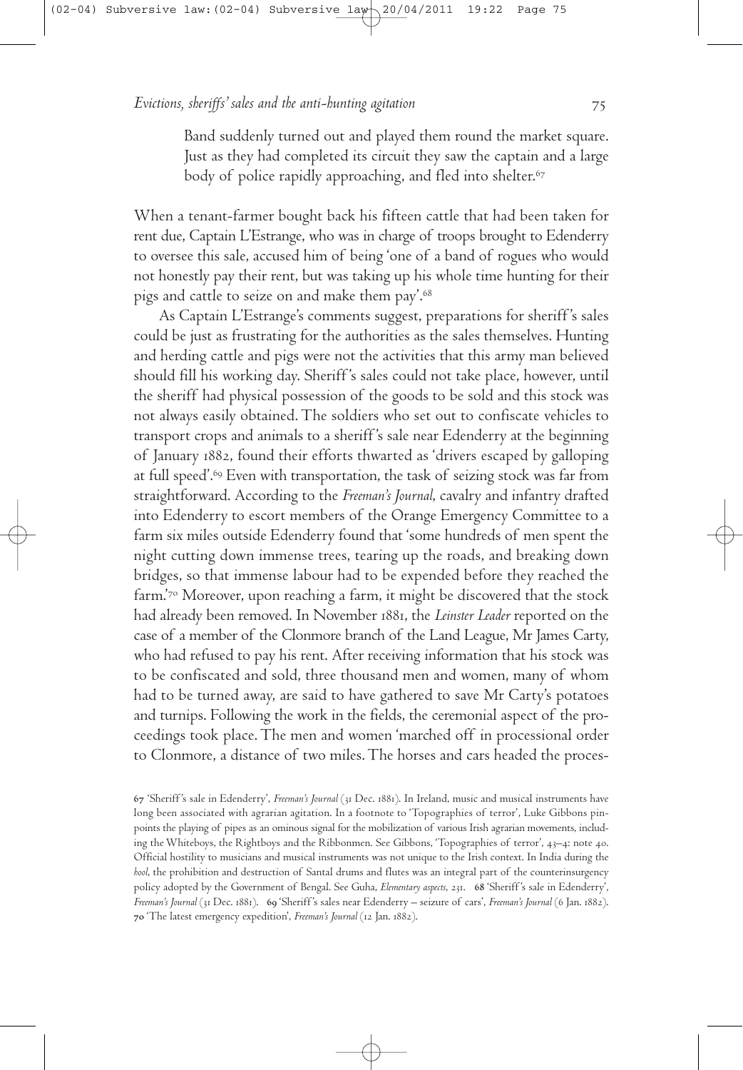Band suddenly turned out and played them round the market square. Just as they had completed its circuit they saw the captain and a large body of police rapidly approaching, and fled into shelter.[67]

When a tenant-farmer bought back his fifteen cattle that had been taken for rent due, Captain L'Estrange, who was in charge of troops brought to Edenderry to oversee this sale, accused him of being 'one of a band of rogues who would not honestly pay their rent, but was taking up his whole time hunting for their pigs and cattle to seize on and make them pay'.[68]

As Captain L'Estrange's comments suggest, preparations for sheriff's sales could be just as frustrating for the authorities as the sales themselves. Hunting and herding cattle and pigs were not the activities that this army man believed should fill his working day. Sheriff's sales could not take place, however, until the sheriff had physical possession of the goods to be sold and this stock was not always easily obtained. The soldiers who set out to confiscate vehicles to transport crops and animals to a sheriff's sale near Edenderry at the beginning of January 1882, found their efforts thwarted as 'drivers escaped by galloping at full speed'.[69] Even with transportation, the task of seizing stock was far from straightforward. According to the *Freeman's Journal*, cavalry and infantry drafted into Edenderry to escort members of the Orange Emergency Committee to a farm six miles outside Edenderry found that 'some hundreds of men spent the night cutting down immense trees, tearing up the roads, and breaking down bridges, so that immense labour had to be expended before they reached the farm.'[70] Moreover, upon reaching a farm, it might be discovered that the stock had already been removed. In November 1881, the *Leinster Leader* reported on the case of a member of the Clonmore branch of the Land League, Mr James Carty, who had refused to pay his rent. After receiving information that his stock was to be confiscated and sold, three thousand men and women, many of whom had to be turned away, are said to have gathered to save Mr Carty's potatoes and turnips. Following the work in the fields, the ceremonial aspect of the proceedings took place. The men and women 'marched off in processional order to Clonmore, a distance of two miles. The horses and cars headed the proces-

---

**67** 'Sheriff's sale in Edenderry', *Freeman's Journal* (31 Dec. 1881). In Ireland, music and musical instruments have long been associated with agrarian agitation. In a footnote to 'Topographies of terror', Luke Gibbons pinpoints the playing of pipes as an ominous signal for the mobilization of various Irish agrarian movements, including the Whiteboys, the Rightboys and the Ribbonmen. See Gibbons, 'Topographies of terror', 43–4: note 40. Official hostility to musicians and musical instruments was not unique to the Irish context. In India during the *hool*, the prohibition and destruction of Santal drums and flutes was an integral part of the counterinsurgency policy adopted by the Government of Bengal. See Guha, *Elementary aspects*, 231. **68** 'Sheriff's sale in Edenderry', *Freeman's Journal* (31 Dec. 1881). **69** 'Sheriff's sales near Edenderry – seizure of cars', *Freeman's Journal* (6 Jan. 1882). **70** 'The latest emergency expedition', *Freeman's Journal* (12 Jan. 1882).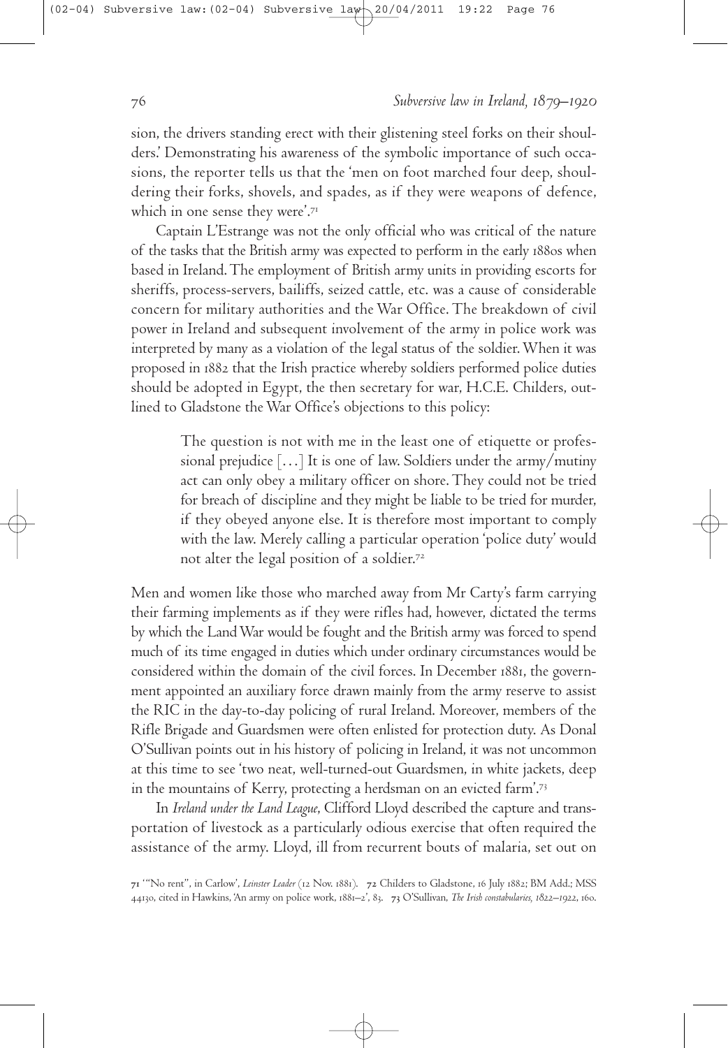sion, the drivers standing erect with their glistening steel forks on their shoulders.' Demonstrating his awareness of the symbolic importance of such occasions, the reporter tells us that the 'men on foot marched four deep, shouldering their forks, shovels, and spades, as if they were weapons of defence, which in one sense they were'.[71]

Captain L'Estrange was not the only official who was critical of the nature of the tasks that the British army was expected to perform in the early 1880s when based in Ireland. The employment of British army units in providing escorts for sheriffs, process-servers, bailiffs, seized cattle, etc. was a cause of considerable concern for military authorities and the War Office. The breakdown of civil power in Ireland and subsequent involvement of the army in police work was interpreted by many as a violation of the legal status of the soldier. When it was proposed in 1882 that the Irish practice whereby soldiers performed police duties should be adopted in Egypt, the then secretary for war, H.C.E. Childers, outlined to Gladstone the War Office's objections to this policy:

> The question is not with me in the least one of etiquette or professional prejudice [...] It is one of law. Soldiers under the army/mutiny act can only obey a military officer on shore. They could not be tried for breach of discipline and they might be liable to be tried for murder, if they obeyed anyone else. It is therefore most important to comply with the law. Merely calling a particular operation 'police duty' would not alter the legal position of a soldier.[72]

Men and women like those who marched away from Mr Carty's farm carrying their farming implements as if they were rifles had, however, dictated the terms by which the Land War would be fought and the British army was forced to spend much of its time engaged in duties which under ordinary circumstances would be considered within the domain of the civil forces. In December 1881, the government appointed an auxiliary force drawn mainly from the army reserve to assist the RIC in the day-to-day policing of rural Ireland. Moreover, members of the Rifle Brigade and Guardsmen were often enlisted for protection duty. As Donal O'Sullivan points out in his history of policing in Ireland, it was not uncommon at this time to see 'two neat, well-turned-out Guardsmen, in white jackets, deep in the mountains of Kerry, protecting a herdsman on an evicted farm'.[73]

In *Ireland under the Land League*, Clifford Lloyd described the capture and transportation of livestock as a particularly odious exercise that often required the assistance of the army. Lloyd, ill from recurrent bouts of malaria, set out on

71 '"No rent", in Carlow', *Leinster Leader* (12 Nov. 1881). 72 Childers to Gladstone, 16 July 1882; BM Add.; MSS 44130, cited in Hawkins, 'An army on police work, 1881–2', 83. 73 O'Sullivan, *The Irish constabularies, 1822–1922*, 160.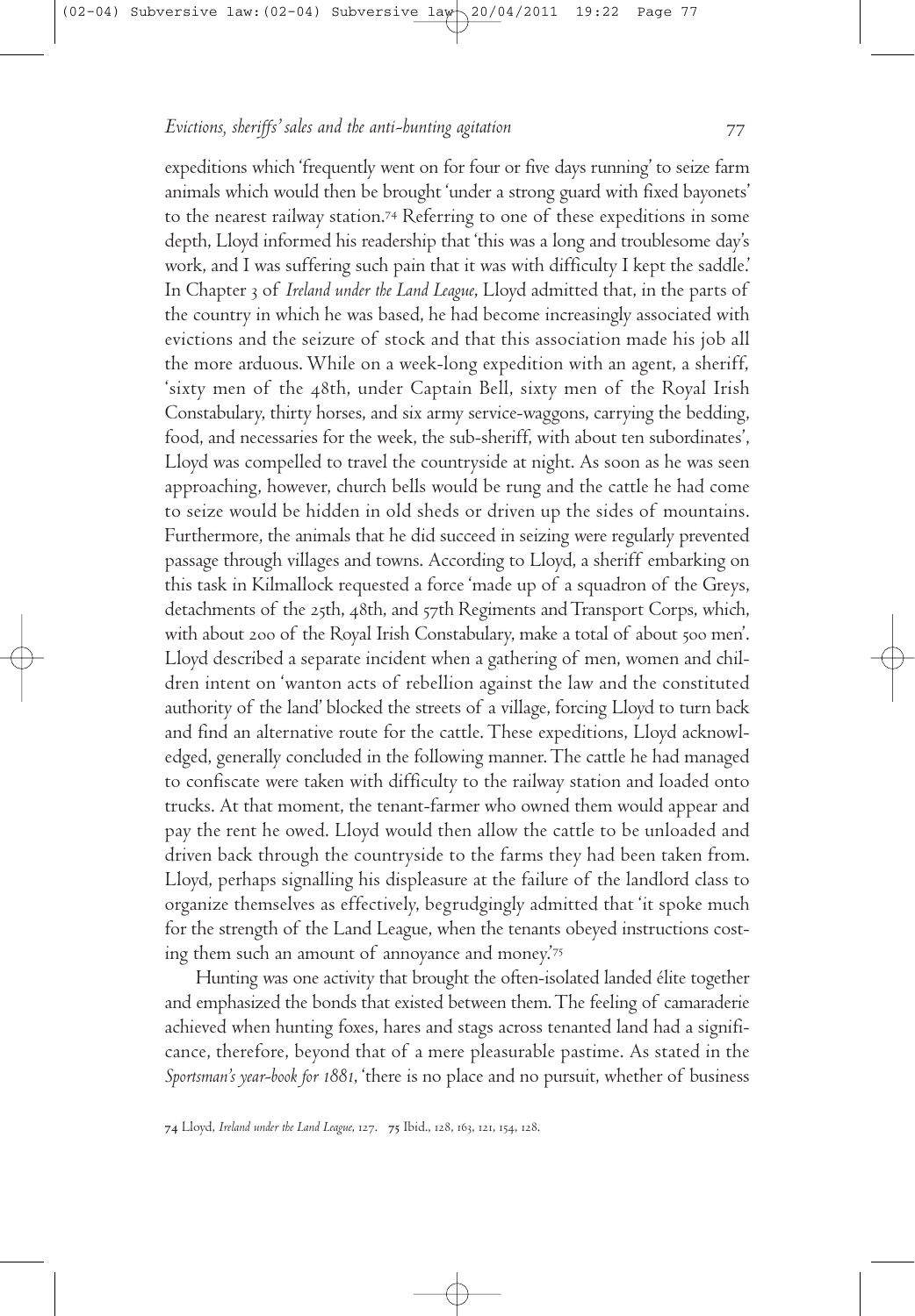expeditions which 'frequently went on for four or five days running' to seize farm animals which would then be brought 'under a strong guard with fixed bayonets' to the nearest railway station.[74] Referring to one of these expeditions in some depth, Lloyd informed his readership that 'this was a long and troublesome day's work, and I was suffering such pain that it was with difficulty I kept the saddle.' In Chapter 3 of *Ireland under the Land League*, Lloyd admitted that, in the parts of the country in which he was based, he had become increasingly associated with evictions and the seizure of stock and that this association made his job all the more arduous. While on a week-long expedition with an agent, a sheriff, 'sixty men of the 48th, under Captain Bell, sixty men of the Royal Irish Constabulary, thirty horses, and six army service-waggons, carrying the bedding, food, and necessaries for the week, the sub-sheriff, with about ten subordinates', Lloyd was compelled to travel the countryside at night. As soon as he was seen approaching, however, church bells would be rung and the cattle he had come to seize would be hidden in old sheds or driven up the sides of mountains. Furthermore, the animals that he did succeed in seizing were regularly prevented passage through villages and towns. According to Lloyd, a sheriff embarking on this task in Kilmallock requested a force 'made up of a squadron of the Greys, detachments of the 25th, 48th, and 57th Regiments and Transport Corps, which, with about 200 of the Royal Irish Constabulary, make a total of about 500 men'. Lloyd described a separate incident when a gathering of men, women and children intent on 'wanton acts of rebellion against the law and the constituted authority of the land' blocked the streets of a village, forcing Lloyd to turn back and find an alternative route for the cattle. These expeditions, Lloyd acknowledged, generally concluded in the following manner. The cattle he had managed to confiscate were taken with difficulty to the railway station and loaded onto trucks. At that moment, the tenant-farmer who owned them would appear and pay the rent he owed. Lloyd would then allow the cattle to be unloaded and driven back through the countryside to the farms they had been taken from. Lloyd, perhaps signalling his displeasure at the failure of the landlord class to organize themselves as effectively, begrudgingly admitted that 'it spoke much for the strength of the Land League, when the tenants obeyed instructions costing them such an amount of annoyance and money.'[75]

Hunting was one activity that brought the often-isolated landed élite together and emphasized the bonds that existed between them. The feeling of camaraderie achieved when hunting foxes, hares and stags across tenanted land had a significance, therefore, beyond that of a mere pleasurable pastime. As stated in the *Sportsman's year-book for 1881*, 'there is no place and no pursuit, whether of business

74 Lloyd, *Ireland under the Land League*, 127. 75 Ibid., 128, 163, 121, 154, 128.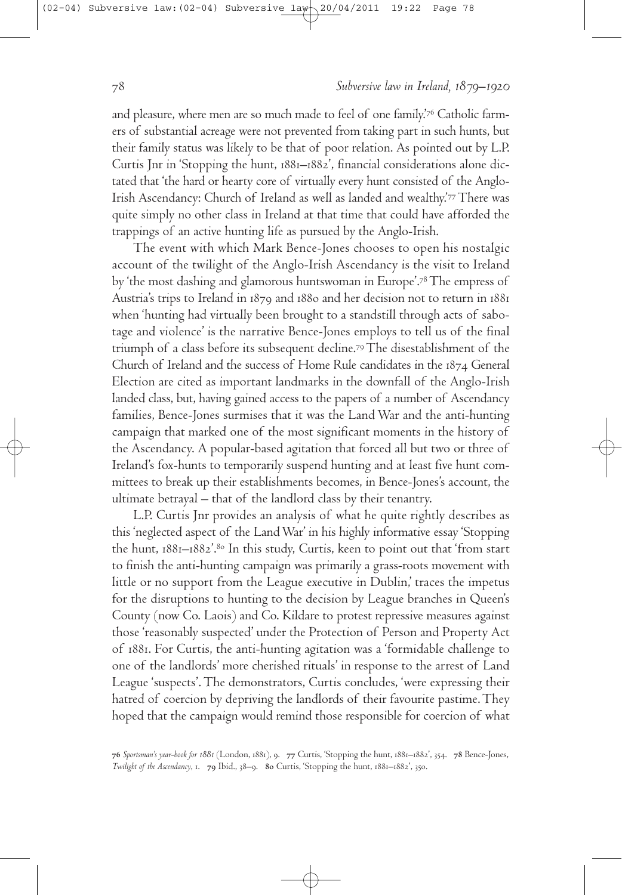and pleasure, where men are so much made to feel of one family.'[76] Catholic farmers of substantial acreage were not prevented from taking part in such hunts, but their family status was likely to be that of poor relation. As pointed out by L.P. Curtis Jnr in 'Stopping the hunt, 1881–1882', financial considerations alone dictated that 'the hard or hearty core of virtually every hunt consisted of the Anglo-Irish Ascendancy: Church of Ireland as well as landed and wealthy.'[77] There was quite simply no other class in Ireland at that time that could have afforded the trappings of an active hunting life as pursued by the Anglo-Irish.

The event with which Mark Bence-Jones chooses to open his nostalgic account of the twilight of the Anglo-Irish Ascendancy is the visit to Ireland by 'the most dashing and glamorous huntswoman in Europe'.[78] The empress of Austria's trips to Ireland in 1879 and 1880 and her decision not to return in 1881 when 'hunting had virtually been brought to a standstill through acts of sabotage and violence' is the narrative Bence-Jones employs to tell us of the final triumph of a class before its subsequent decline.[79] The disestablishment of the Church of Ireland and the success of Home Rule candidates in the 1874 General Election are cited as important landmarks in the downfall of the Anglo-Irish landed class, but, having gained access to the papers of a number of Ascendancy families, Bence-Jones surmises that it was the Land War and the anti-hunting campaign that marked one of the most significant moments in the history of the Ascendancy. A popular-based agitation that forced all but two or three of Ireland's fox-hunts to temporarily suspend hunting and at least five hunt committees to break up their establishments becomes, in Bence-Jones's account, the ultimate betrayal – that of the landlord class by their tenantry.

L.P. Curtis Jnr provides an analysis of what he quite rightly describes as this 'neglected aspect of the Land War' in his highly informative essay 'Stopping the hunt, 1881–1882'.[80] In this study, Curtis, keen to point out that 'from start to finish the anti-hunting campaign was primarily a grass-roots movement with little or no support from the League executive in Dublin,' traces the impetus for the disruptions to hunting to the decision by League branches in Queen's County (now Co. Laois) and Co. Kildare to protest repressive measures against those 'reasonably suspected' under the Protection of Person and Property Act of 1881. For Curtis, the anti-hunting agitation was a 'formidable challenge to one of the landlords' more cherished rituals' in response to the arrest of Land League 'suspects'. The demonstrators, Curtis concludes, 'were expressing their hatred of coercion by depriving the landlords of their favourite pastime. They hoped that the campaign would remind those responsible for coercion of what

[76] *Sportsman's year-book for 1881* (London, 1881), 9. [77] Curtis, 'Stopping the hunt, 1881–1882', 354. [78] Bence-Jones, *Twilight of the Ascendancy*, 1. [79] Ibid., 38–9. [80] Curtis, 'Stopping the hunt, 1881–1882', 350.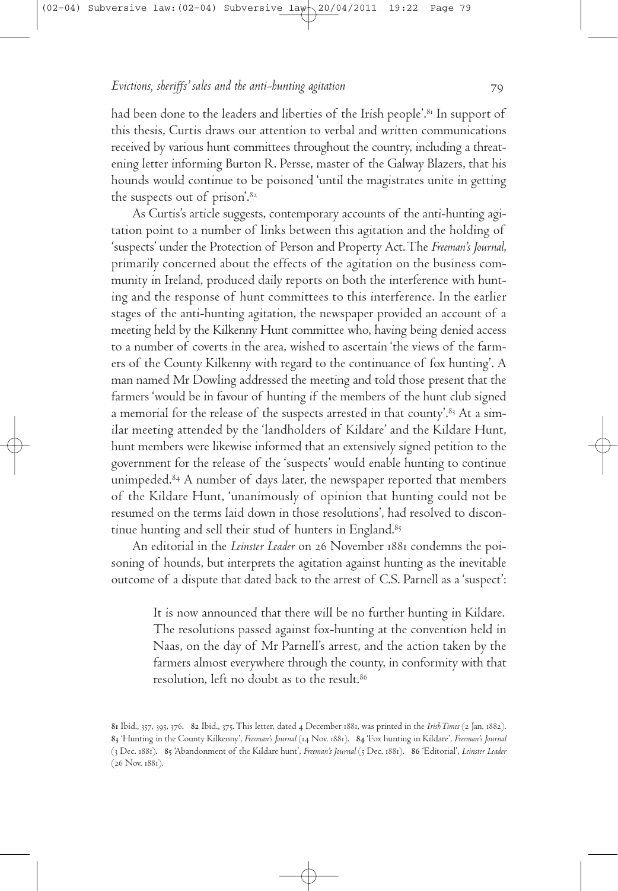had been done to the leaders and liberties of the Irish people'.[81] In support of this thesis, Curtis draws our attention to verbal and written communications received by various hunt committees throughout the country, including a threatening letter informing Burton R. Persse, master of the Galway Blazers, that his hounds would continue to be poisoned 'until the magistrates unite in getting the suspects out of prison'.[82]

As Curtis's article suggests, contemporary accounts of the anti-hunting agitation point to a number of links between this agitation and the holding of 'suspects' under the Protection of Person and Property Act. The *Freeman's Journal*, primarily concerned about the effects of the agitation on the business community in Ireland, produced daily reports on both the interference with hunting and the response of hunt committees to this interference. In the earlier stages of the anti-hunting agitation, the newspaper provided an account of a meeting held by the Kilkenny Hunt committee who, having being denied access to a number of coverts in the area, wished to ascertain 'the views of the farmers of the County Kilkenny with regard to the continuance of fox hunting'. A man named Mr Dowling addressed the meeting and told those present that the farmers 'would be in favour of hunting if the members of the hunt club signed a memorial for the release of the suspects arrested in that county'.[83] At a similar meeting attended by the 'landholders of Kildare' and the Kildare Hunt, hunt members were likewise informed that an extensively signed petition to the government for the release of the 'suspects' would enable hunting to continue unimpeded.[84] A number of days later, the newspaper reported that members of the Kildare Hunt, 'unanimously of opinion that hunting could not be resumed on the terms laid down in those resolutions', had resolved to discontinue hunting and sell their stud of hunters in England.[85]

An editorial in the *Leinster Leader* on 26 November 1881 condemns the poisoning of hounds, but interprets the agitation against hunting as the inevitable outcome of a dispute that dated back to the arrest of C.S. Parnell as a 'suspect':

> It is now announced that there will be no further hunting in Kildare. The resolutions passed against fox-hunting at the convention held in Naas, on the day of Mr Parnell's arrest, and the action taken by the farmers almost everywhere through the county, in conformity with that resolution, left no doubt as to the result.[86]

---

**81** Ibid., 357, 395, 376. **82** Ibid., 375. This letter, dated 4 December 1881, was printed in the *Irish Times* (2 Jan. 1882). **83** 'Hunting in the County Kilkenny', *Freeman's Journal* (14 Nov. 1881). **84** 'Fox hunting in Kildare', *Freeman's Journal* (3 Dec. 1881). **85** 'Abandonment of the Kildare hunt', *Freeman's Journal* (5 Dec. 1881). **86** 'Editorial', *Leinster Leader* (26 Nov. 1881).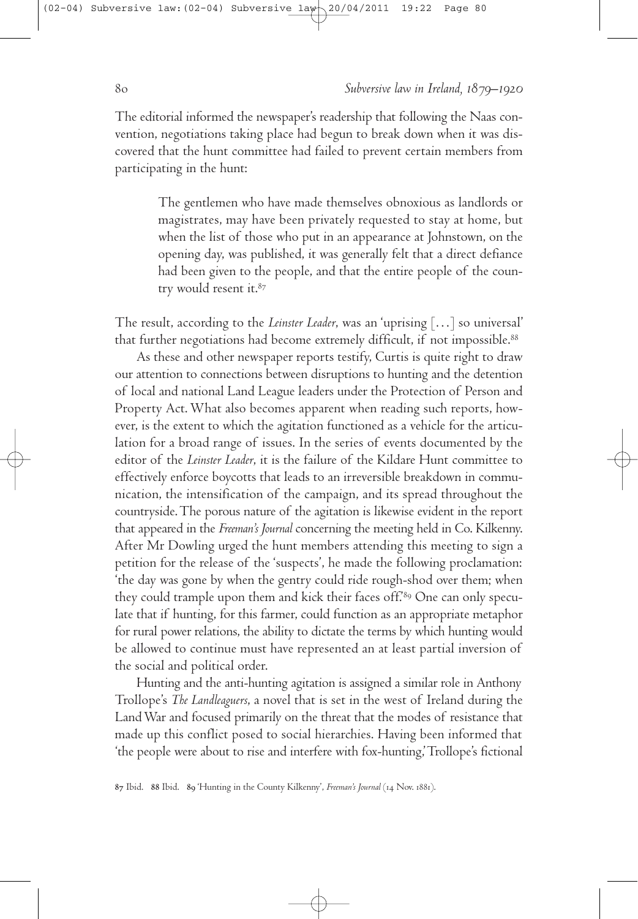The editorial informed the newspaper's readership that following the Naas convention, negotiations taking place had begun to break down when it was discovered that the hunt committee had failed to prevent certain members from participating in the hunt:

> The gentlemen who have made themselves obnoxious as landlords or magistrates, may have been privately requested to stay at home, but when the list of those who put in an appearance at Johnstown, on the opening day, was published, it was generally felt that a direct defiance had been given to the people, and that the entire people of the country would resent it.[87]

The result, according to the *Leinster Leader*, was an 'uprising […] so universal' that further negotiations had become extremely difficult, if not impossible.[88]

As these and other newspaper reports testify, Curtis is quite right to draw our attention to connections between disruptions to hunting and the detention of local and national Land League leaders under the Protection of Person and Property Act. What also becomes apparent when reading such reports, however, is the extent to which the agitation functioned as a vehicle for the articulation for a broad range of issues. In the series of events documented by the editor of the *Leinster Leader*, it is the failure of the Kildare Hunt committee to effectively enforce boycotts that leads to an irreversible breakdown in communication, the intensification of the campaign, and its spread throughout the countryside. The porous nature of the agitation is likewise evident in the report that appeared in the *Freeman's Journal* concerning the meeting held in Co. Kilkenny. After Mr Dowling urged the hunt members attending this meeting to sign a petition for the release of the 'suspects', he made the following proclamation: 'the day was gone by when the gentry could ride rough-shod over them; when they could trample upon them and kick their faces off.'[89] One can only speculate that if hunting, for this farmer, could function as an appropriate metaphor for rural power relations, the ability to dictate the terms by which hunting would be allowed to continue must have represented an at least partial inversion of the social and political order.

Hunting and the anti-hunting agitation is assigned a similar role in Anthony Trollope's *The Landleaguers*, a novel that is set in the west of Ireland during the Land War and focused primarily on the threat that the modes of resistance that made up this conflict posed to social hierarchies. Having been informed that 'the people were about to rise and interfere with fox-hunting,' Trollope's fictional

87 Ibid. 88 Ibid. 89 'Hunting in the County Kilkenny', *Freeman's Journal* (14 Nov. 1881).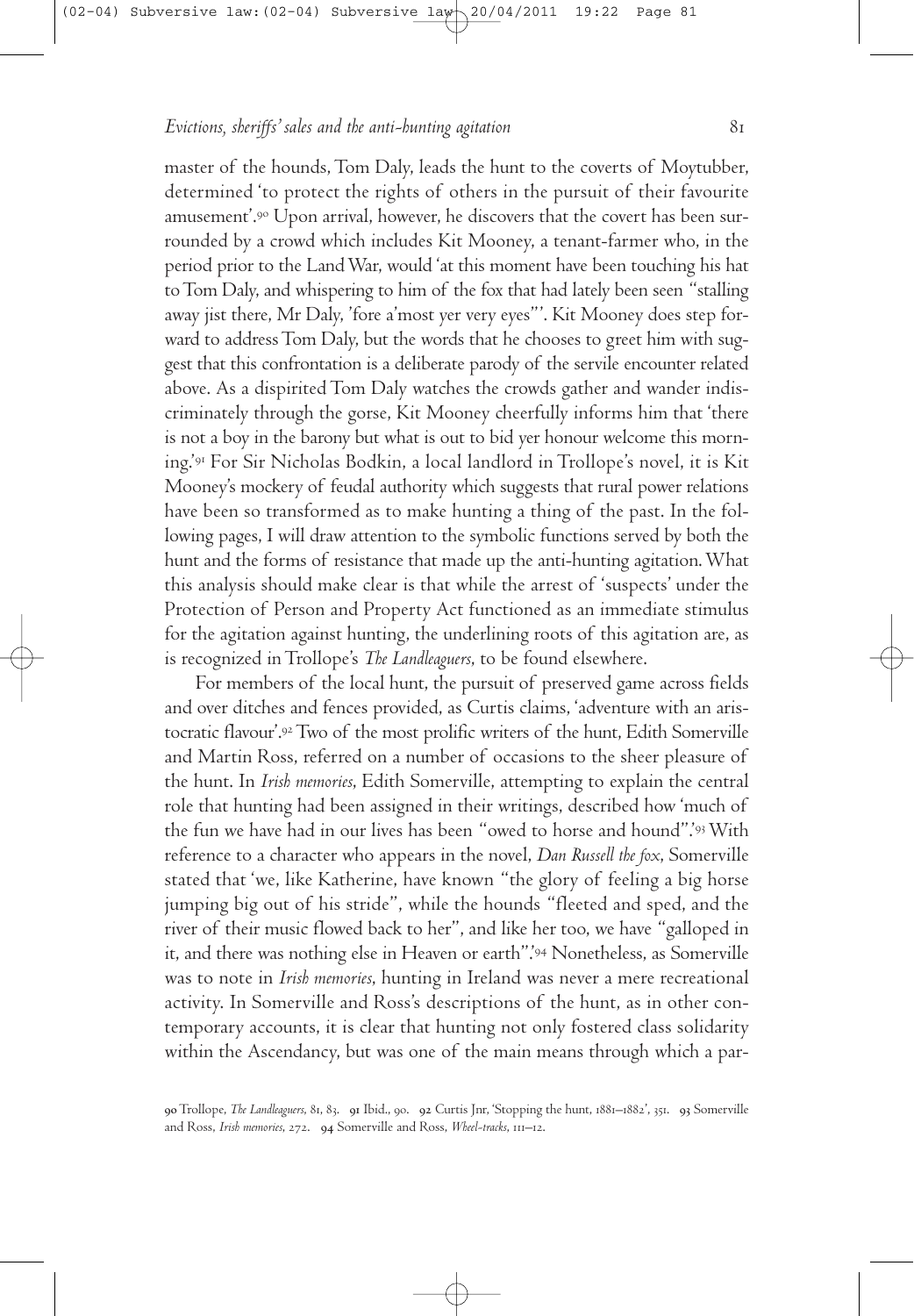master of the hounds, Tom Daly, leads the hunt to the coverts of Moytubber, determined 'to protect the rights of others in the pursuit of their favourite amusement'.[90] Upon arrival, however, he discovers that the covert has been surrounded by a crowd which includes Kit Mooney, a tenant-farmer who, in the period prior to the Land War, would 'at this moment have been touching his hat to Tom Daly, and whispering to him of the fox that had lately been seen "stalling away jist there, Mr Daly, 'fore a'most yer very eyes"'. Kit Mooney does step forward to address Tom Daly, but the words that he chooses to greet him with suggest that this confrontation is a deliberate parody of the servile encounter related above. As a dispirited Tom Daly watches the crowds gather and wander indiscriminately through the gorse, Kit Mooney cheerfully informs him that 'there is not a boy in the barony but what is out to bid yer honour welcome this morning.'[91] For Sir Nicholas Bodkin, a local landlord in Trollope's novel, it is Kit Mooney's mockery of feudal authority which suggests that rural power relations have been so transformed as to make hunting a thing of the past. In the following pages, I will draw attention to the symbolic functions served by both the hunt and the forms of resistance that made up the anti-hunting agitation. What this analysis should make clear is that while the arrest of 'suspects' under the Protection of Person and Property Act functioned as an immediate stimulus for the agitation against hunting, the underlining roots of this agitation are, as is recognized in Trollope's *The Landleaguers*, to be found elsewhere.

For members of the local hunt, the pursuit of preserved game across fields and over ditches and fences provided, as Curtis claims, 'adventure with an aristocratic flavour'.[92] Two of the most prolific writers of the hunt, Edith Somerville and Martin Ross, referred on a number of occasions to the sheer pleasure of the hunt. In *Irish memories*, Edith Somerville, attempting to explain the central role that hunting had been assigned in their writings, described how 'much of the fun we have had in our lives has been "owed to horse and hound".'[93] With reference to a character who appears in the novel, *Dan Russell the fox*, Somerville stated that 'we, like Katherine, have known "the glory of feeling a big horse jumping big out of his stride", while the hounds "fleeted and sped, and the river of their music flowed back to her", and like her too, we have "galloped in it, and there was nothing else in Heaven or earth".'[94] Nonetheless, as Somerville was to note in *Irish memories*, hunting in Ireland was never a mere recreational activity. In Somerville and Ross's descriptions of the hunt, as in other contemporary accounts, it is clear that hunting not only fostered class solidarity within the Ascendancy, but was one of the main means through which a par-

90 Trollope, *The Landleaguers*, 81, 83. 91 Ibid., 90. 92 Curtis Jnr, 'Stopping the hunt, 1881–1882', 351. 93 Somerville and Ross, *Irish memories*, 272. 94 Somerville and Ross, *Wheel-tracks*, 111–12.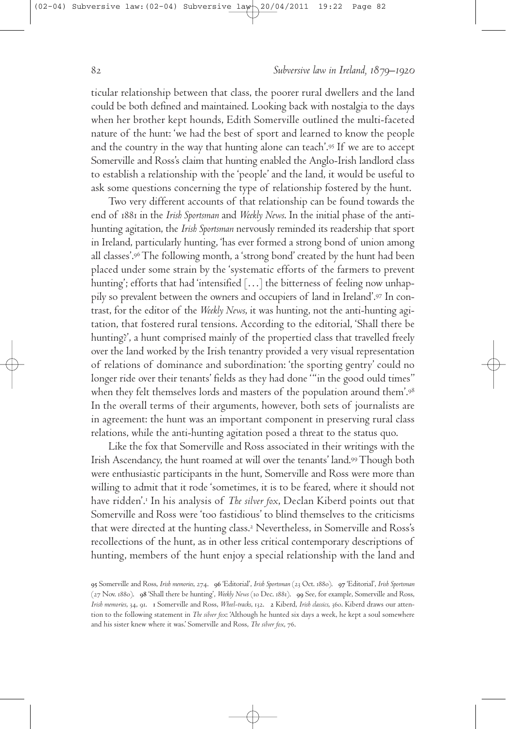ticular relationship between that class, the poorer rural dwellers and the land could be both defined and maintained. Looking back with nostalgia to the days when her brother kept hounds, Edith Somerville outlined the multi-faceted nature of the hunt: 'we had the best of sport and learned to know the people and the country in the way that hunting alone can teach'.[95] If we are to accept Somerville and Ross's claim that hunting enabled the Anglo-Irish landlord class to establish a relationship with the 'people' and the land, it would be useful to ask some questions concerning the type of relationship fostered by the hunt.

Two very different accounts of that relationship can be found towards the end of 1881 in the *Irish Sportsman* and *Weekly News*. In the initial phase of the anti-hunting agitation, the *Irish Sportsman* nervously reminded its readership that sport in Ireland, particularly hunting, 'has ever formed a strong bond of union among all classes'.[96] The following month, a 'strong bond' created by the hunt had been placed under some strain by the 'systematic efforts of the farmers to prevent hunting'; efforts that had 'intensified […] the bitterness of feeling now unhappily so prevalent between the owners and occupiers of land in Ireland'.[97] In contrast, for the editor of the *Weekly News*, it was hunting, not the anti-hunting agitation, that fostered rural tensions. According to the editorial, 'Shall there be hunting?', a hunt comprised mainly of the propertied class that travelled freely over the land worked by the Irish tenantry provided a very visual representation of relations of dominance and subordination: 'the sporting gentry' could no longer ride over their tenants' fields as they had done '"in the good ould times" when they felt themselves lords and masters of the population around them'.[98] In the overall terms of their arguments, however, both sets of journalists are in agreement: the hunt was an important component in preserving rural class relations, while the anti-hunting agitation posed a threat to the status quo.

Like the fox that Somerville and Ross associated in their writings with the Irish Ascendancy, the hunt roamed at will over the tenants' land.[99] Though both were enthusiastic participants in the hunt, Somerville and Ross were more than willing to admit that it rode 'sometimes, it is to be feared, where it should not have ridden'.[1] In his analysis of *The silver fox*, Declan Kiberd points out that Somerville and Ross were 'too fastidious' to blind themselves to the criticisms that were directed at the hunting class.[2] Nevertheless, in Somerville and Ross's recollections of the hunt, as in other less critical contemporary descriptions of hunting, members of the hunt enjoy a special relationship with the land and

95 Somerville and Ross, *Irish memories*, 274. 96 'Editorial', *Irish Sportsman* (23 Oct. 1880). 97 'Editorial', *Irish Sportsman* (27 Nov. 1880). 98 'Shall there be hunting', *Weekly News* (10 Dec. 1881). 99 See, for example, Somerville and Ross, *Irish memories*, 34, 91. 1 Somerville and Ross, *Wheel-tracks*, 132. 2 Kiberd, *Irish classics*, 360. Kiberd draws our attention to the following statement in *The silver fox*: 'Although he hunted six days a week, he kept a soul somewhere and his sister knew where it was.' Somerville and Ross, *The silver fox*, 76.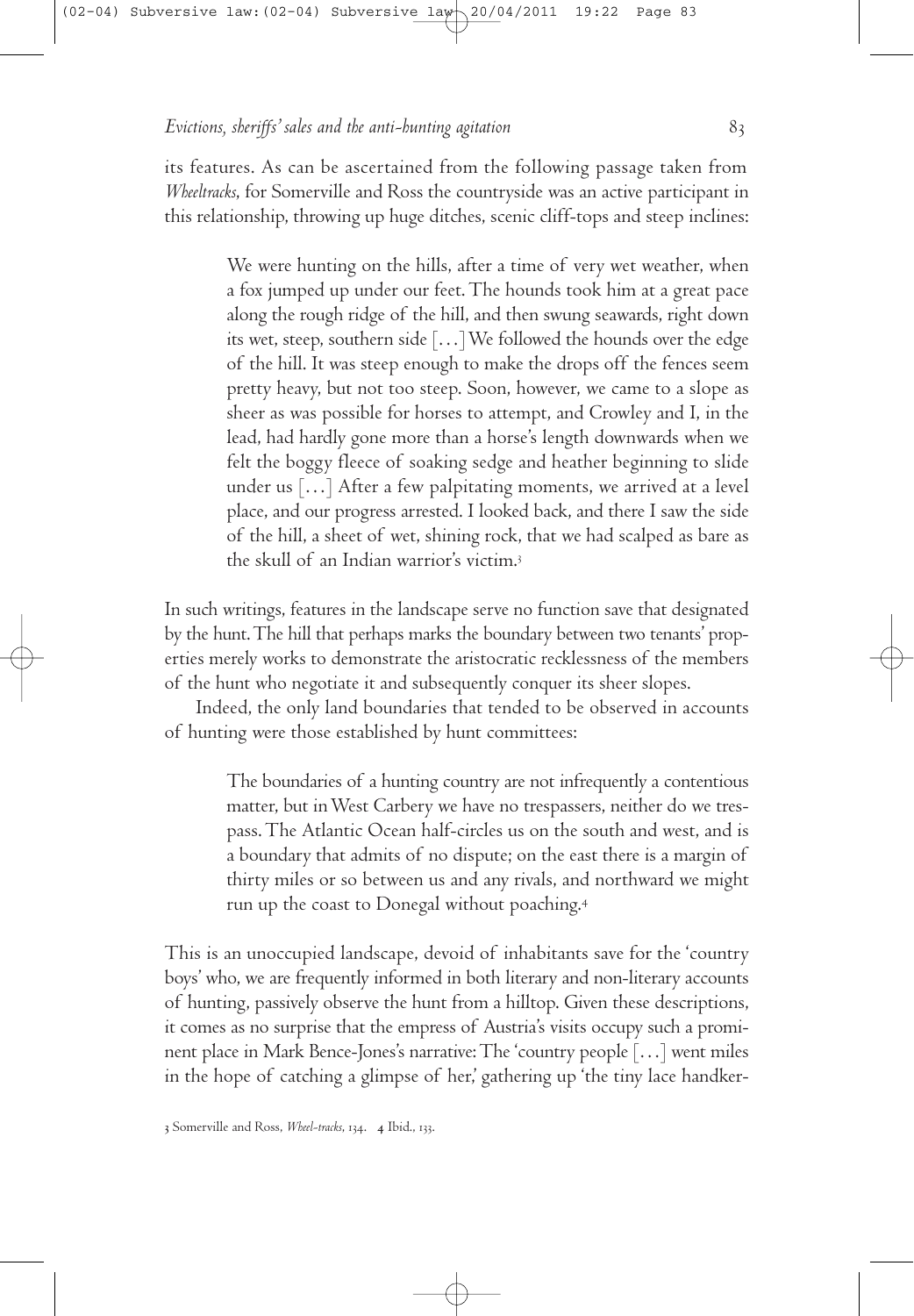its features. As can be ascertained from the following passage taken from *Wheeltracks*, for Somerville and Ross the countryside was an active participant in this relationship, throwing up huge ditches, scenic cliff-tops and steep inclines:

> We were hunting on the hills, after a time of very wet weather, when a fox jumped up under our feet. The hounds took him at a great pace along the rough ridge of the hill, and then swung seawards, right down its wet, steep, southern side [...] We followed the hounds over the edge of the hill. It was steep enough to make the drops off the fences seem pretty heavy, but not too steep. Soon, however, we came to a slope as sheer as was possible for horses to attempt, and Crowley and I, in the lead, had hardly gone more than a horse's length downwards when we felt the boggy fleece of soaking sedge and heather beginning to slide under us [...] After a few palpitating moments, we arrived at a level place, and our progress arrested. I looked back, and there I saw the side of the hill, a sheet of wet, shining rock, that we had scalped as bare as the skull of an Indian warrior's victim.[3]

In such writings, features in the landscape serve no function save that designated by the hunt. The hill that perhaps marks the boundary between two tenants' properties merely works to demonstrate the aristocratic recklessness of the members of the hunt who negotiate it and subsequently conquer its sheer slopes.

Indeed, the only land boundaries that tended to be observed in accounts of hunting were those established by hunt committees:

> The boundaries of a hunting country are not infrequently a contentious matter, but in West Carbery we have no trespassers, neither do we trespass. The Atlantic Ocean half-circles us on the south and west, and is a boundary that admits of no dispute; on the east there is a margin of thirty miles or so between us and any rivals, and northward we might run up the coast to Donegal without poaching.[4]

This is an unoccupied landscape, devoid of inhabitants save for the 'country boys' who, we are frequently informed in both literary and non-literary accounts of hunting, passively observe the hunt from a hilltop. Given these descriptions, it comes as no surprise that the empress of Austria's visits occupy such a prominent place in Mark Bence-Jones's narrative: The 'country people [...] went miles in the hope of catching a glimpse of her,' gathering up 'the tiny lace handker-

3 Somerville and Ross, *Wheel-tracks*, 134. 4 Ibid., 133.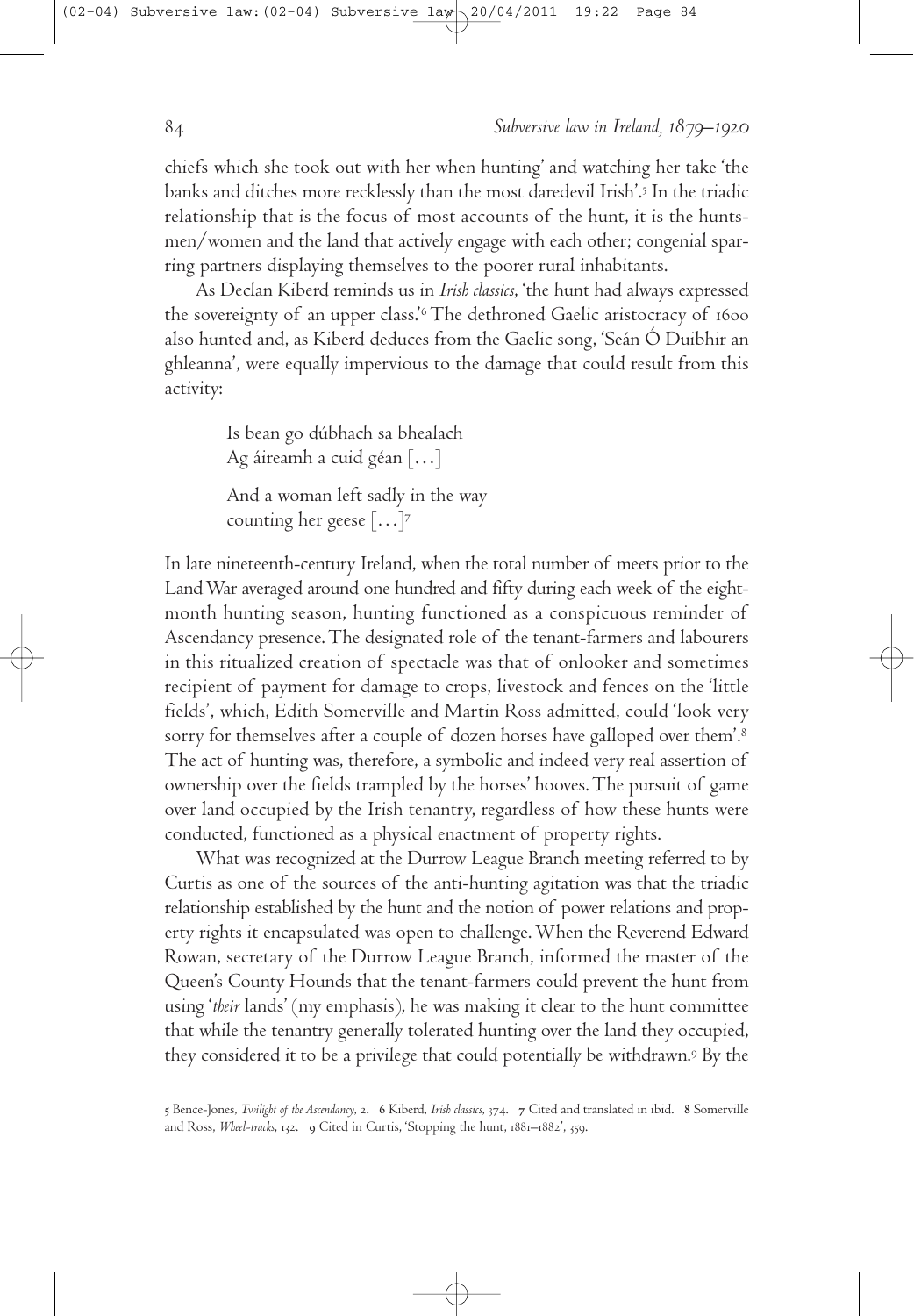chiefs which she took out with her when hunting' and watching her take 'the banks and ditches more recklessly than the most daredevil Irish'.[5] In the triadic relationship that is the focus of most accounts of the hunt, it is the huntsmen/women and the land that actively engage with each other; congenial sparring partners displaying themselves to the poorer rural inhabitants.

As Declan Kiberd reminds us in *Irish classics*, 'the hunt had always expressed the sovereignty of an upper class.'[6] The dethroned Gaelic aristocracy of 1600 also hunted and, as Kiberd deduces from the Gaelic song, 'Seán Ó Duibhir an ghleanna', were equally impervious to the damage that could result from this activity:

> Is bean go dúbhach sa bhealach
> Ag áireamh a cuid géan [...]
>
> And a woman left sadly in the way
> counting her geese [...][7]

In late nineteenth-century Ireland, when the total number of meets prior to the Land War averaged around one hundred and fifty during each week of the eight-month hunting season, hunting functioned as a conspicuous reminder of Ascendancy presence. The designated role of the tenant-farmers and labourers in this ritualized creation of spectacle was that of onlooker and sometimes recipient of payment for damage to crops, livestock and fences on the 'little fields', which, Edith Somerville and Martin Ross admitted, could 'look very sorry for themselves after a couple of dozen horses have galloped over them'.[8] The act of hunting was, therefore, a symbolic and indeed very real assertion of ownership over the fields trampled by the horses' hooves. The pursuit of game over land occupied by the Irish tenantry, regardless of how these hunts were conducted, functioned as a physical enactment of property rights.

What was recognized at the Durrow League Branch meeting referred to by Curtis as one of the sources of the anti-hunting agitation was that the triadic relationship established by the hunt and the notion of power relations and property rights it encapsulated was open to challenge. When the Reverend Edward Rowan, secretary of the Durrow League Branch, informed the master of the Queen's County Hounds that the tenant-farmers could prevent the hunt from using '*their* lands' (my emphasis), he was making it clear to the hunt committee that while the tenantry generally tolerated hunting over the land they occupied, they considered it to be a privilege that could potentially be withdrawn.[9] By the

5 Bence-Jones, *Twilight of the Ascendancy*, 2. 6 Kiberd, *Irish classics*, 374. 7 Cited and translated in ibid. 8 Somerville and Ross, *Wheel-tracks*, 132. 9 Cited in Curtis, 'Stopping the hunt, 1881–1882', 359.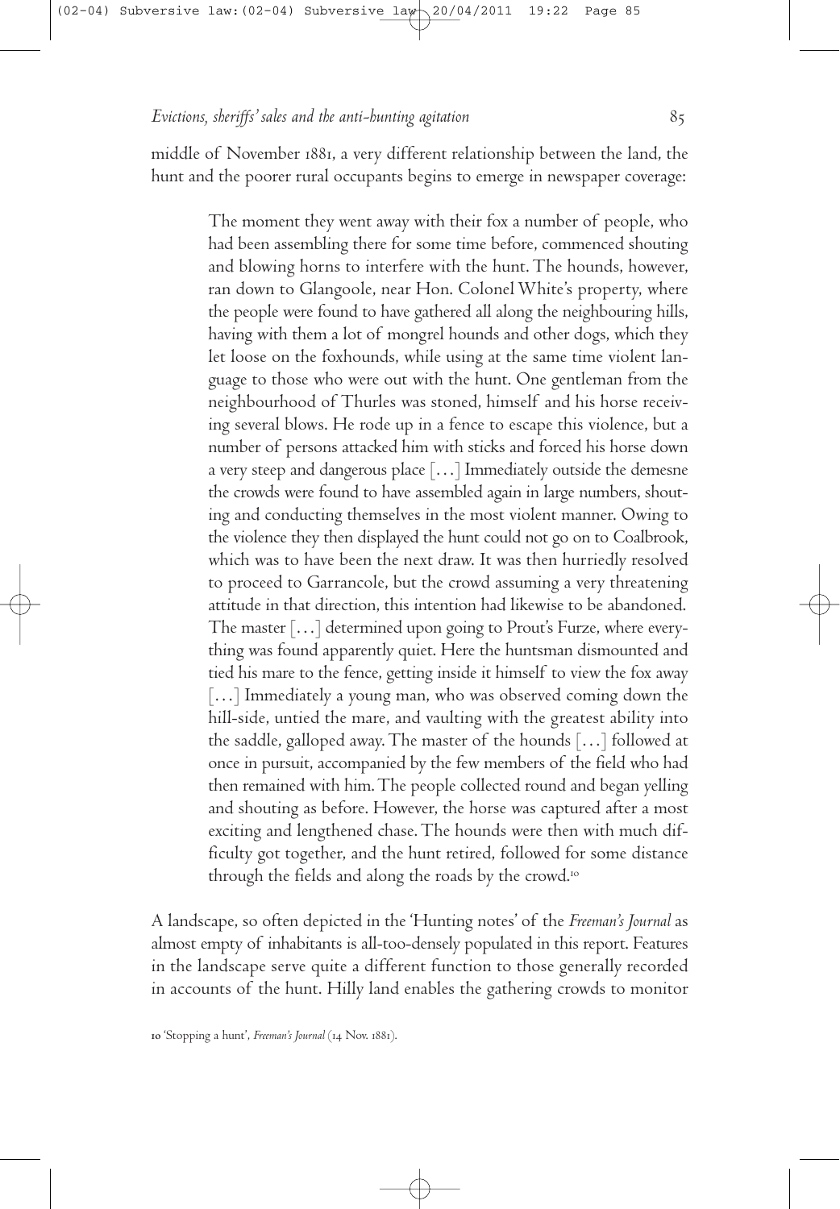middle of November 1881, a very different relationship between the land, the hunt and the poorer rural occupants begins to emerge in newspaper coverage:

> The moment they went away with their fox a number of people, who had been assembling there for some time before, commenced shouting and blowing horns to interfere with the hunt. The hounds, however, ran down to Glangoole, near Hon. Colonel White's property, where the people were found to have gathered all along the neighbouring hills, having with them a lot of mongrel hounds and other dogs, which they let loose on the foxhounds, while using at the same time violent language to those who were out with the hunt. One gentleman from the neighbourhood of Thurles was stoned, himself and his horse receiving several blows. He rode up in a fence to escape this violence, but a number of persons attacked him with sticks and forced his horse down a very steep and dangerous place […] Immediately outside the demesne the crowds were found to have assembled again in large numbers, shouting and conducting themselves in the most violent manner. Owing to the violence they then displayed the hunt could not go on to Coalbrook, which was to have been the next draw. It was then hurriedly resolved to proceed to Garrancole, but the crowd assuming a very threatening attitude in that direction, this intention had likewise to be abandoned. The master […] determined upon going to Prout's Furze, where everything was found apparently quiet. Here the huntsman dismounted and tied his mare to the fence, getting inside it himself to view the fox away […] Immediately a young man, who was observed coming down the hill-side, untied the mare, and vaulting with the greatest ability into the saddle, galloped away. The master of the hounds […] followed at once in pursuit, accompanied by the few members of the field who had then remained with him. The people collected round and began yelling and shouting as before. However, the horse was captured after a most exciting and lengthened chase. The hounds were then with much difficulty got together, and the hunt retired, followed for some distance through the fields and along the roads by the crowd.[10]

A landscape, so often depicted in the 'Hunting notes' of the *Freeman's Journal* as almost empty of inhabitants is all-too-densely populated in this report. Features in the landscape serve quite a different function to those generally recorded in accounts of the hunt. Hilly land enables the gathering crowds to monitor

10 'Stopping a hunt', *Freeman's Journal* (14 Nov. 1881).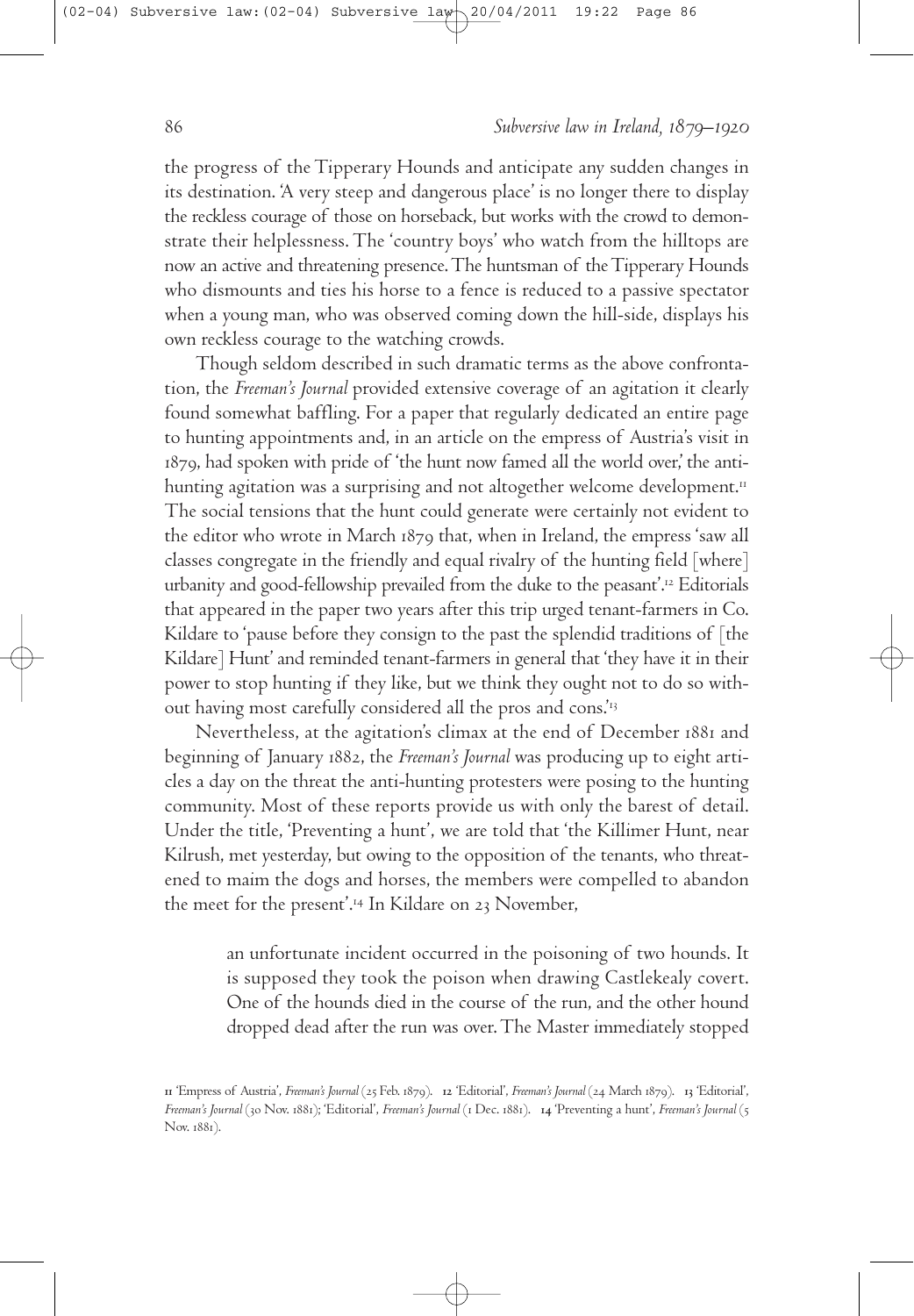the progress of the Tipperary Hounds and anticipate any sudden changes in its destination. 'A very steep and dangerous place' is no longer there to display the reckless courage of those on horseback, but works with the crowd to demonstrate their helplessness. The 'country boys' who watch from the hilltops are now an active and threatening presence. The huntsman of the Tipperary Hounds who dismounts and ties his horse to a fence is reduced to a passive spectator when a young man, who was observed coming down the hill-side, displays his own reckless courage to the watching crowds.

Though seldom described in such dramatic terms as the above confrontation, the *Freeman's Journal* provided extensive coverage of an agitation it clearly found somewhat baffling. For a paper that regularly dedicated an entire page to hunting appointments and, in an article on the empress of Austria's visit in 1879, had spoken with pride of 'the hunt now famed all the world over,' the anti-hunting agitation was a surprising and not altogether welcome development.[11] The social tensions that the hunt could generate were certainly not evident to the editor who wrote in March 1879 that, when in Ireland, the empress 'saw all classes congregate in the friendly and equal rivalry of the hunting field [where] urbanity and good-fellowship prevailed from the duke to the peasant'.[12] Editorials that appeared in the paper two years after this trip urged tenant-farmers in Co. Kildare to 'pause before they consign to the past the splendid traditions of [the Kildare] Hunt' and reminded tenant-farmers in general that 'they have it in their power to stop hunting if they like, but we think they ought not to do so without having most carefully considered all the pros and cons.'[13]

Nevertheless, at the agitation's climax at the end of December 1881 and beginning of January 1882, the *Freeman's Journal* was producing up to eight articles a day on the threat the anti-hunting protesters were posing to the hunting community. Most of these reports provide us with only the barest of detail. Under the title, 'Preventing a hunt', we are told that 'the Killimer Hunt, near Kilrush, met yesterday, but owing to the opposition of the tenants, who threatened to maim the dogs and horses, the members were compelled to abandon the meet for the present'.[14] In Kildare on 23 November,

> an unfortunate incident occurred in the poisoning of two hounds. It is supposed they took the poison when drawing Castlekealy covert. One of the hounds died in the course of the run, and the other hound dropped dead after the run was over. The Master immediately stopped

---

**11** 'Empress of Austria', *Freeman's Journal* (25 Feb. 1879). **12** 'Editorial', *Freeman's Journal* (24 March 1879). **13** 'Editorial', *Freeman's Journal* (30 Nov. 1881); 'Editorial', *Freeman's Journal* (1 Dec. 1881). **14** 'Preventing a hunt', *Freeman's Journal* (5 Nov. 1881).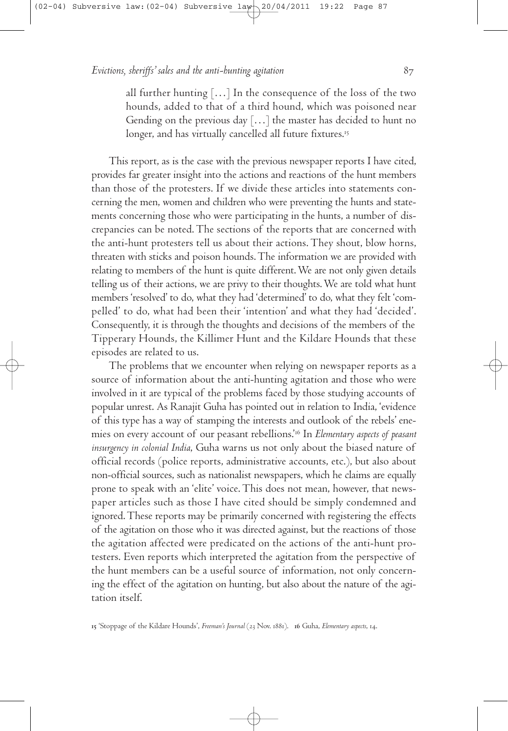> all further hunting [...] In the consequence of the loss of the two hounds, added to that of a third hound, which was poisoned near Gending on the previous day [...] the master has decided to hunt no longer, and has virtually cancelled all future fixtures.[15]

This report, as is the case with the previous newspaper reports I have cited, provides far greater insight into the actions and reactions of the hunt members than those of the protesters. If we divide these articles into statements concerning the men, women and children who were preventing the hunts and statements concerning those who were participating in the hunts, a number of discrepancies can be noted. The sections of the reports that are concerned with the anti-hunt protesters tell us about their actions. They shout, blow horns, threaten with sticks and poison hounds. The information we are provided with relating to members of the hunt is quite different. We are not only given details telling us of their actions, we are privy to their thoughts. We are told what hunt members 'resolved' to do, what they had 'determined' to do, what they felt 'compelled' to do, what had been their 'intention' and what they had 'decided'. Consequently, it is through the thoughts and decisions of the members of the Tipperary Hounds, the Killimer Hunt and the Kildare Hounds that these episodes are related to us.

The problems that we encounter when relying on newspaper reports as a source of information about the anti-hunting agitation and those who were involved in it are typical of the problems faced by those studying accounts of popular unrest. As Ranajit Guha has pointed out in relation to India, 'evidence of this type has a way of stamping the interests and outlook of the rebels' enemies on every account of our peasant rebellions.'[16] In *Elementary aspects of peasant insurgency in colonial India*, Guha warns us not only about the biased nature of official records (police reports, administrative accounts, etc.), but also about non-official sources, such as nationalist newspapers, which he claims are equally prone to speak with an 'elite' voice. This does not mean, however, that newspaper articles such as those I have cited should be simply condemned and ignored. These reports may be primarily concerned with registering the effects of the agitation on those who it was directed against, but the reactions of those the agitation affected were predicated on the actions of the anti-hunt protesters. Even reports which interpreted the agitation from the perspective of the hunt members can be a useful source of information, not only concerning the effect of the agitation on hunting, but also about the nature of the agitation itself.

[15] 'Stoppage of the Kildare Hounds', *Freeman's Journal* (23 Nov. 1881). [16] Guha, *Elementary aspects*, 14.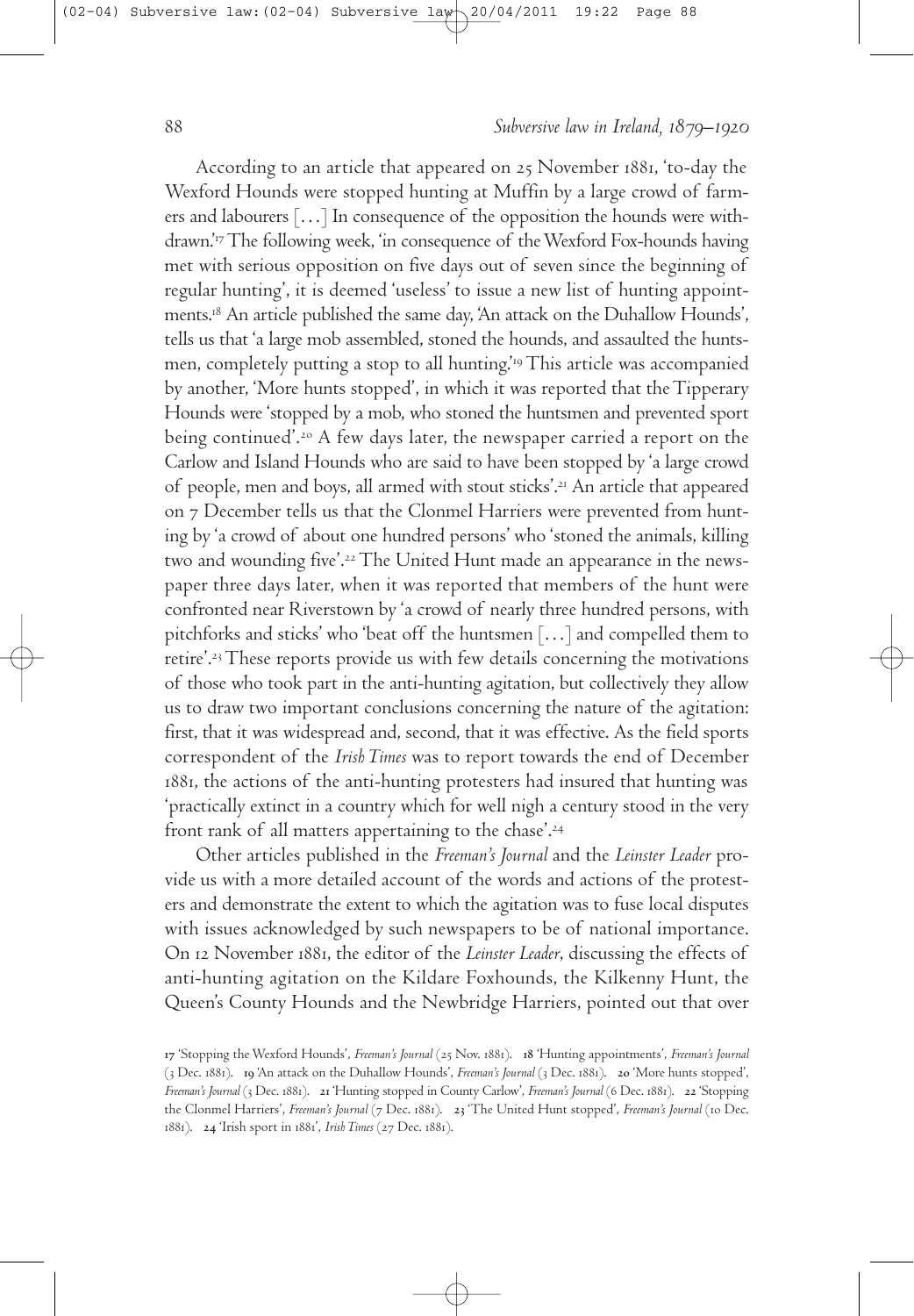According to an article that appeared on 25 November 1881, 'to-day the Wexford Hounds were stopped hunting at Muffin by a large crowd of farmers and labourers [...] In consequence of the opposition the hounds were withdrawn.'[17] The following week, 'in consequence of the Wexford Fox-hounds having met with serious opposition on five days out of seven since the beginning of regular hunting', it is deemed 'useless' to issue a new list of hunting appointments.[18] An article published the same day, 'An attack on the Duhallow Hounds', tells us that 'a large mob assembled, stoned the hounds, and assaulted the huntsmen, completely putting a stop to all hunting.'[19] This article was accompanied by another, 'More hunts stopped', in which it was reported that the Tipperary Hounds were 'stopped by a mob, who stoned the huntsmen and prevented sport being continued'.[20] A few days later, the newspaper carried a report on the Carlow and Island Hounds who are said to have been stopped by 'a large crowd of people, men and boys, all armed with stout sticks'.[21] An article that appeared on 7 December tells us that the Clonmel Harriers were prevented from hunting by 'a crowd of about one hundred persons' who 'stoned the animals, killing two and wounding five'.[22] The United Hunt made an appearance in the newspaper three days later, when it was reported that members of the hunt were confronted near Riverstown by 'a crowd of nearly three hundred persons, with pitchforks and sticks' who 'beat off the huntsmen [...] and compelled them to retire'.[23] These reports provide us with few details concerning the motivations of those who took part in the anti-hunting agitation, but collectively they allow us to draw two important conclusions concerning the nature of the agitation: first, that it was widespread and, second, that it was effective. As the field sports correspondent of the *Irish Times* was to report towards the end of December 1881, the actions of the anti-hunting protesters had insured that hunting was 'practically extinct in a country which for well nigh a century stood in the very front rank of all matters appertaining to the chase'.[24]

Other articles published in the *Freeman's Journal* and the *Leinster Leader* provide us with a more detailed account of the words and actions of the protesters and demonstrate the extent to which the agitation was to fuse local disputes with issues acknowledged by such newspapers to be of national importance. On 12 November 1881, the editor of the *Leinster Leader*, discussing the effects of anti-hunting agitation on the Kildare Foxhounds, the Kilkenny Hunt, the Queen's County Hounds and the Newbridge Harriers, pointed out that over

**17** 'Stopping the Wexford Hounds', *Freeman's Journal* (25 Nov. 1881). **18** 'Hunting appointments', *Freeman's Journal* (3 Dec. 1881). **19** 'An attack on the Duhallow Hounds', *Freeman's Journal* (3 Dec. 1881). **20** 'More hunts stopped', *Freeman's Journal* (3 Dec. 1881). **21** 'Hunting stopped in County Carlow', *Freeman's Journal* (6 Dec. 1881). **22** 'Stopping the Clonmel Harriers', *Freeman's Journal* (7 Dec. 1881). **23** 'The United Hunt stopped', *Freeman's Journal* (10 Dec. 1881). **24** 'Irish sport in 1881', *Irish Times* (27 Dec. 1881).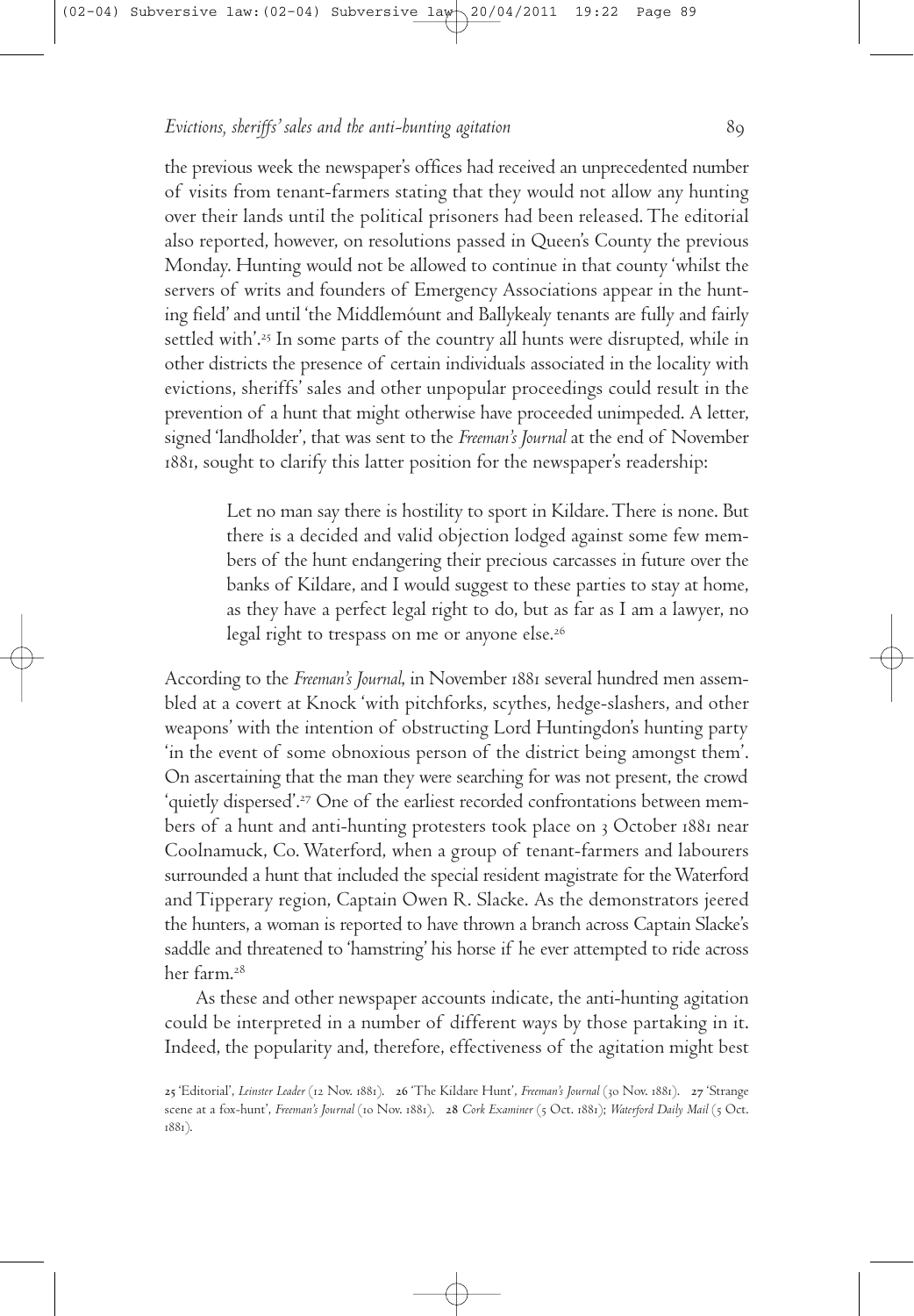the previous week the newspaper's offices had received an unprecedented number of visits from tenant-farmers stating that they would not allow any hunting over their lands until the political prisoners had been released. The editorial also reported, however, on resolutions passed in Queen's County the previous Monday. Hunting would not be allowed to continue in that county 'whilst the servers of writs and founders of Emergency Associations appear in the hunting field' and until 'the Middlemóunt and Ballykealy tenants are fully and fairly settled with'.[25] In some parts of the country all hunts were disrupted, while in other districts the presence of certain individuals associated in the locality with evictions, sheriffs' sales and other unpopular proceedings could result in the prevention of a hunt that might otherwise have proceeded unimpeded. A letter, signed 'landholder', that was sent to the *Freeman's Journal* at the end of November 1881, sought to clarify this latter position for the newspaper's readership:

> Let no man say there is hostility to sport in Kildare. There is none. But there is a decided and valid objection lodged against some few members of the hunt endangering their precious carcasses in future over the banks of Kildare, and I would suggest to these parties to stay at home, as they have a perfect legal right to do, but as far as I am a lawyer, no legal right to trespass on me or anyone else.[26]

According to the *Freeman's Journal*, in November 1881 several hundred men assembled at a covert at Knock 'with pitchforks, scythes, hedge-slashers, and other weapons' with the intention of obstructing Lord Huntingdon's hunting party 'in the event of some obnoxious person of the district being amongst them'. On ascertaining that the man they were searching for was not present, the crowd 'quietly dispersed'.[27] One of the earliest recorded confrontations between members of a hunt and anti-hunting protesters took place on 3 October 1881 near Coolnamuck, Co. Waterford, when a group of tenant-farmers and labourers surrounded a hunt that included the special resident magistrate for the Waterford and Tipperary region, Captain Owen R. Slacke. As the demonstrators jeered the hunters, a woman is reported to have thrown a branch across Captain Slacke's saddle and threatened to 'hamstring' his horse if he ever attempted to ride across her farm.[28]

As these and other newspaper accounts indicate, the anti-hunting agitation could be interpreted in a number of different ways by those partaking in it. Indeed, the popularity and, therefore, effectiveness of the agitation might best

25 'Editorial', *Leinster Leader* (12 Nov. 1881). 26 'The Kildare Hunt', *Freeman's Journal* (30 Nov. 1881). 27 'Strange scene at a fox-hunt', *Freeman's Journal* (10 Nov. 1881). 28 *Cork Examiner* (5 Oct. 1881); *Waterford Daily Mail* (5 Oct. 1881).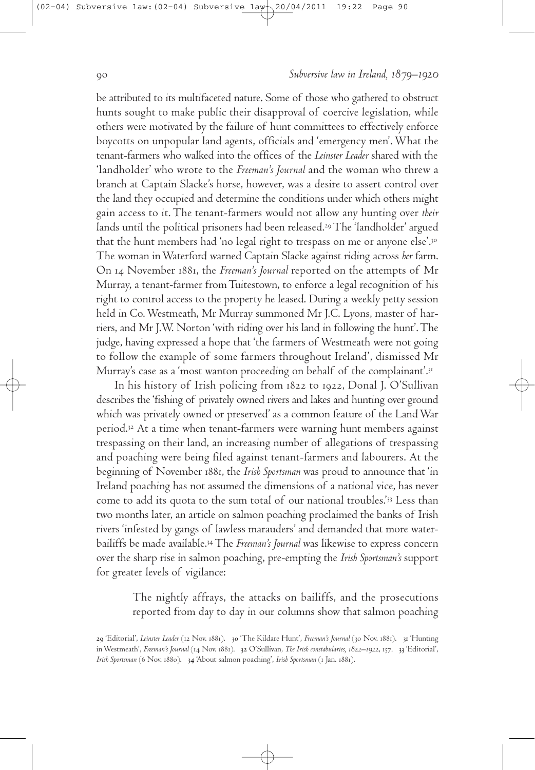be attributed to its multifaceted nature. Some of those who gathered to obstruct hunts sought to make public their disapproval of coercive legislation, while others were motivated by the failure of hunt committees to effectively enforce boycotts on unpopular land agents, officials and 'emergency men'. What the tenant-farmers who walked into the offices of the *Leinster Leader* shared with the 'landholder' who wrote to the *Freeman's Journal* and the woman who threw a branch at Captain Slacke's horse, however, was a desire to assert control over the land they occupied and determine the conditions under which others might gain access to it. The tenant-farmers would not allow any hunting over *their* lands until the political prisoners had been released.[29] The 'landholder' argued that the hunt members had 'no legal right to trespass on me or anyone else'.[30] The woman in Waterford warned Captain Slacke against riding across *her* farm. On 14 November 1881, the *Freeman's Journal* reported on the attempts of Mr Murray, a tenant-farmer from Tuitestown, to enforce a legal recognition of his right to control access to the property he leased. During a weekly petty session held in Co. Westmeath, Mr Murray summoned Mr J.C. Lyons, master of harriers, and Mr J.W. Norton 'with riding over his land in following the hunt'. The judge, having expressed a hope that 'the farmers of Westmeath were not going to follow the example of some farmers throughout Ireland', dismissed Mr Murray's case as a 'most wanton proceeding on behalf of the complainant'.[31]

In his history of Irish policing from 1822 to 1922, Donal J. O'Sullivan describes the 'fishing of privately owned rivers and lakes and hunting over ground which was privately owned or preserved' as a common feature of the Land War period.[32] At a time when tenant-farmers were warning hunt members against trespassing on their land, an increasing number of allegations of trespassing and poaching were being filed against tenant-farmers and labourers. At the beginning of November 1881, the *Irish Sportsman* was proud to announce that 'in Ireland poaching has not assumed the dimensions of a national vice, has never come to add its quota to the sum total of our national troubles.'[33] Less than two months later, an article on salmon poaching proclaimed the banks of Irish rivers 'infested by gangs of lawless marauders' and demanded that more water-bailiffs be made available.[34] The *Freeman's Journal* was likewise to express concern over the sharp rise in salmon poaching, pre-empting the *Irish Sportsman's* support for greater levels of vigilance:

> The nightly affrays, the attacks on bailiffs, and the prosecutions reported from day to day in our columns show that salmon poaching

29 'Editorial', *Leinster Leader* (12 Nov. 1881). 30 'The Kildare Hunt', *Freeman's Journal* (30 Nov. 1881). 31 'Hunting in Westmeath', *Freeman's Journal* (14 Nov. 1881). 32 O'Sullivan, *The Irish constabularies, 1822–1922*, 157. 33 'Editorial', *Irish Sportsman* (6 Nov. 1880). 34 'About salmon poaching', *Irish Sportsman* (1 Jan. 1881).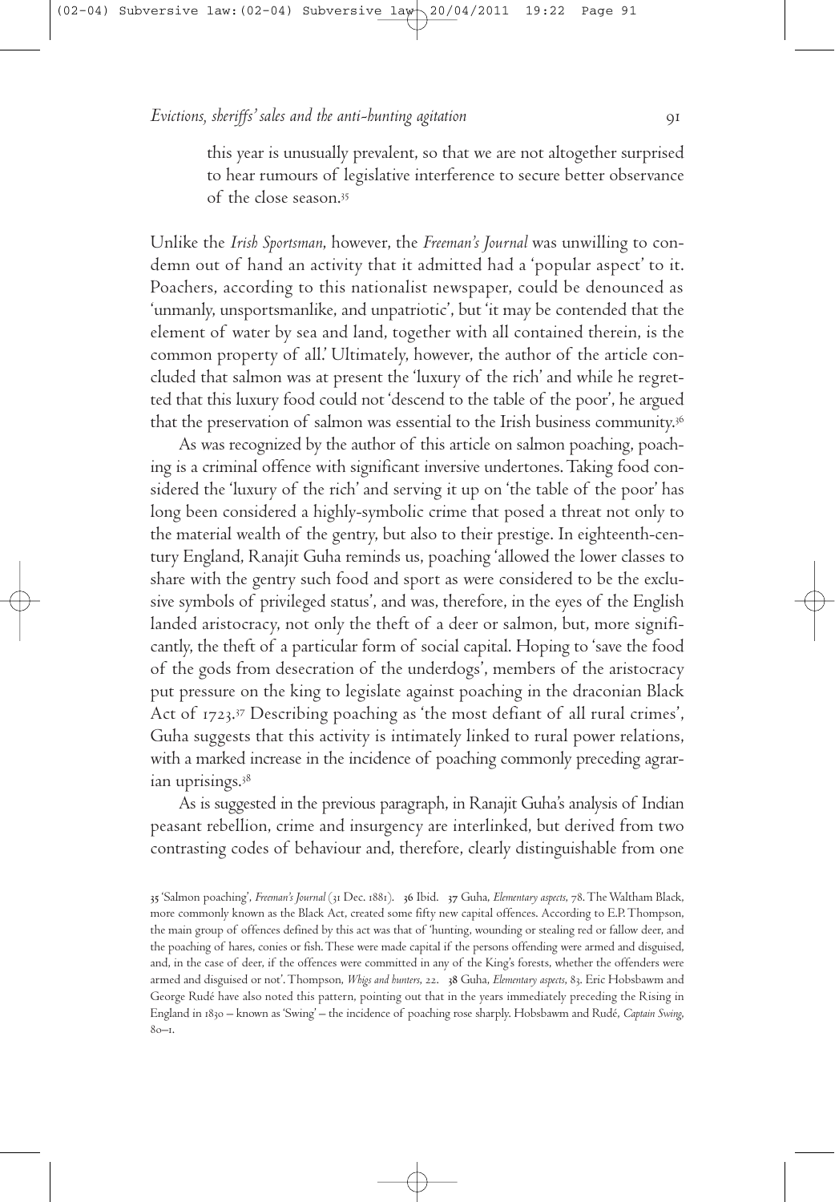this year is unusually prevalent, so that we are not altogether surprised to hear rumours of legislative interference to secure better observance of the close season.[35]

Unlike the *Irish Sportsman*, however, the *Freeman's Journal* was unwilling to condemn out of hand an activity that it admitted had a 'popular aspect' to it. Poachers, according to this nationalist newspaper, could be denounced as 'unmanly, unsportsmanlike, and unpatriotic', but 'it may be contended that the element of water by sea and land, together with all contained therein, is the common property of all.' Ultimately, however, the author of the article concluded that salmon was at present the 'luxury of the rich' and while he regretted that this luxury food could not 'descend to the table of the poor', he argued that the preservation of salmon was essential to the Irish business community.[36]

As was recognized by the author of this article on salmon poaching, poaching is a criminal offence with significant inversive undertones. Taking food considered the 'luxury of the rich' and serving it up on 'the table of the poor' has long been considered a highly-symbolic crime that posed a threat not only to the material wealth of the gentry, but also to their prestige. In eighteenth-century England, Ranajit Guha reminds us, poaching 'allowed the lower classes to share with the gentry such food and sport as were considered to be the exclusive symbols of privileged status', and was, therefore, in the eyes of the English landed aristocracy, not only the theft of a deer or salmon, but, more significantly, the theft of a particular form of social capital. Hoping to 'save the food of the gods from desecration of the underdogs', members of the aristocracy put pressure on the king to legislate against poaching in the draconian Black Act of 1723.[37] Describing poaching as 'the most defiant of all rural crimes', Guha suggests that this activity is intimately linked to rural power relations, with a marked increase in the incidence of poaching commonly preceding agrarian uprisings.[38]

As is suggested in the previous paragraph, in Ranajit Guha's analysis of Indian peasant rebellion, crime and insurgency are interlinked, but derived from two contrasting codes of behaviour and, therefore, clearly distinguishable from one

---

35 'Salmon poaching', *Freeman's Journal* (31 Dec. 1881). 36 Ibid. 37 Guha, *Elementary aspects*, 78. The Waltham Black, more commonly known as the Black Act, created some fifty new capital offences. According to E.P. Thompson, the main group of offences defined by this act was that of 'hunting, wounding or stealing red or fallow deer, and the poaching of hares, conies or fish. These were made capital if the persons offending were armed and disguised, and, in the case of deer, if the offences were committed in any of the King's forests, whether the offenders were armed and disguised or not'. Thompson, *Whigs and hunters*, 22. 38 Guha, *Elementary aspects*, 83. Eric Hobsbawm and George Rudé have also noted this pattern, pointing out that in the years immediately preceding the Rising in England in 1830 – known as 'Swing' – the incidence of poaching rose sharply. Hobsbawm and Rudé, *Captain Swing*, 80–1.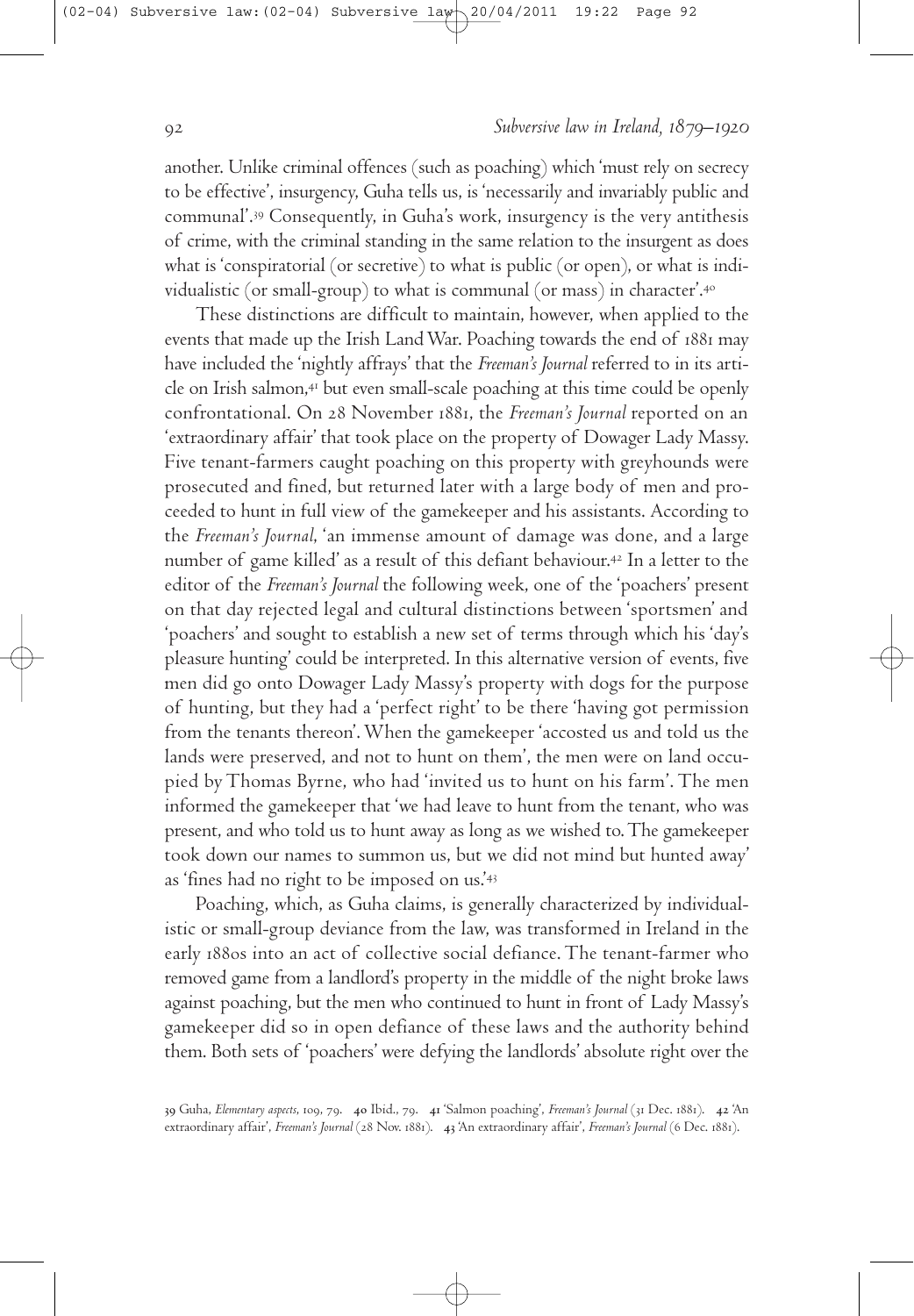another. Unlike criminal offences (such as poaching) which 'must rely on secrecy to be effective', insurgency, Guha tells us, is 'necessarily and invariably public and communal'.[39] Consequently, in Guha's work, insurgency is the very antithesis of crime, with the criminal standing in the same relation to the insurgent as does what is 'conspiratorial (or secretive) to what is public (or open), or what is individualistic (or small-group) to what is communal (or mass) in character'.[40]

These distinctions are difficult to maintain, however, when applied to the events that made up the Irish Land War. Poaching towards the end of 1881 may have included the 'nightly affrays' that the *Freeman's Journal* referred to in its article on Irish salmon,[41] but even small-scale poaching at this time could be openly confrontational. On 28 November 1881, the *Freeman's Journal* reported on an 'extraordinary affair' that took place on the property of Dowager Lady Massy. Five tenant-farmers caught poaching on this property with greyhounds were prosecuted and fined, but returned later with a large body of men and proceeded to hunt in full view of the gamekeeper and his assistants. According to the *Freeman's Journal*, 'an immense amount of damage was done, and a large number of game killed' as a result of this defiant behaviour.[42] In a letter to the editor of the *Freeman's Journal* the following week, one of the 'poachers' present on that day rejected legal and cultural distinctions between 'sportsmen' and 'poachers' and sought to establish a new set of terms through which his 'day's pleasure hunting' could be interpreted. In this alternative version of events, five men did go onto Dowager Lady Massy's property with dogs for the purpose of hunting, but they had a 'perfect right' to be there 'having got permission from the tenants thereon'. When the gamekeeper 'accosted us and told us the lands were preserved, and not to hunt on them', the men were on land occupied by Thomas Byrne, who had 'invited us to hunt on his farm'. The men informed the gamekeeper that 'we had leave to hunt from the tenant, who was present, and who told us to hunt away as long as we wished to. The gamekeeper took down our names to summon us, but we did not mind but hunted away' as 'fines had no right to be imposed on us.'[43]

Poaching, which, as Guha claims, is generally characterized by individualistic or small-group deviance from the law, was transformed in Ireland in the early 1880s into an act of collective social defiance. The tenant-farmer who removed game from a landlord's property in the middle of the night broke laws against poaching, but the men who continued to hunt in front of Lady Massy's gamekeeper did so in open defiance of these laws and the authority behind them. Both sets of 'poachers' were defying the landlords' absolute right over the

39 Guha, *Elementary aspects*, 109, 79. 40 Ibid., 79. 41 'Salmon poaching', *Freeman's Journal* (31 Dec. 1881). 42 'An extraordinary affair', *Freeman's Journal* (28 Nov. 1881). 43 'An extraordinary affair', *Freeman's Journal* (6 Dec. 1881).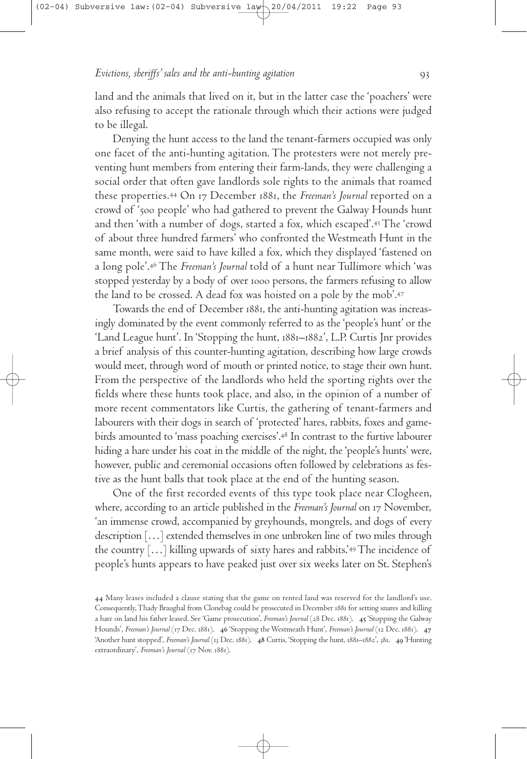land and the animals that lived on it, but in the latter case the 'poachers' were also refusing to accept the rationale through which their actions were judged to be illegal.

Denying the hunt access to the land the tenant-farmers occupied was only one facet of the anti-hunting agitation. The protesters were not merely preventing hunt members from entering their farm-lands, they were challenging a social order that often gave landlords sole rights to the animals that roamed these properties.[44] On 17 December 1881, the *Freeman's Journal* reported on a crowd of '500 people' who had gathered to prevent the Galway Hounds hunt and then 'with a number of dogs, started a fox, which escaped'.[45] The 'crowd of about three hundred farmers' who confronted the Westmeath Hunt in the same month, were said to have killed a fox, which they displayed 'fastened on a long pole'.[46] The *Freeman's Journal* told of a hunt near Tullimore which 'was stopped yesterday by a body of over 1000 persons, the farmers refusing to allow the land to be crossed. A dead fox was hoisted on a pole by the mob'.[47]

Towards the end of December 1881, the anti-hunting agitation was increasingly dominated by the event commonly referred to as the 'people's hunt' or the 'Land League hunt'. In 'Stopping the hunt, 1881–1882', L.P. Curtis Jnr provides a brief analysis of this counter-hunting agitation, describing how large crowds would meet, through word of mouth or printed notice, to stage their own hunt. From the perspective of the landlords who held the sporting rights over the fields where these hunts took place, and also, in the opinion of a number of more recent commentators like Curtis, the gathering of tenant-farmers and labourers with their dogs in search of 'protected' hares, rabbits, foxes and game-birds amounted to 'mass poaching exercises'.[48] In contrast to the furtive labourer hiding a hare under his coat in the middle of the night, the 'people's hunts' were, however, public and ceremonial occasions often followed by celebrations as festive as the hunt balls that took place at the end of the hunting season.

One of the first recorded events of this type took place near Clogheen, where, according to an article published in the *Freeman's Journal* on 17 November, 'an immense crowd, accompanied by greyhounds, mongrels, and dogs of every description [...] extended themselves in one unbroken line of two miles through the country [...] killing upwards of sixty hares and rabbits.'[49] The incidence of people's hunts appears to have peaked just over six weeks later on St. Stephen's

**44** Many leases included a clause stating that the game on rented land was reserved for the landlord's use. Consequently, Thady Braughal from Clonebag could be prosecuted in December 1881 for setting snares and killing a hare on land his father leased. See 'Game prosecution', *Freeman's Journal* (28 Dec. 1881). **45** 'Stopping the Galway Hounds', *Freeman's Journal* (17 Dec. 1881). **46** 'Stopping the Westmeath Hunt', *Freeman's Journal* (12 Dec. 1881). **47** 'Another hunt stopped', *Freeman's Journal* (13 Dec. 1881). **48** Curtis, 'Stopping the hunt, 1881–1882', 381. **49** 'Hunting extraordinary', *Freeman's Journal* (17 Nov. 1881).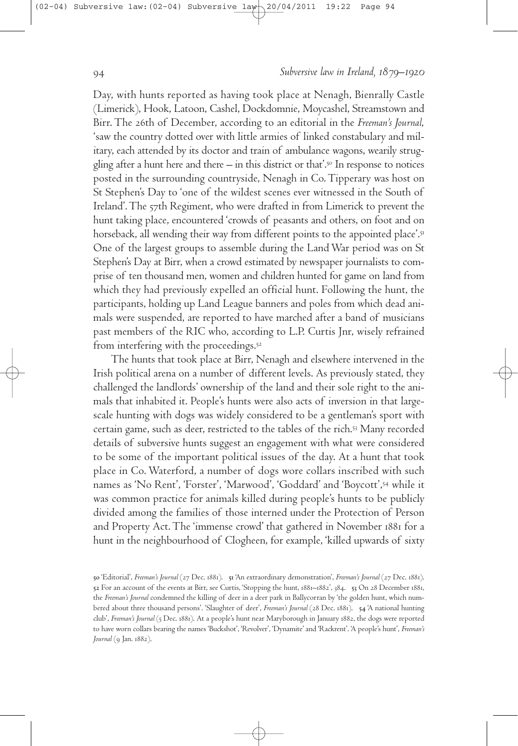Day, with hunts reported as having took place at Nenagh, Bienrally Castle (Limerick), Hook, Latoon, Cashel, Dockdomnie, Moycashel, Streamstown and Birr. The 26th of December, according to an editorial in the *Freeman's Journal*, 'saw the country dotted over with little armies of linked constabulary and military, each attended by its doctor and train of ambulance wagons, wearily struggling after a hunt here and there – in this district or that'.[50] In response to notices posted in the surrounding countryside, Nenagh in Co. Tipperary was host on St Stephen's Day to 'one of the wildest scenes ever witnessed in the South of Ireland'. The 57th Regiment, who were drafted in from Limerick to prevent the hunt taking place, encountered 'crowds of peasants and others, on foot and on horseback, all wending their way from different points to the appointed place'.[51] One of the largest groups to assemble during the Land War period was on St Stephen's Day at Birr, when a crowd estimated by newspaper journalists to comprise of ten thousand men, women and children hunted for game on land from which they had previously expelled an official hunt. Following the hunt, the participants, holding up Land League banners and poles from which dead animals were suspended, are reported to have marched after a band of musicians past members of the RIC who, according to L.P. Curtis Jnr, wisely refrained from interfering with the proceedings.[52]

The hunts that took place at Birr, Nenagh and elsewhere intervened in the Irish political arena on a number of different levels. As previously stated, they challenged the landlords' ownership of the land and their sole right to the animals that inhabited it. People's hunts were also acts of inversion in that large-scale hunting with dogs was widely considered to be a gentleman's sport with certain game, such as deer, restricted to the tables of the rich.[53] Many recorded details of subversive hunts suggest an engagement with what were considered to be some of the important political issues of the day. At a hunt that took place in Co. Waterford, a number of dogs wore collars inscribed with such names as 'No Rent', 'Forster', 'Marwood', 'Goddard' and 'Boycott',[54] while it was common practice for animals killed during people's hunts to be publicly divided among the families of those interned under the Protection of Person and Property Act. The 'immense crowd' that gathered in November 1881 for a hunt in the neighbourhood of Clogheen, for example, 'killed upwards of sixty

---

**50** 'Editorial', *Freeman's Journal* (27 Dec. 1881). **51** 'An extraordinary demonstration', *Freeman's Journal* (27 Dec. 1881). **52** For an account of the events at Birr, see Curtis, 'Stopping the hunt, 1881–1882', 384. **53** On 28 December 1881, the *Freeman's Journal* condemned the killing of deer in a deer park in Ballycorran by 'the golden hunt, which numbered about three thousand persons'. 'Slaughter of deer', *Freeman's Journal* (28 Dec. 1881). **54** 'A national hunting club', *Freeman's Journal* (5 Dec. 1881). At a people's hunt near Maryborough in January 1882, the dogs were reported to have worn collars bearing the names 'Buckshot', 'Revolver', 'Dynamite' and 'Rackrent'. 'A people's hunt', *Freeman's Journal* (9 Jan. 1882).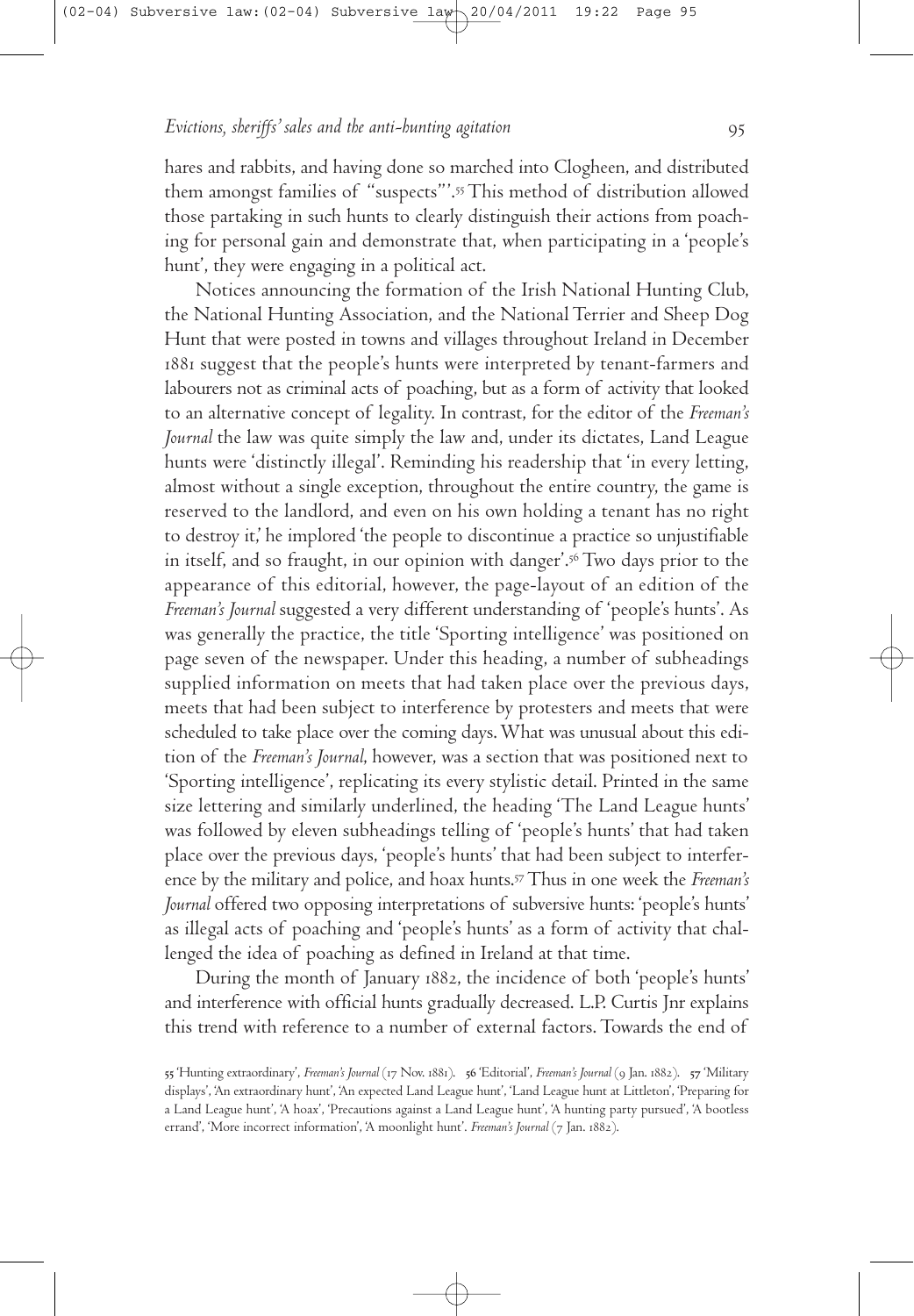hares and rabbits, and having done so marched into Clogheen, and distributed them amongst families of "suspects"'.[55] This method of distribution allowed those partaking in such hunts to clearly distinguish their actions from poaching for personal gain and demonstrate that, when participating in a 'people's hunt', they were engaging in a political act.

Notices announcing the formation of the Irish National Hunting Club, the National Hunting Association, and the National Terrier and Sheep Dog Hunt that were posted in towns and villages throughout Ireland in December 1881 suggest that the people's hunts were interpreted by tenant-farmers and labourers not as criminal acts of poaching, but as a form of activity that looked to an alternative concept of legality. In contrast, for the editor of the *Freeman's Journal* the law was quite simply the law and, under its dictates, Land League hunts were 'distinctly illegal'. Reminding his readership that 'in every letting, almost without a single exception, throughout the entire country, the game is reserved to the landlord, and even on his own holding a tenant has no right to destroy it,' he implored 'the people to discontinue a practice so unjustifiable in itself, and so fraught, in our opinion with danger'.[56] Two days prior to the appearance of this editorial, however, the page-layout of an edition of the *Freeman's Journal* suggested a very different understanding of 'people's hunts'. As was generally the practice, the title 'Sporting intelligence' was positioned on page seven of the newspaper. Under this heading, a number of subheadings supplied information on meets that had taken place over the previous days, meets that had been subject to interference by protesters and meets that were scheduled to take place over the coming days. What was unusual about this edition of the *Freeman's Journal*, however, was a section that was positioned next to 'Sporting intelligence', replicating its every stylistic detail. Printed in the same size lettering and similarly underlined, the heading 'The Land League hunts' was followed by eleven subheadings telling of 'people's hunts' that had taken place over the previous days, 'people's hunts' that had been subject to interference by the military and police, and hoax hunts.[57] Thus in one week the *Freeman's Journal* offered two opposing interpretations of subversive hunts: 'people's hunts' as illegal acts of poaching and 'people's hunts' as a form of activity that challenged the idea of poaching as defined in Ireland at that time.

During the month of January 1882, the incidence of both 'people's hunts' and interference with official hunts gradually decreased. L.P. Curtis Jnr explains this trend with reference to a number of external factors. Towards the end of

---

55 'Hunting extraordinary', *Freeman's Journal* (17 Nov. 1881). 56 'Editorial', *Freeman's Journal* (9 Jan. 1882). 57 'Military displays', 'An extraordinary hunt', 'An expected Land League hunt', 'Land League hunt at Littleton', 'Preparing for a Land League hunt', 'A hoax', 'Precautions against a Land League hunt', 'A hunting party pursued', 'A bootless errand', 'More incorrect information', 'A moonlight hunt'. *Freeman's Journal* (7 Jan. 1882).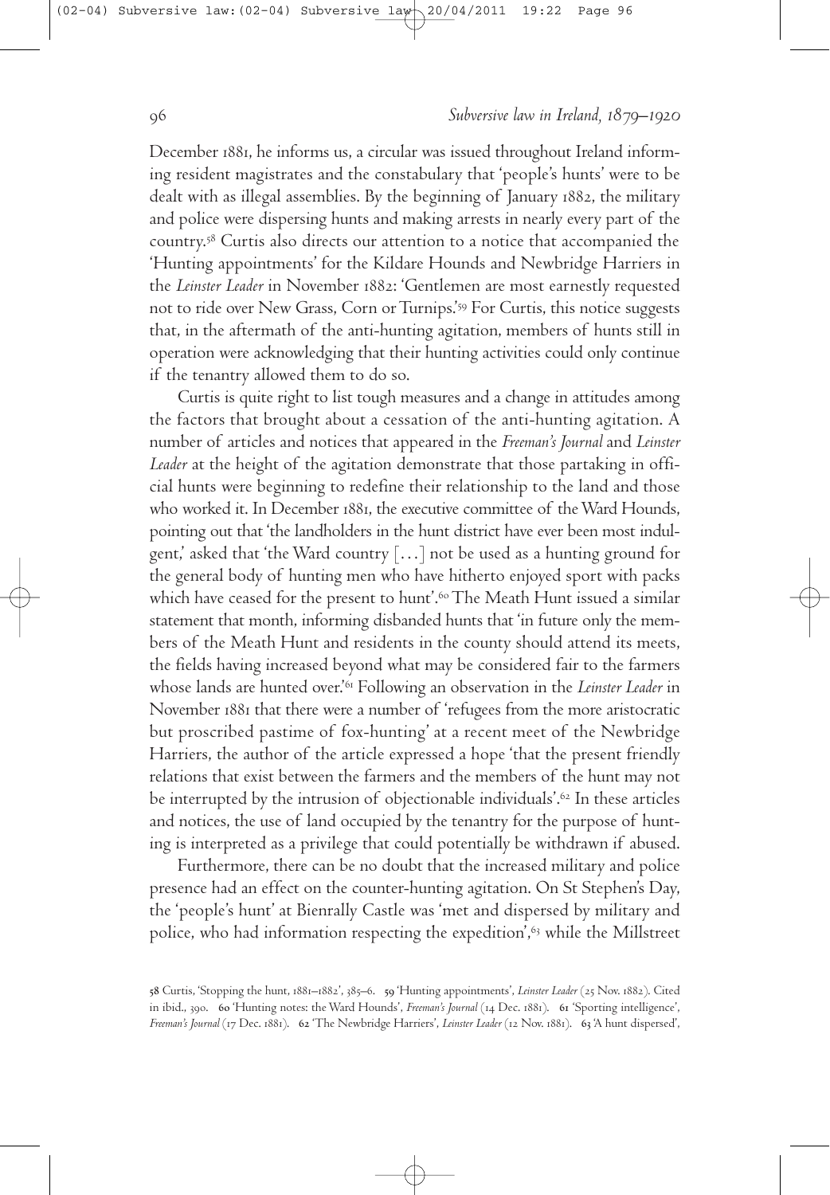December 1881, he informs us, a circular was issued throughout Ireland informing resident magistrates and the constabulary that 'people's hunts' were to be dealt with as illegal assemblies. By the beginning of January 1882, the military and police were dispersing hunts and making arrests in nearly every part of the country.[58] Curtis also directs our attention to a notice that accompanied the 'Hunting appointments' for the Kildare Hounds and Newbridge Harriers in the *Leinster Leader* in November 1882: 'Gentlemen are most earnestly requested not to ride over New Grass, Corn or Turnips.'[59] For Curtis, this notice suggests that, in the aftermath of the anti-hunting agitation, members of hunts still in operation were acknowledging that their hunting activities could only continue if the tenantry allowed them to do so.

Curtis is quite right to list tough measures and a change in attitudes among the factors that brought about a cessation of the anti-hunting agitation. A number of articles and notices that appeared in the *Freeman's Journal* and *Leinster Leader* at the height of the agitation demonstrate that those partaking in official hunts were beginning to redefine their relationship to the land and those who worked it. In December 1881, the executive committee of the Ward Hounds, pointing out that 'the landholders in the hunt district have ever been most indulgent,' asked that 'the Ward country […] not be used as a hunting ground for the general body of hunting men who have hitherto enjoyed sport with packs which have ceased for the present to hunt'.[60] The Meath Hunt issued a similar statement that month, informing disbanded hunts that 'in future only the members of the Meath Hunt and residents in the county should attend its meets, the fields having increased beyond what may be considered fair to the farmers whose lands are hunted over.'[61] Following an observation in the *Leinster Leader* in November 1881 that there were a number of 'refugees from the more aristocratic but proscribed pastime of fox-hunting' at a recent meet of the Newbridge Harriers, the author of the article expressed a hope 'that the present friendly relations that exist between the farmers and the members of the hunt may not be interrupted by the intrusion of objectionable individuals'.[62] In these articles and notices, the use of land occupied by the tenantry for the purpose of hunting is interpreted as a privilege that could potentially be withdrawn if abused.

Furthermore, there can be no doubt that the increased military and police presence had an effect on the counter-hunting agitation. On St Stephen's Day, the 'people's hunt' at Bienrally Castle was 'met and dispersed by military and police, who had information respecting the expedition',[63] while the Millstreet

**58** Curtis, 'Stopping the hunt, 1881–1882', 385–6. **59** 'Hunting appointments', *Leinster Leader* (25 Nov. 1882). Cited in ibid., 390. **60** 'Hunting notes: the Ward Hounds', *Freeman's Journal* (14 Dec. 1881). **61** 'Sporting intelligence', *Freeman's Journal* (17 Dec. 1881). **62** 'The Newbridge Harriers', *Leinster Leader* (12 Nov. 1881). **63** 'A hunt dispersed',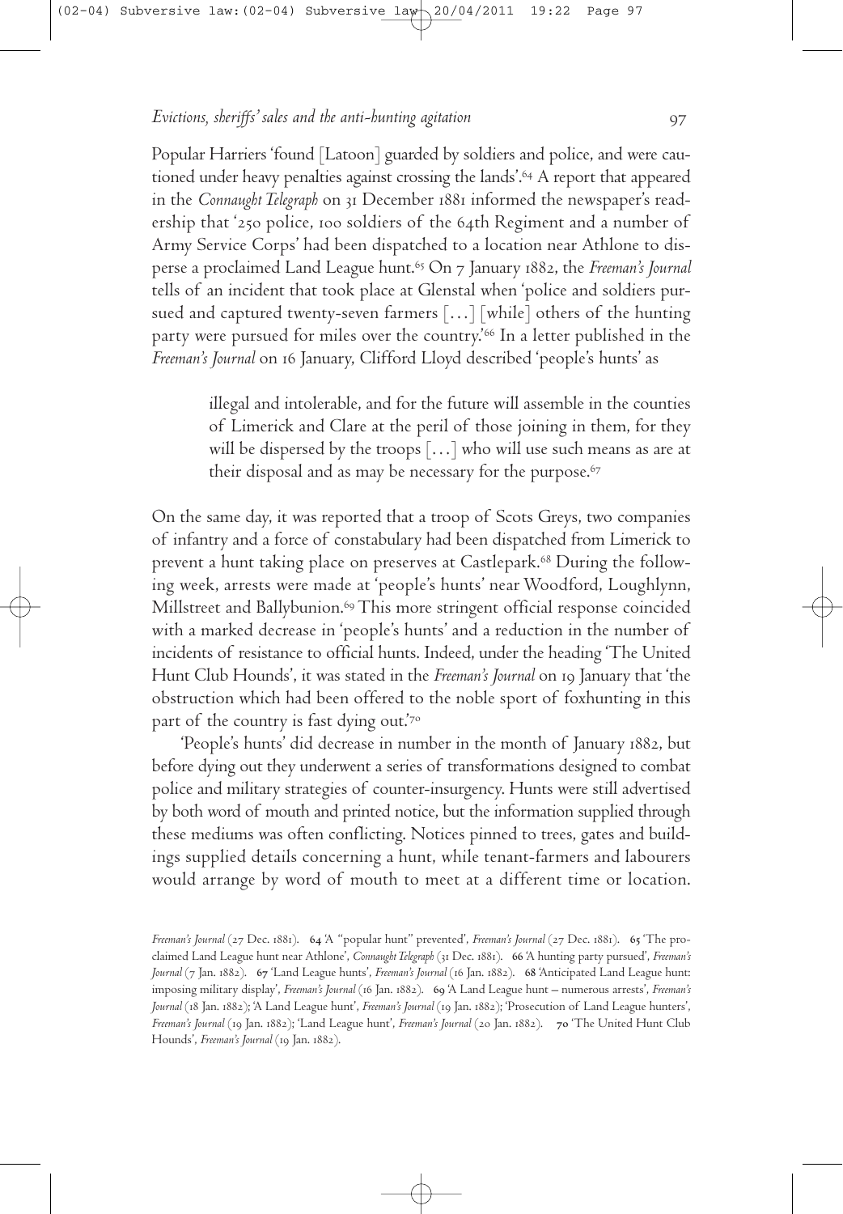Popular Harriers 'found [Latoon] guarded by soldiers and police, and were cautioned under heavy penalties against crossing the lands'.[64] A report that appeared in the *Connaught Telegraph* on 31 December 1881 informed the newspaper's readership that '250 police, 100 soldiers of the 64th Regiment and a number of Army Service Corps' had been dispatched to a location near Athlone to disperse a proclaimed Land League hunt.[65] On 7 January 1882, the *Freeman's Journal* tells of an incident that took place at Glenstal when 'police and soldiers pursued and captured twenty-seven farmers [...] [while] others of the hunting party were pursued for miles over the country.'[66] In a letter published in the *Freeman's Journal* on 16 January, Clifford Lloyd described 'people's hunts' as

> illegal and intolerable, and for the future will assemble in the counties of Limerick and Clare at the peril of those joining in them, for they will be dispersed by the troops [...] who will use such means as are at their disposal and as may be necessary for the purpose.[67]

On the same day, it was reported that a troop of Scots Greys, two companies of infantry and a force of constabulary had been dispatched from Limerick to prevent a hunt taking place on preserves at Castlepark.[68] During the following week, arrests were made at 'people's hunts' near Woodford, Loughlynn, Millstreet and Ballybunion.[69] This more stringent official response coincided with a marked decrease in 'people's hunts' and a reduction in the number of incidents of resistance to official hunts. Indeed, under the heading 'The United Hunt Club Hounds', it was stated in the *Freeman's Journal* on 19 January that 'the obstruction which had been offered to the noble sport of foxhunting in this part of the country is fast dying out.'[70]

'People's hunts' did decrease in number in the month of January 1882, but before dying out they underwent a series of transformations designed to combat police and military strategies of counter-insurgency. Hunts were still advertised by both word of mouth and printed notice, but the information supplied through these mediums was often conflicting. Notices pinned to trees, gates and buildings supplied details concerning a hunt, while tenant-farmers and labourers would arrange by word of mouth to meet at a different time or location.

*Freeman's Journal* (27 Dec. 1881). **64** 'A "popular hunt" prevented', *Freeman's Journal* (27 Dec. 1881). **65** 'The proclaimed Land League hunt near Athlone', *Connaught Telegraph* (31 Dec. 1881). **66** 'A hunting party pursued', *Freeman's Journal* (7 Jan. 1882). **67** 'Land League hunts', *Freeman's Journal* (16 Jan. 1882). **68** 'Anticipated Land League hunt: imposing military display', *Freeman's Journal* (16 Jan. 1882). **69** 'A Land League hunt – numerous arrests', *Freeman's Journal* (18 Jan. 1882); 'A Land League hunt', *Freeman's Journal* (19 Jan. 1882); 'Prosecution of Land League hunters', *Freeman's Journal* (19 Jan. 1882); 'Land League hunt', *Freeman's Journal* (20 Jan. 1882). **70** 'The United Hunt Club Hounds', *Freeman's Journal* (19 Jan. 1882).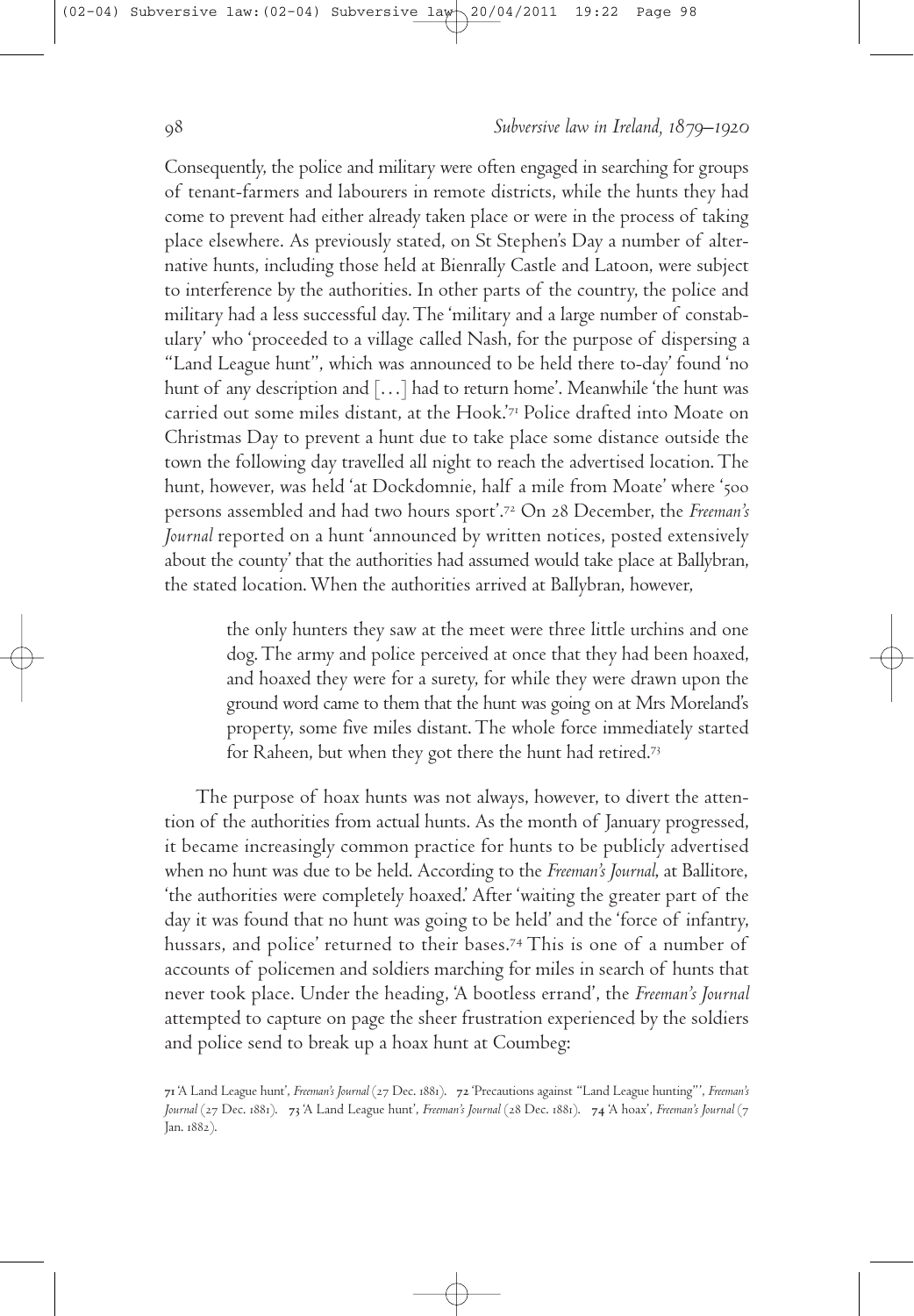Consequently, the police and military were often engaged in searching for groups of tenant-farmers and labourers in remote districts, while the hunts they had come to prevent had either already taken place or were in the process of taking place elsewhere. As previously stated, on St Stephen's Day a number of alternative hunts, including those held at Bienrally Castle and Latoon, were subject to interference by the authorities. In other parts of the country, the police and military had a less successful day. The 'military and a large number of constabulary' who 'proceeded to a village called Nash, for the purpose of dispersing a "Land League hunt", which was announced to be held there to-day' found 'no hunt of any description and [...] had to return home'. Meanwhile 'the hunt was carried out some miles distant, at the Hook.'[71] Police drafted into Moate on Christmas Day to prevent a hunt due to take place some distance outside the town the following day travelled all night to reach the advertised location. The hunt, however, was held 'at Dockdomnie, half a mile from Moate' where '500 persons assembled and had two hours sport'.[72] On 28 December, the *Freeman's Journal* reported on a hunt 'announced by written notices, posted extensively about the county' that the authorities had assumed would take place at Ballybran, the stated location. When the authorities arrived at Ballybran, however,

> the only hunters they saw at the meet were three little urchins and one dog. The army and police perceived at once that they had been hoaxed, and hoaxed they were for a surety, for while they were drawn upon the ground word came to them that the hunt was going on at Mrs Moreland's property, some five miles distant. The whole force immediately started for Raheen, but when they got there the hunt had retired.[73]

The purpose of hoax hunts was not always, however, to divert the attention of the authorities from actual hunts. As the month of January progressed, it became increasingly common practice for hunts to be publicly advertised when no hunt was due to be held. According to the *Freeman's Journal*, at Ballitore, 'the authorities were completely hoaxed.' After 'waiting the greater part of the day it was found that no hunt was going to be held' and the 'force of infantry, hussars, and police' returned to their bases.[74] This is one of a number of accounts of policemen and soldiers marching for miles in search of hunts that never took place. Under the heading, 'A bootless errand', the *Freeman's Journal* attempted to capture on page the sheer frustration experienced by the soldiers and police send to break up a hoax hunt at Coumbeg:

71 'A Land League hunt', *Freeman's Journal* (27 Dec. 1881). 72 'Precautions against "Land League hunting"', *Freeman's Journal* (27 Dec. 1881). 73 'A Land League hunt', *Freeman's Journal* (28 Dec. 1881). 74 'A hoax', *Freeman's Journal* (7 Jan. 1882).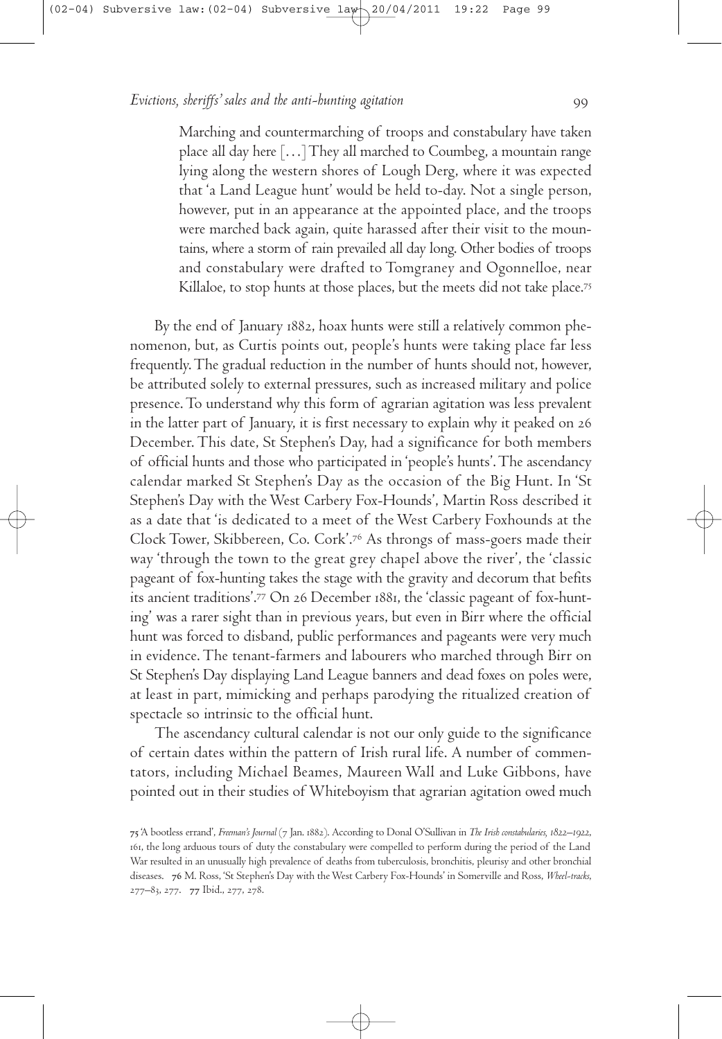> Marching and countermarching of troops and constabulary have taken place all day here […] They all marched to Coumbeg, a mountain range lying along the western shores of Lough Derg, where it was expected that 'a Land League hunt' would be held to-day. Not a single person, however, put in an appearance at the appointed place, and the troops were marched back again, quite harassed after their visit to the mountains, where a storm of rain prevailed all day long. Other bodies of troops and constabulary were drafted to Tomgraney and Ogonnelloe, near Killaloe, to stop hunts at those places, but the meets did not take place.[75]

By the end of January 1882, hoax hunts were still a relatively common phenomenon, but, as Curtis points out, people's hunts were taking place far less frequently. The gradual reduction in the number of hunts should not, however, be attributed solely to external pressures, such as increased military and police presence. To understand why this form of agrarian agitation was less prevalent in the latter part of January, it is first necessary to explain why it peaked on 26 December. This date, St Stephen's Day, had a significance for both members of official hunts and those who participated in 'people's hunts'. The ascendancy calendar marked St Stephen's Day as the occasion of the Big Hunt. In 'St Stephen's Day with the West Carbery Fox-Hounds', Martin Ross described it as a date that 'is dedicated to a meet of the West Carbery Foxhounds at the Clock Tower, Skibbereen, Co. Cork'.[76] As throngs of mass-goers made their way 'through the town to the great grey chapel above the river', the 'classic pageant of fox-hunting takes the stage with the gravity and decorum that befits its ancient traditions'.[77] On 26 December 1881, the 'classic pageant of fox-hunting' was a rarer sight than in previous years, but even in Birr where the official hunt was forced to disband, public performances and pageants were very much in evidence. The tenant-farmers and labourers who marched through Birr on St Stephen's Day displaying Land League banners and dead foxes on poles were, at least in part, mimicking and perhaps parodying the ritualized creation of spectacle so intrinsic to the official hunt.

The ascendancy cultural calendar is not our only guide to the significance of certain dates within the pattern of Irish rural life. A number of commentators, including Michael Beames, Maureen Wall and Luke Gibbons, have pointed out in their studies of Whiteboyism that agrarian agitation owed much

---

[75] 'A bootless errand', *Freeman's Journal* (7 Jan. 1882). According to Donal O'Sullivan in *The Irish constabularies, 1822–1922*, 161, the long arduous tours of duty the constabulary were compelled to perform during the period of the Land War resulted in an unusually high prevalence of deaths from tuberculosis, bronchitis, pleurisy and other bronchial diseases. [76] M. Ross, 'St Stephen's Day with the West Carbery Fox-Hounds' in Somerville and Ross, *Wheel-tracks*, 277–83, 277. [77] Ibid., 277, 278.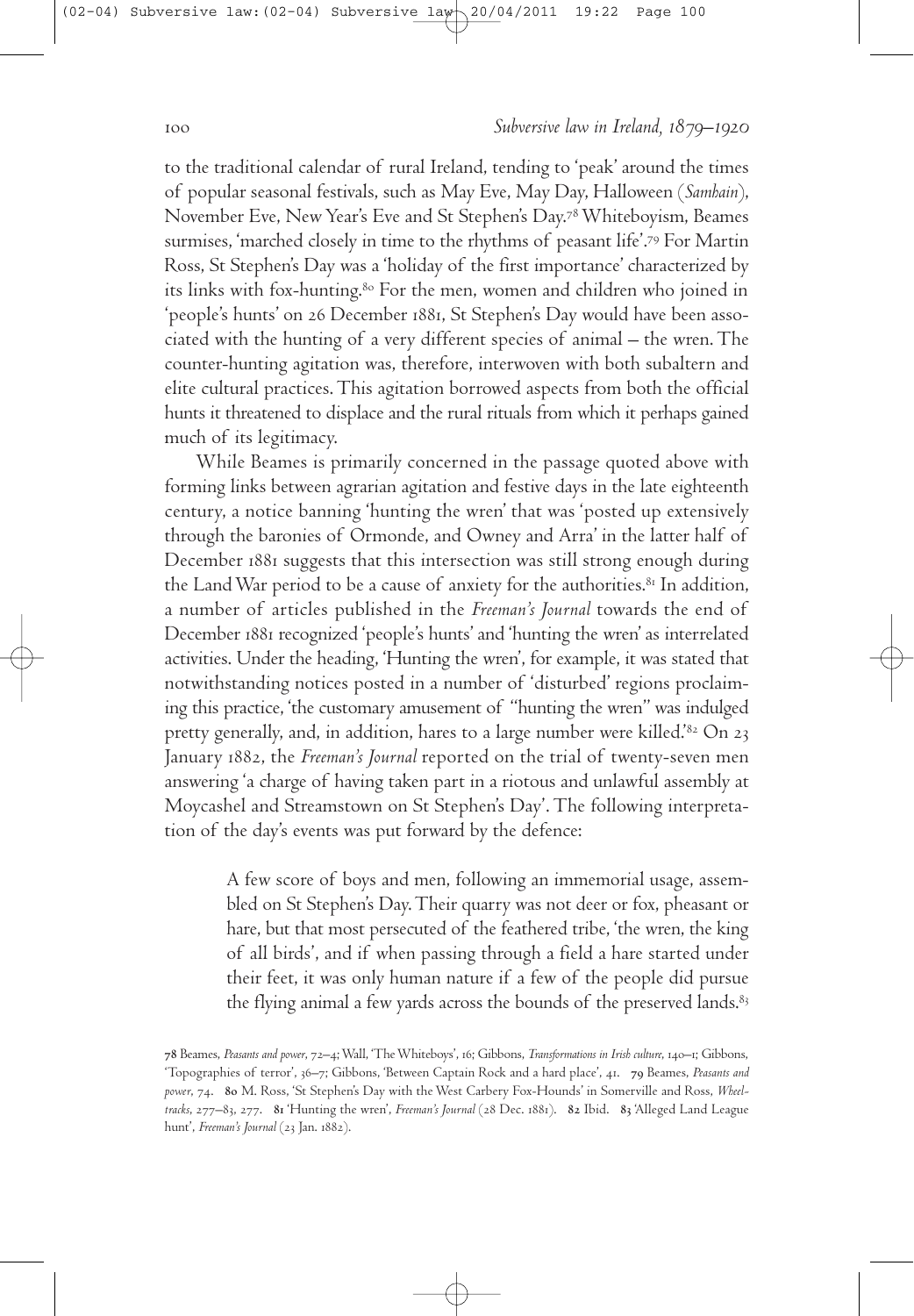to the traditional calendar of rural Ireland, tending to 'peak' around the times of popular seasonal festivals, such as May Eve, May Day, Halloween (*Samhain*), November Eve, New Year's Eve and St Stephen's Day.[78] Whiteboyism, Beames surmises, 'marched closely in time to the rhythms of peasant life'.[79] For Martin Ross, St Stephen's Day was a 'holiday of the first importance' characterized by its links with fox-hunting.[80] For the men, women and children who joined in 'people's hunts' on 26 December 1881, St Stephen's Day would have been associated with the hunting of a very different species of animal – the wren. The counter-hunting agitation was, therefore, interwoven with both subaltern and elite cultural practices. This agitation borrowed aspects from both the official hunts it threatened to displace and the rural rituals from which it perhaps gained much of its legitimacy.

While Beames is primarily concerned in the passage quoted above with forming links between agrarian agitation and festive days in the late eighteenth century, a notice banning 'hunting the wren' that was 'posted up extensively through the baronies of Ormonde, and Owney and Arra' in the latter half of December 1881 suggests that this intersection was still strong enough during the Land War period to be a cause of anxiety for the authorities.[81] In addition, a number of articles published in the *Freeman's Journal* towards the end of December 1881 recognized 'people's hunts' and 'hunting the wren' as interrelated activities. Under the heading, 'Hunting the wren', for example, it was stated that notwithstanding notices posted in a number of 'disturbed' regions proclaiming this practice, 'the customary amusement of "hunting the wren" was indulged pretty generally, and, in addition, hares to a large number were killed.'[82] On 23 January 1882, the *Freeman's Journal* reported on the trial of twenty-seven men answering 'a charge of having taken part in a riotous and unlawful assembly at Moycashel and Streamstown on St Stephen's Day'. The following interpretation of the day's events was put forward by the defence:

> A few score of boys and men, following an immemorial usage, assembled on St Stephen's Day. Their quarry was not deer or fox, pheasant or hare, but that most persecuted of the feathered tribe, 'the wren, the king of all birds', and if when passing through a field a hare started under their feet, it was only human nature if a few of the people did pursue the flying animal a few yards across the bounds of the preserved lands.[83]

**78** Beames, *Peasants and power*, 72–4; Wall, 'The Whiteboys', 16; Gibbons, *Transformations in Irish culture*, 140–1; Gibbons, 'Topographies of terror', 36–7; Gibbons, 'Between Captain Rock and a hard place', 41. **79** Beames, *Peasants and power*, 74. **80** M. Ross, 'St Stephen's Day with the West Carbery Fox-Hounds' in Somerville and Ross, *Wheel-tracks*, 277–83, 277. **81** 'Hunting the wren', *Freeman's Journal* (28 Dec. 1881). **82** Ibid. **83** 'Alleged Land League hunt', *Freeman's Journal* (23 Jan. 1882).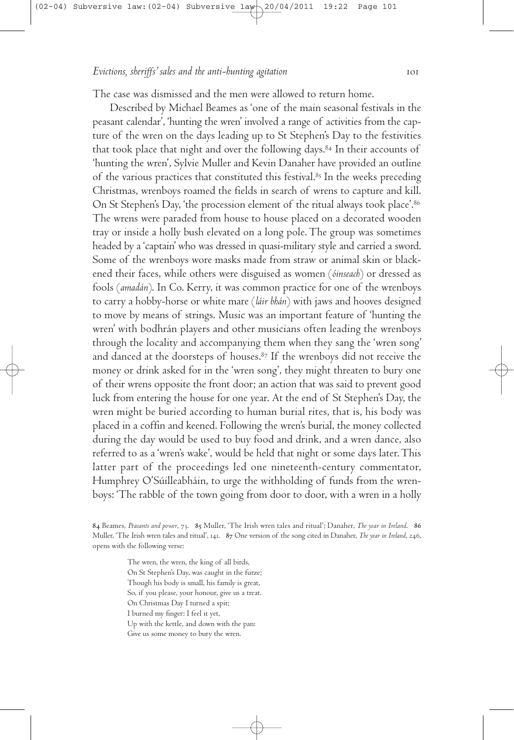The case was dismissed and the men were allowed to return home.

Described by Michael Beames as 'one of the main seasonal festivals in the peasant calendar', 'hunting the wren' involved a range of activities from the capture of the wren on the days leading up to St Stephen's Day to the festivities that took place that night and over the following days.[84] In their accounts of 'hunting the wren', Sylvie Muller and Kevin Danaher have provided an outline of the various practices that constituted this festival.[85] In the weeks preceding Christmas, wrenboys roamed the fields in search of wrens to capture and kill. On St Stephen's Day, 'the procession element of the ritual always took place'.[86] The wrens were paraded from house to house placed on a decorated wooden tray or inside a holly bush elevated on a long pole. The group was sometimes headed by a 'captain' who was dressed in quasi-military style and carried a sword. Some of the wrenboys wore masks made from straw or animal skin or blackened their faces, while others were disguised as women (*óinseach*) or dressed as fools (*amadán*). In Co. Kerry, it was common practice for one of the wrenboys to carry a hobby-horse or white mare (*láir bhán*) with jaws and hooves designed to move by means of strings. Music was an important feature of 'hunting the wren' with bodhrán players and other musicians often leading the wrenboys through the locality and accompanying them when they sang the 'wren song' and danced at the doorsteps of houses.[87] If the wrenboys did not receive the money or drink asked for in the 'wren song', they might threaten to bury one of their wrens opposite the front door; an action that was said to prevent good luck from entering the house for one year. At the end of St Stephen's Day, the wren might be buried according to human burial rites, that is, his body was placed in a coffin and keened. Following the wren's burial, the money collected during the day would be used to buy food and drink, and a wren dance, also referred to as a 'wren's wake', would be held that night or some days later. This latter part of the proceedings led one nineteenth-century commentator, Humphrey O'Súilleabháin, to urge the withholding of funds from the wrenboys: 'The rabble of the town going from door to door, with a wren in a holly

---

**84** Beames, *Peasants and power*, 73. **85** Muller, 'The Irish wren tales and ritual'; Danaher, *The year in Ireland*. **86** Muller, 'The Irish wren tales and ritual', 141. **87** One version of the song cited in Danaher, *The year in Ireland*, 246, opens with the following verse:

> The wren, the wren, the king of all birds,
> On St Stephen's Day, was caught in the furze;
> Though his body is small, his family is great,
> So, if you please, your honour, give us a treat.
> On Christmas Day I turned a spit;
> I burned my finger: I feel it yet,
> Up with the kettle, and down with the pan:
> Give us some money to bury the wren.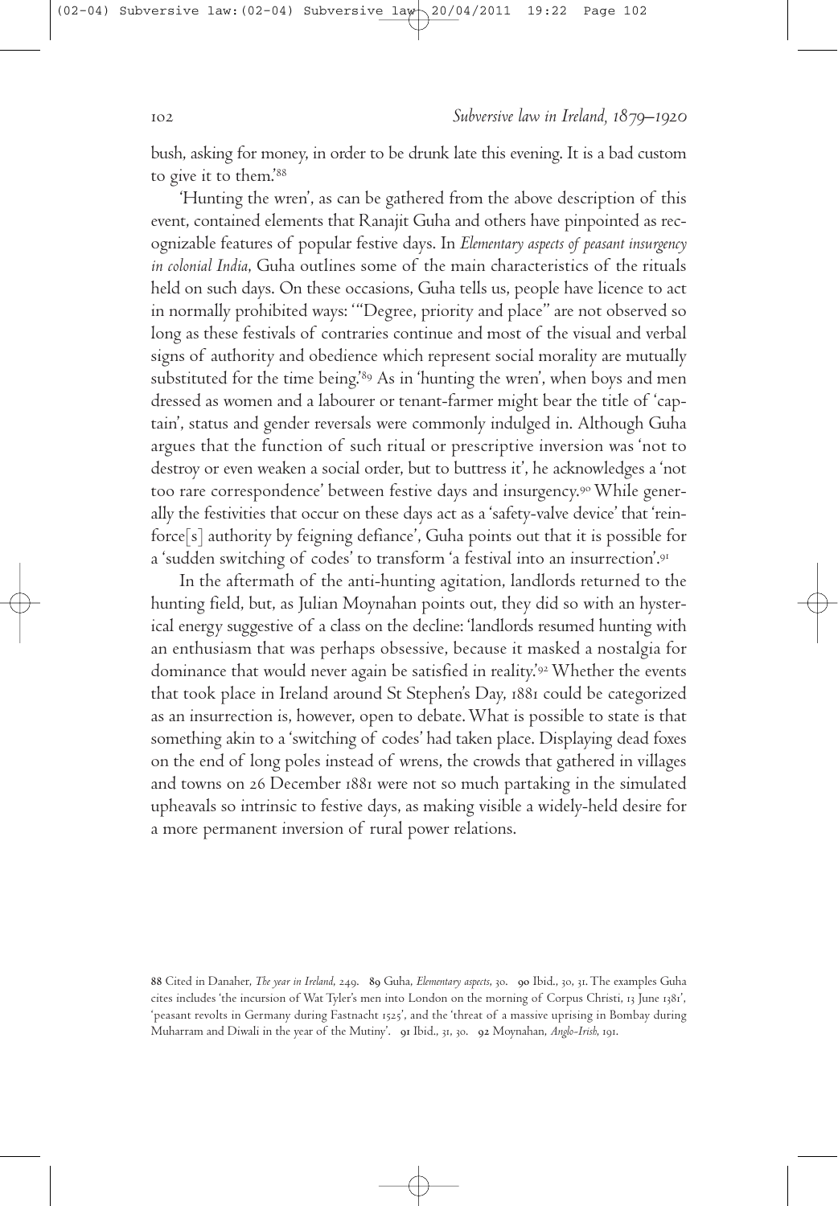bush, asking for money, in order to be drunk late this evening. It is a bad custom to give it to them.'[88]

'Hunting the wren', as can be gathered from the above description of this event, contained elements that Ranajit Guha and others have pinpointed as recognizable features of popular festive days. In *Elementary aspects of peasant insurgency in colonial India*, Guha outlines some of the main characteristics of the rituals held on such days. On these occasions, Guha tells us, people have licence to act in normally prohibited ways: '"Degree, priority and place" are not observed so long as these festivals of contraries continue and most of the visual and verbal signs of authority and obedience which represent social morality are mutually substituted for the time being.'[89] As in 'hunting the wren', when boys and men dressed as women and a labourer or tenant-farmer might bear the title of 'captain', status and gender reversals were commonly indulged in. Although Guha argues that the function of such ritual or prescriptive inversion was 'not to destroy or even weaken a social order, but to buttress it', he acknowledges a 'not too rare correspondence' between festive days and insurgency.[90] While generally the festivities that occur on these days act as a 'safety-valve device' that 'reinforce[s] authority by feigning defiance', Guha points out that it is possible for a 'sudden switching of codes' to transform 'a festival into an insurrection'.[91]

In the aftermath of the anti-hunting agitation, landlords returned to the hunting field, but, as Julian Moynahan points out, they did so with an hysterical energy suggestive of a class on the decline: 'landlords resumed hunting with an enthusiasm that was perhaps obsessive, because it masked a nostalgia for dominance that would never again be satisfied in reality.'[92] Whether the events that took place in Ireland around St Stephen's Day, 1881 could be categorized as an insurrection is, however, open to debate. What is possible to state is that something akin to a 'switching of codes' had taken place. Displaying dead foxes on the end of long poles instead of wrens, the crowds that gathered in villages and towns on 26 December 1881 were not so much partaking in the simulated upheavals so intrinsic to festive days, as making visible a widely-held desire for a more permanent inversion of rural power relations.

**88** Cited in Danaher, *The year in Ireland*, 249. **89** Guha, *Elementary aspects*, 30. **90** Ibid., 30, 31. The examples Guha cites includes 'the incursion of Wat Tyler's men into London on the morning of Corpus Christi, 13 June 1381', 'peasant revolts in Germany during Fastnacht 1525', and the 'threat of a massive uprising in Bombay during Muharram and Diwali in the year of the Mutiny'. **91** Ibid., 31, 30. **92** Moynahan, *Anglo-Irish*, 191.